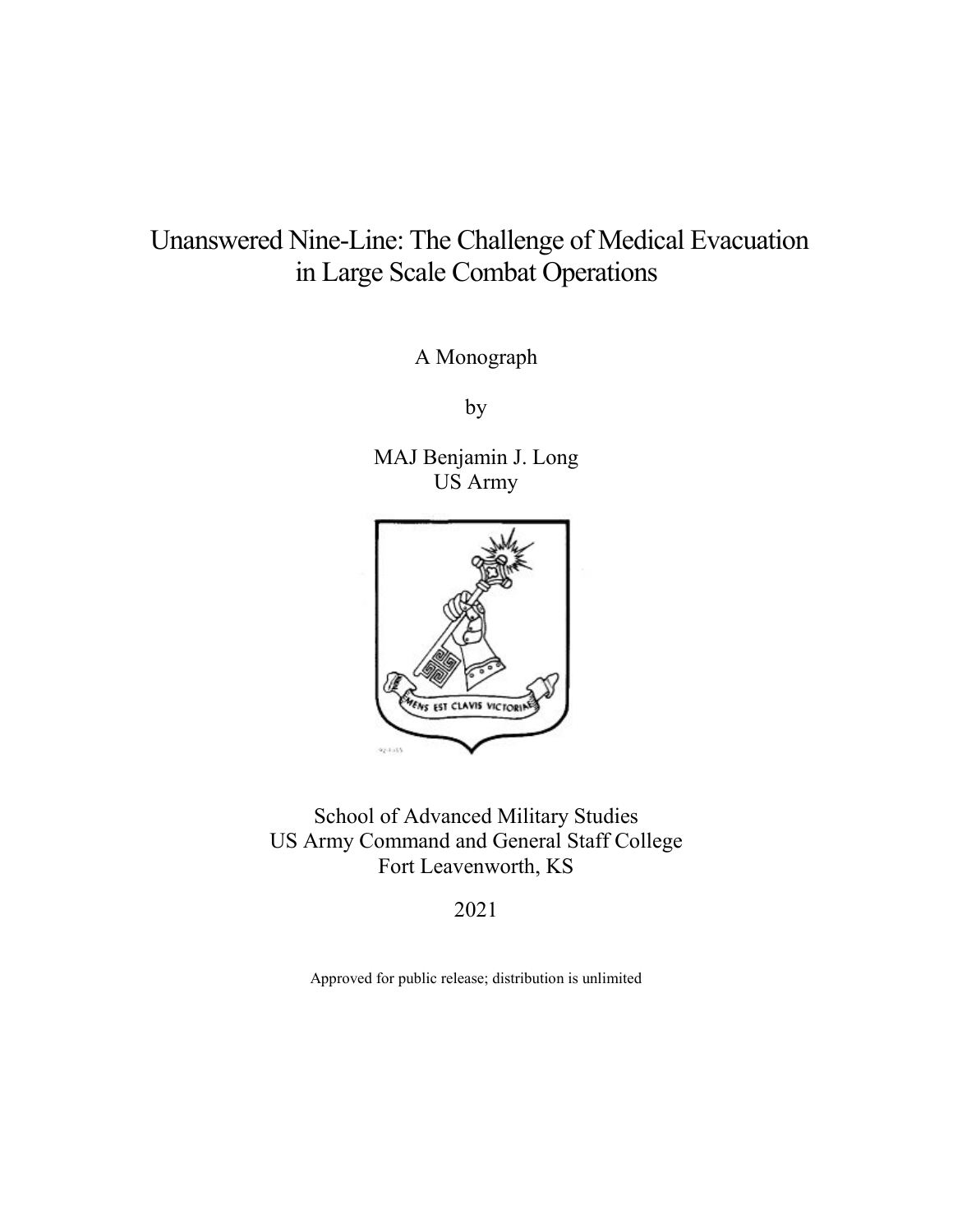# Unanswered Nine-Line: The Challenge of Medical Evacuation in Large Scale Combat Operations

A Monograph

by

MAJ Benjamin J. Long
US Army

School of Advanced Military Studies
US Army Command and General Staff College
Fort Leavenworth, KS

2021

Approved for public release; distribution is unlimited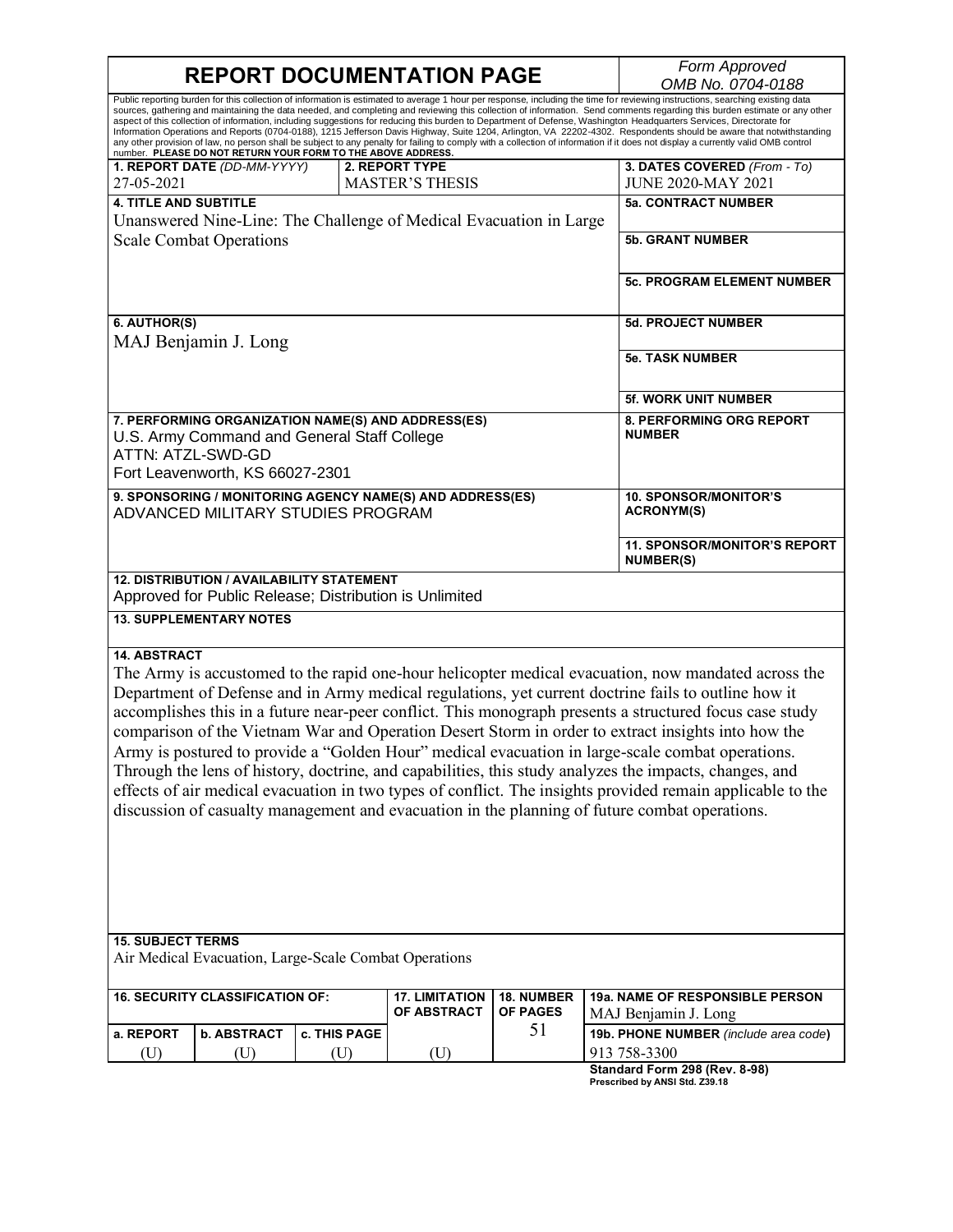# REPORT DOCUMENTATION PAGE

*Form Approved OMB No. 0704-0188*

Public reporting burden for this collection of information is estimated to average 1 hour per response, including the time for reviewing instructions, searching existing data sources, gathering and maintaining the data needed, and completing and reviewing this collection of information. Send comments regarding this burden estimate or any other aspect of this collection of information, including suggestions for reducing this burden to Department of Defense, Washington Headquarters Services, Directorate for Information Operations and Reports (0704-0188), 1215 Jefferson Davis Highway, Suite 1204, Arlington, VA 22202-4302. Respondents should be aware that notwithstanding any other provision of law, no person shall be subject to any penalty for failing to comply with a collection of information if it does not display a currently valid OMB control number. **PLEASE DO NOT RETURN YOUR FORM TO THE ABOVE ADDRESS.**

| **1. REPORT DATE** *(DD-MM-YYYY)* | **2. REPORT TYPE** | **3. DATES COVERED** *(From - To)* |
|---|---|---|
| 27-05-2021 | MASTER'S THESIS | JUNE 2020-MAY 2021 |

**4. TITLE AND SUBTITLE**
Unanswered Nine-Line: The Challenge of Medical Evacuation in Large Scale Combat Operations

**5a. CONTRACT NUMBER**

**5b. GRANT NUMBER**

**5c. PROGRAM ELEMENT NUMBER**

**6. AUTHOR(S)**
MAJ Benjamin J. Long

**5d. PROJECT NUMBER**

**5e. TASK NUMBER**

**5f. WORK UNIT NUMBER**

**7. PERFORMING ORGANIZATION NAME(S) AND ADDRESS(ES)**
U.S. Army Command and General Staff College
ATTN: ATZL-SWD-GD
Fort Leavenworth, KS 66027-2301

**8. PERFORMING ORG REPORT NUMBER**

**9. SPONSORING / MONITORING AGENCY NAME(S) AND ADDRESS(ES)**
ADVANCED MILITARY STUDIES PROGRAM

**10. SPONSOR/MONITOR'S ACRONYM(S)**

**11. SPONSOR/MONITOR'S REPORT NUMBER(S)**

**12. DISTRIBUTION / AVAILABILITY STATEMENT**
Approved for Public Release; Distribution is Unlimited

**13. SUPPLEMENTARY NOTES**

**14. ABSTRACT**
The Army is accustomed to the rapid one-hour helicopter medical evacuation, now mandated across the Department of Defense and in Army medical regulations, yet current doctrine fails to outline how it accomplishes this in a future near-peer conflict. This monograph presents a structured focus case study comparison of the Vietnam War and Operation Desert Storm in order to extract insights into how the Army is postured to provide a "Golden Hour" medical evacuation in large-scale combat operations. Through the lens of history, doctrine, and capabilities, this study analyzes the impacts, changes, and effects of air medical evacuation in two types of conflict. The insights provided remain applicable to the discussion of casualty management and evacuation in the planning of future combat operations.

**15. SUBJECT TERMS**
Air Medical Evacuation, Large-Scale Combat Operations

| **16. SECURITY CLASSIFICATION OF:** | | | **17. LIMITATION OF ABSTRACT** | **18. NUMBER OF PAGES** | **19a. NAME OF RESPONSIBLE PERSON** |
|---|---|---|---|---|---|
| **a. REPORT** | **b. ABSTRACT** | **c. THIS PAGE** | | 51 | MAJ Benjamin J. Long |
| (U) | (U) | (U) | (U) | | **19b. PHONE NUMBER** *(include area code)* 913 758-3300 |

**Standard Form 298 (Rev. 8-98)**
**Prescribed by ANSI Std. Z39.18**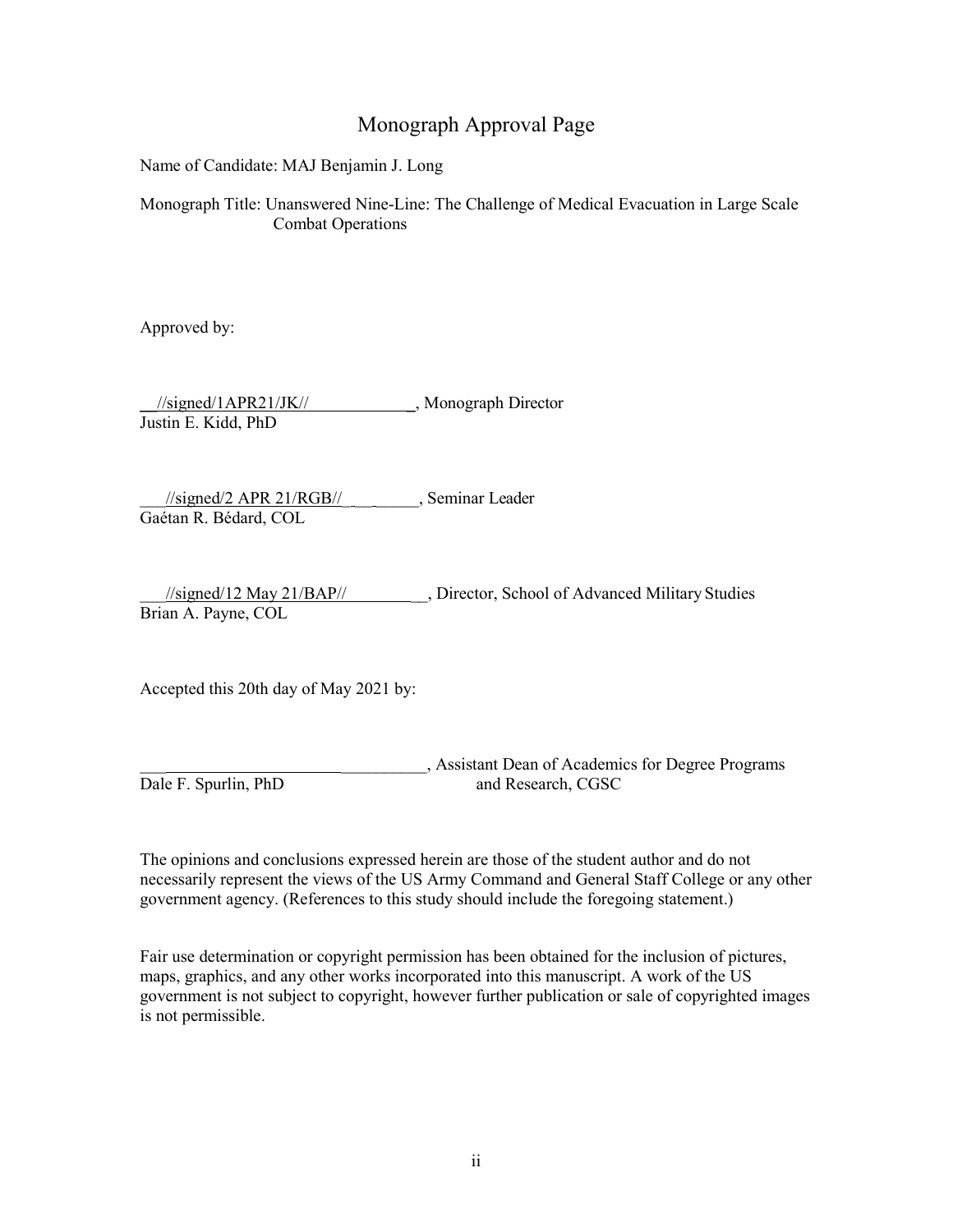# Monograph Approval Page

Name of Candidate: MAJ Benjamin J. Long

Monograph Title: Unanswered Nine-Line: The Challenge of Medical Evacuation in Large Scale Combat Operations

Approved by:

//signed/1APR21/JK//, Monograph Director
Justin E. Kidd, PhD

//signed/2 APR 21/RGB//, Seminar Leader
Gaétan R. Bédard, COL

//signed/12 May 21/BAP//, Director, School of Advanced Military Studies
Brian A. Payne, COL

Accepted this 20th day of May 2021 by:

________________________________, Assistant Dean of Academics for Degree Programs and Research, CGSC
Dale F. Spurlin, PhD

The opinions and conclusions expressed herein are those of the student author and do not necessarily represent the views of the US Army Command and General Staff College or any other government agency. (References to this study should include the foregoing statement.)

Fair use determination or copyright permission has been obtained for the inclusion of pictures, maps, graphics, and any other works incorporated into this manuscript. A work of the US government is not subject to copyright, however further publication or sale of copyrighted images is not permissible.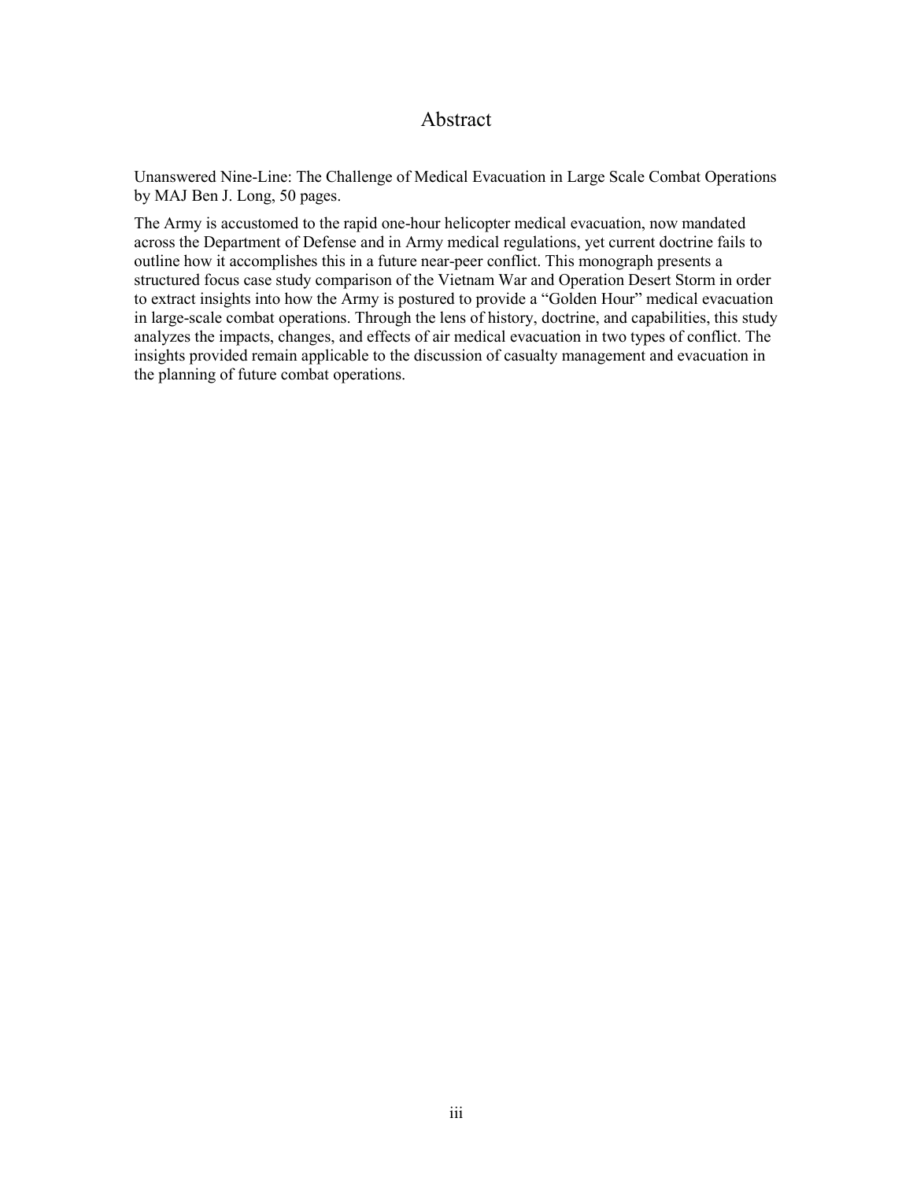# Abstract

Unanswered Nine-Line: The Challenge of Medical Evacuation in Large Scale Combat Operations by MAJ Ben J. Long, 50 pages.

The Army is accustomed to the rapid one-hour helicopter medical evacuation, now mandated across the Department of Defense and in Army medical regulations, yet current doctrine fails to outline how it accomplishes this in a future near-peer conflict. This monograph presents a structured focus case study comparison of the Vietnam War and Operation Desert Storm in order to extract insights into how the Army is postured to provide a "Golden Hour" medical evacuation in large-scale combat operations. Through the lens of history, doctrine, and capabilities, this study analyzes the impacts, changes, and effects of air medical evacuation in two types of conflict. The insights provided remain applicable to the discussion of casualty management and evacuation in the planning of future combat operations.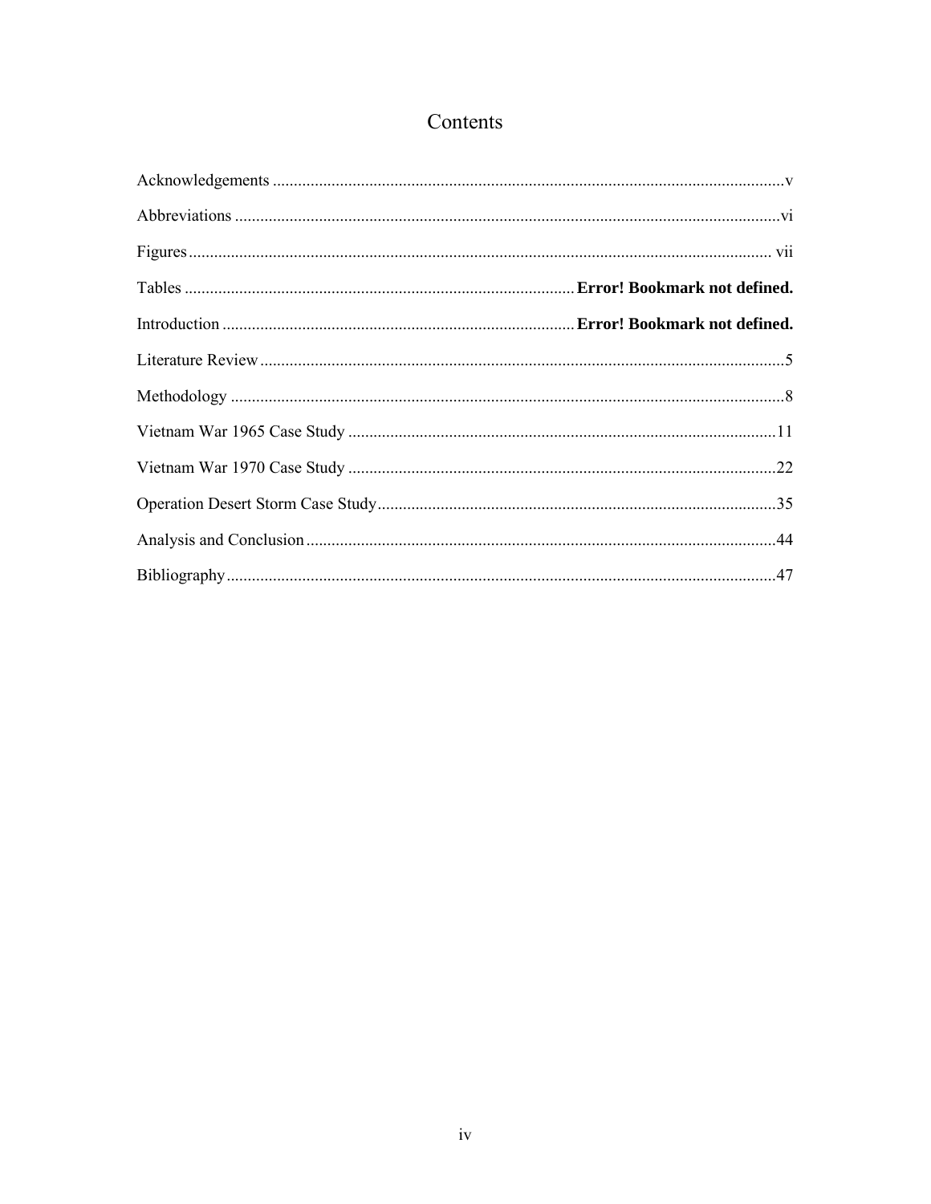# Contents

Acknowledgements ........................................................................................................................v

Abbreviations ................................................................................................................................vi

Figures.......................................................................................................................................... vii

Tables ............................................................................................ **Error! Bookmark not defined.**

Introduction .................................................................................. **Error! Bookmark not defined.**

Literature Review ...........................................................................................................................5

Methodology ..................................................................................................................................8

Vietnam War 1965 Case Study .....................................................................................................11

Vietnam War 1970 Case Study .....................................................................................................22

Operation Desert Storm Case Study.............................................................................................35

Analysis and Conclusion ..............................................................................................................44

Bibliography.................................................................................................................................47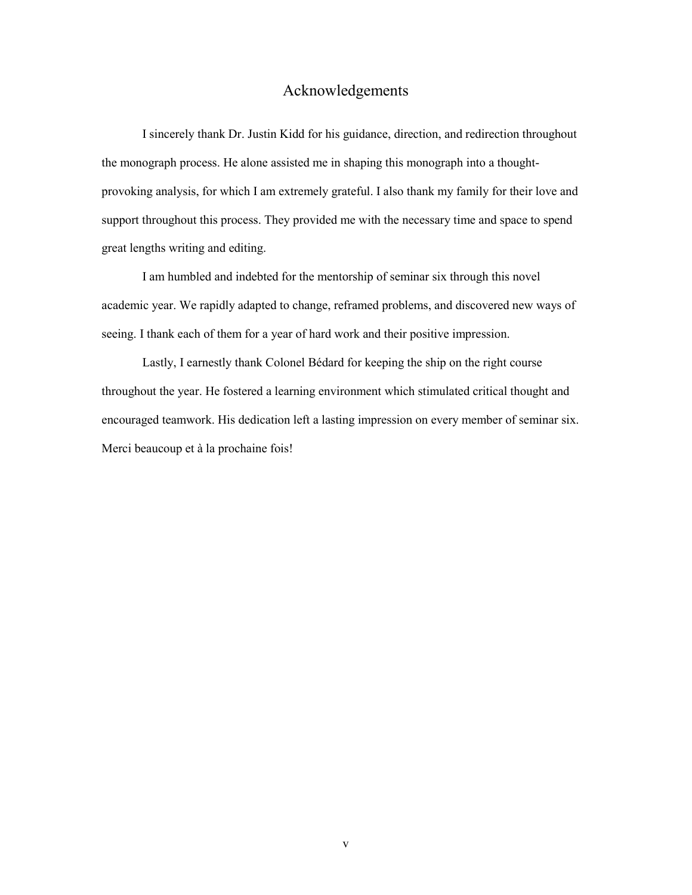# Acknowledgements

I sincerely thank Dr. Justin Kidd for his guidance, direction, and redirection throughout the monograph process. He alone assisted me in shaping this monograph into a thought-provoking analysis, for which I am extremely grateful. I also thank my family for their love and support throughout this process. They provided me with the necessary time and space to spend great lengths writing and editing.

I am humbled and indebted for the mentorship of seminar six through this novel academic year. We rapidly adapted to change, reframed problems, and discovered new ways of seeing. I thank each of them for a year of hard work and their positive impression.

Lastly, I earnestly thank Colonel Bédard for keeping the ship on the right course throughout the year. He fostered a learning environment which stimulated critical thought and encouraged teamwork. His dedication left a lasting impression on every member of seminar six. Merci beaucoup et à la prochaine fois!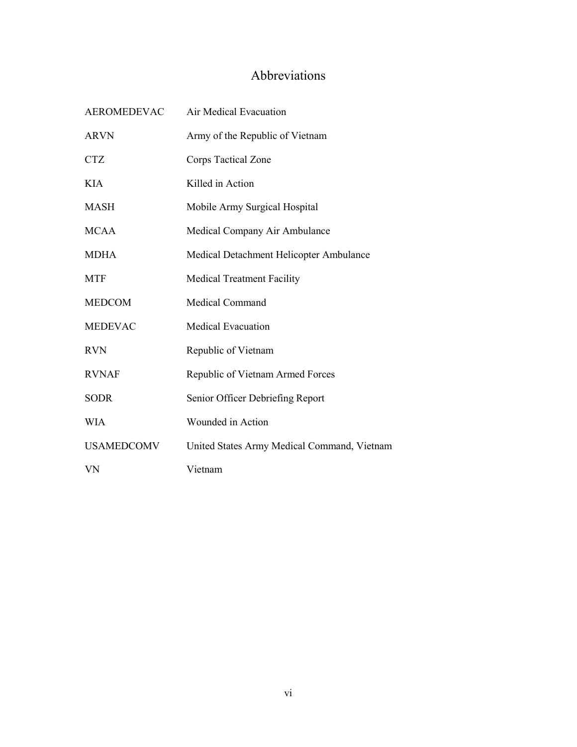# Abbreviations

| | |
|---|---|
| AEROMEDEVAC | Air Medical Evacuation |
| ARVN | Army of the Republic of Vietnam |
| CTZ | Corps Tactical Zone |
| KIA | Killed in Action |
| MASH | Mobile Army Surgical Hospital |
| MCAA | Medical Company Air Ambulance |
| MDHA | Medical Detachment Helicopter Ambulance |
| MTF | Medical Treatment Facility |
| MEDCOM | Medical Command |
| MEDEVAC | Medical Evacuation |
| RVN | Republic of Vietnam |
| RVNAF | Republic of Vietnam Armed Forces |
| SODR | Senior Officer Debriefing Report |
| WIA | Wounded in Action |
| USAMEDCOMV | United States Army Medical Command, Vietnam |
| VN | Vietnam |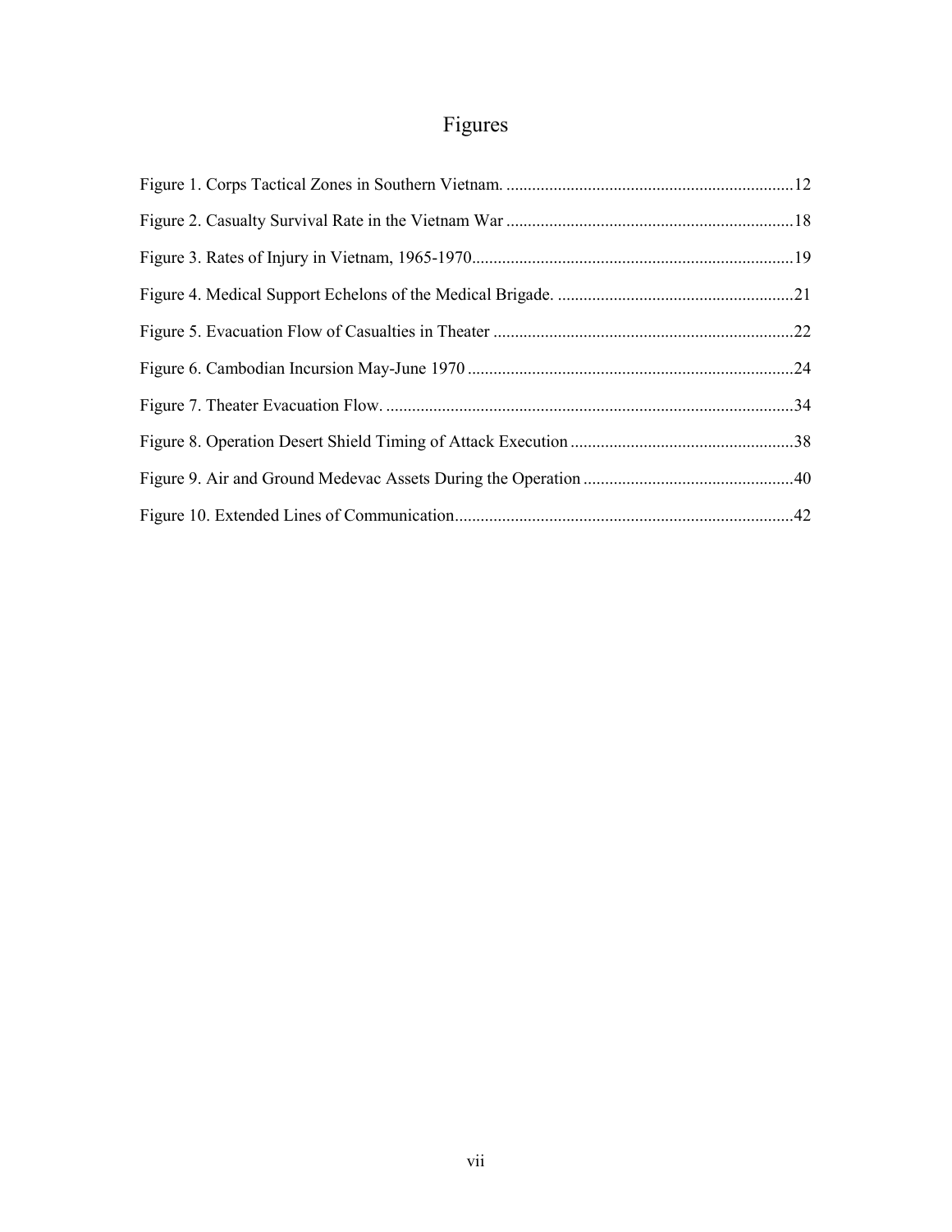# Figures

Figure 1. Corps Tactical Zones in Southern Vietnam. ....................................................................12

Figure 2. Casualty Survival Rate in the Vietnam War ...................................................................18

Figure 3. Rates of Injury in Vietnam, 1965-1970...........................................................................19

Figure 4. Medical Support Echelons of the Medical Brigade. .......................................................21

Figure 5. Evacuation Flow of Casualties in Theater ......................................................................22

Figure 6. Cambodian Incursion May-June 1970 ............................................................................24

Figure 7. Theater Evacuation Flow. ...............................................................................................34

Figure 8. Operation Desert Shield Timing of Attack Execution ....................................................38

Figure 9. Air and Ground Medevac Assets During the Operation .................................................40

Figure 10. Extended Lines of Communication..............................................................................42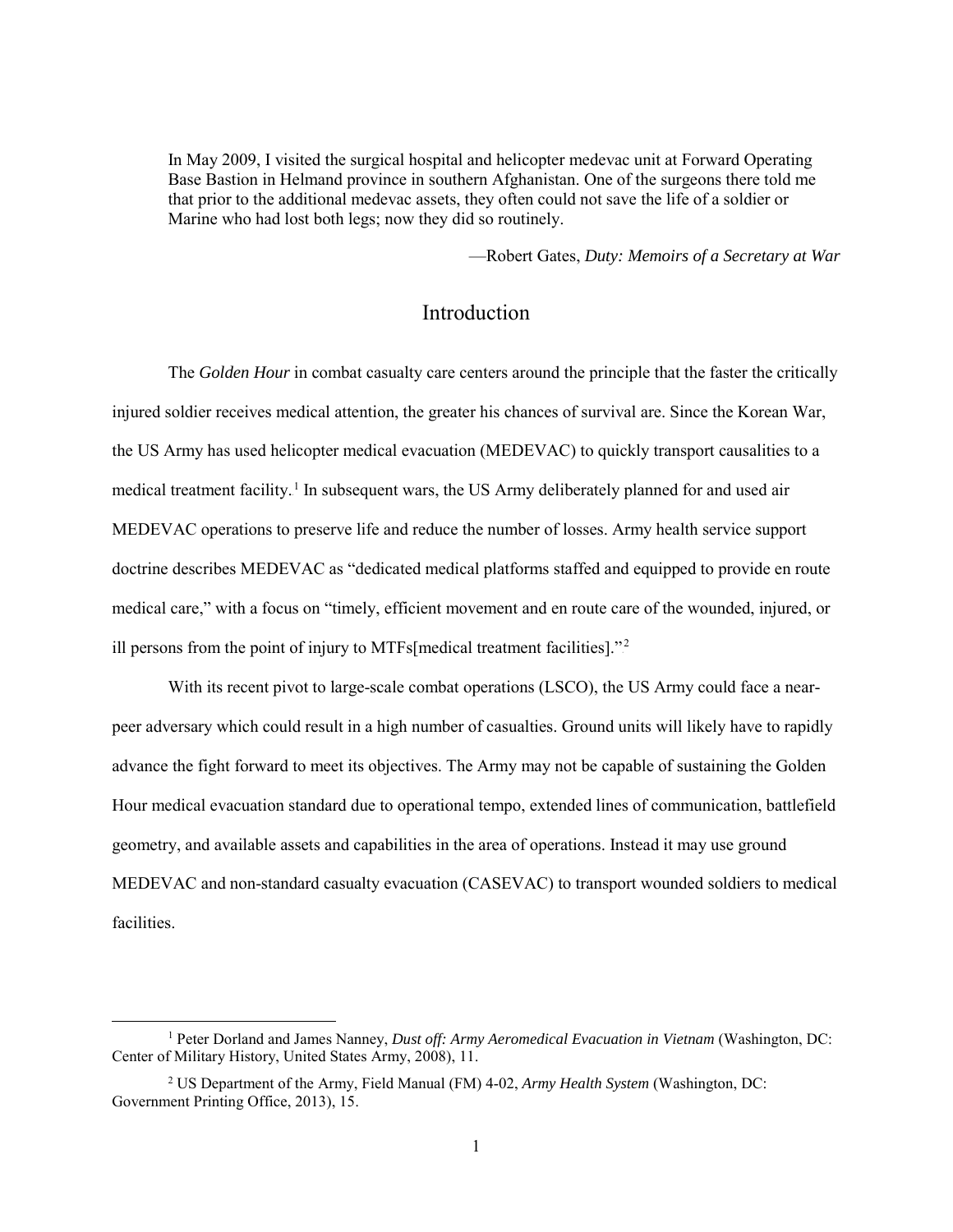> In May 2009, I visited the surgical hospital and helicopter medevac unit at Forward Operating Base Bastion in Helmand province in southern Afghanistan. One of the surgeons there told me that prior to the additional medevac assets, they often could not save the life of a soldier or Marine who had lost both legs; now they did so routinely.
>
> —Robert Gates, *Duty: Memoirs of a Secretary at War*

# Introduction

The *Golden Hour* in combat casualty care centers around the principle that the faster the critically injured soldier receives medical attention, the greater his chances of survival are. Since the Korean War, the US Army has used helicopter medical evacuation (MEDEVAC) to quickly transport causalities to a medical treatment facility.[1] In subsequent wars, the US Army deliberately planned for and used air MEDEVAC operations to preserve life and reduce the number of losses. Army health service support doctrine describes MEDEVAC as "dedicated medical platforms staffed and equipped to provide en route medical care," with a focus on "timely, efficient movement and en route care of the wounded, injured, or ill persons from the point of injury to MTFs[medical treatment facilities]."[2]

With its recent pivot to large-scale combat operations (LSCO), the US Army could face a near-peer adversary which could result in a high number of casualties. Ground units will likely have to rapidly advance the fight forward to meet its objectives. The Army may not be capable of sustaining the Golden Hour medical evacuation standard due to operational tempo, extended lines of communication, battlefield geometry, and available assets and capabilities in the area of operations. Instead it may use ground MEDEVAC and non-standard casualty evacuation (CASEVAC) to transport wounded soldiers to medical facilities.

---

[1] Peter Dorland and James Nanney, *Dust off: Army Aeromedical Evacuation in Vietnam* (Washington, DC: Center of Military History, United States Army, 2008), 11.

[2] US Department of the Army, Field Manual (FM) 4-02, *Army Health System* (Washington, DC: Government Printing Office, 2013), 15.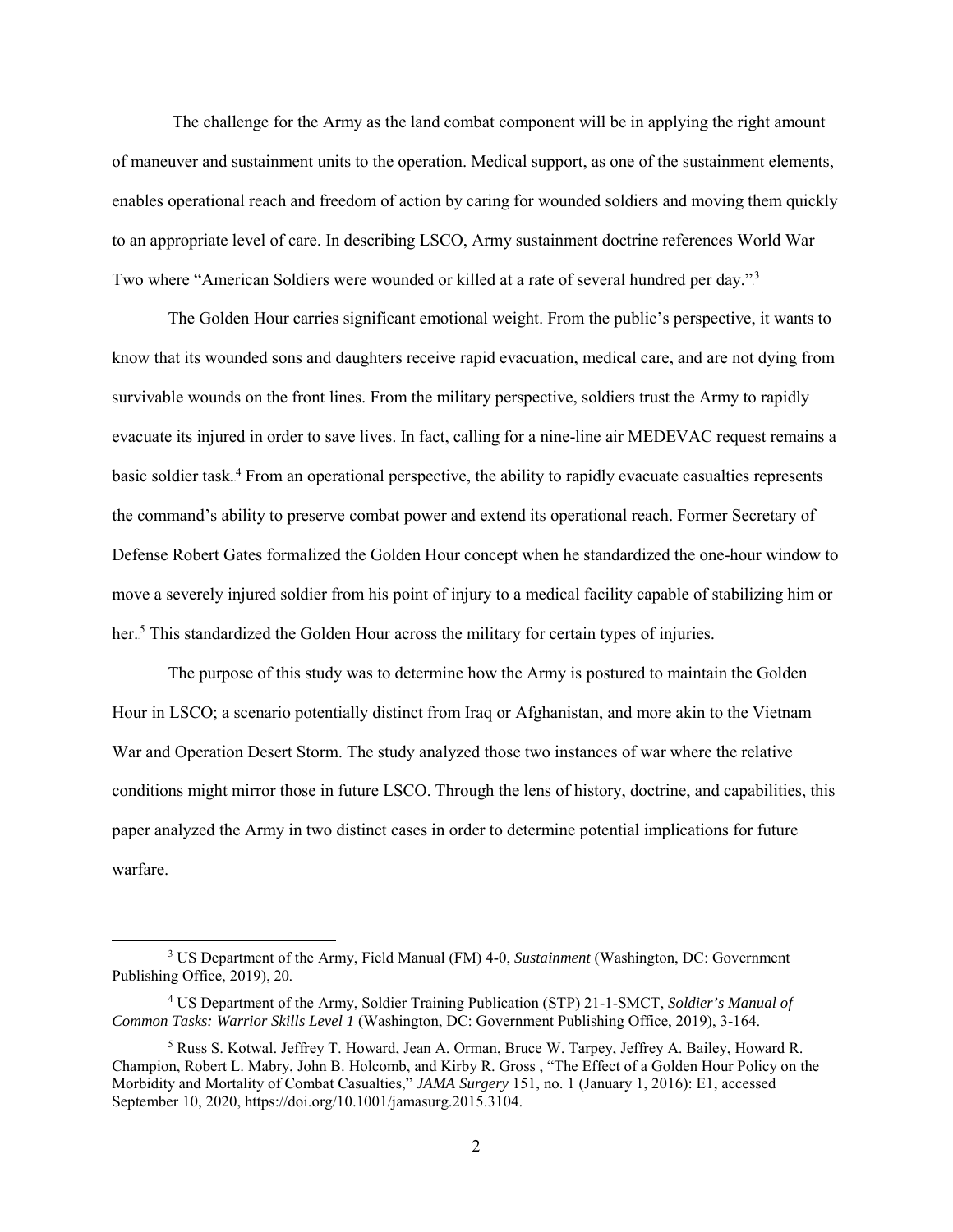The challenge for the Army as the land combat component will be in applying the right amount of maneuver and sustainment units to the operation. Medical support, as one of the sustainment elements, enables operational reach and freedom of action by caring for wounded soldiers and moving them quickly to an appropriate level of care. In describing LSCO, Army sustainment doctrine references World War Two where "American Soldiers were wounded or killed at a rate of several hundred per day."[3]

The Golden Hour carries significant emotional weight. From the public's perspective, it wants to know that its wounded sons and daughters receive rapid evacuation, medical care, and are not dying from survivable wounds on the front lines. From the military perspective, soldiers trust the Army to rapidly evacuate its injured in order to save lives. In fact, calling for a nine-line air MEDEVAC request remains a basic soldier task.[4] From an operational perspective, the ability to rapidly evacuate casualties represents the command's ability to preserve combat power and extend its operational reach. Former Secretary of Defense Robert Gates formalized the Golden Hour concept when he standardized the one-hour window to move a severely injured soldier from his point of injury to a medical facility capable of stabilizing him or her.[5] This standardized the Golden Hour across the military for certain types of injuries.

The purpose of this study was to determine how the Army is postured to maintain the Golden Hour in LSCO; a scenario potentially distinct from Iraq or Afghanistan, and more akin to the Vietnam War and Operation Desert Storm. The study analyzed those two instances of war where the relative conditions might mirror those in future LSCO. Through the lens of history, doctrine, and capabilities, this paper analyzed the Army in two distinct cases in order to determine potential implications for future warfare.

---

[3] US Department of the Army, Field Manual (FM) 4-0, *Sustainment* (Washington, DC: Government Publishing Office, 2019), 20.

[4] US Department of the Army, Soldier Training Publication (STP) 21-1-SMCT, *Soldier's Manual of Common Tasks: Warrior Skills Level 1* (Washington, DC: Government Publishing Office, 2019), 3-164.

[5] Russ S. Kotwal. Jeffrey T. Howard, Jean A. Orman, Bruce W. Tarpey, Jeffrey A. Bailey, Howard R. Champion, Robert L. Mabry, John B. Holcomb, and Kirby R. Gross , "The Effect of a Golden Hour Policy on the Morbidity and Mortality of Combat Casualties," *JAMA Surgery* 151, no. 1 (January 1, 2016): E1, accessed September 10, 2020, https://doi.org/10.1001/jamasurg.2015.3104.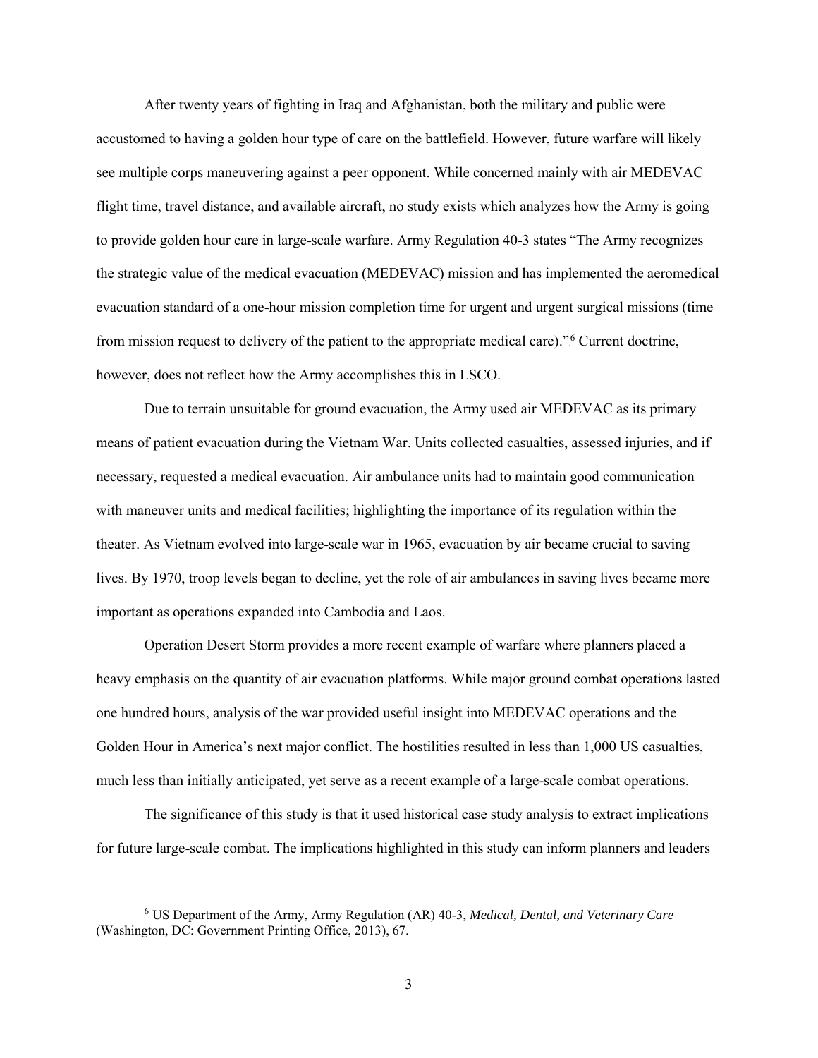After twenty years of fighting in Iraq and Afghanistan, both the military and public were accustomed to having a golden hour type of care on the battlefield. However, future warfare will likely see multiple corps maneuvering against a peer opponent. While concerned mainly with air MEDEVAC flight time, travel distance, and available aircraft, no study exists which analyzes how the Army is going to provide golden hour care in large-scale warfare. Army Regulation 40-3 states "The Army recognizes the strategic value of the medical evacuation (MEDEVAC) mission and has implemented the aeromedical evacuation standard of a one-hour mission completion time for urgent and urgent surgical missions (time from mission request to delivery of the patient to the appropriate medical care)."[6] Current doctrine, however, does not reflect how the Army accomplishes this in LSCO.

Due to terrain unsuitable for ground evacuation, the Army used air MEDEVAC as its primary means of patient evacuation during the Vietnam War. Units collected casualties, assessed injuries, and if necessary, requested a medical evacuation. Air ambulance units had to maintain good communication with maneuver units and medical facilities; highlighting the importance of its regulation within the theater. As Vietnam evolved into large-scale war in 1965, evacuation by air became crucial to saving lives. By 1970, troop levels began to decline, yet the role of air ambulances in saving lives became more important as operations expanded into Cambodia and Laos.

Operation Desert Storm provides a more recent example of warfare where planners placed a heavy emphasis on the quantity of air evacuation platforms. While major ground combat operations lasted one hundred hours, analysis of the war provided useful insight into MEDEVAC operations and the Golden Hour in America's next major conflict. The hostilities resulted in less than 1,000 US casualties, much less than initially anticipated, yet serve as a recent example of a large-scale combat operations.

The significance of this study is that it used historical case study analysis to extract implications for future large-scale combat. The implications highlighted in this study can inform planners and leaders

[6] US Department of the Army, Army Regulation (AR) 40-3, *Medical, Dental, and Veterinary Care* (Washington, DC: Government Printing Office, 2013), 67.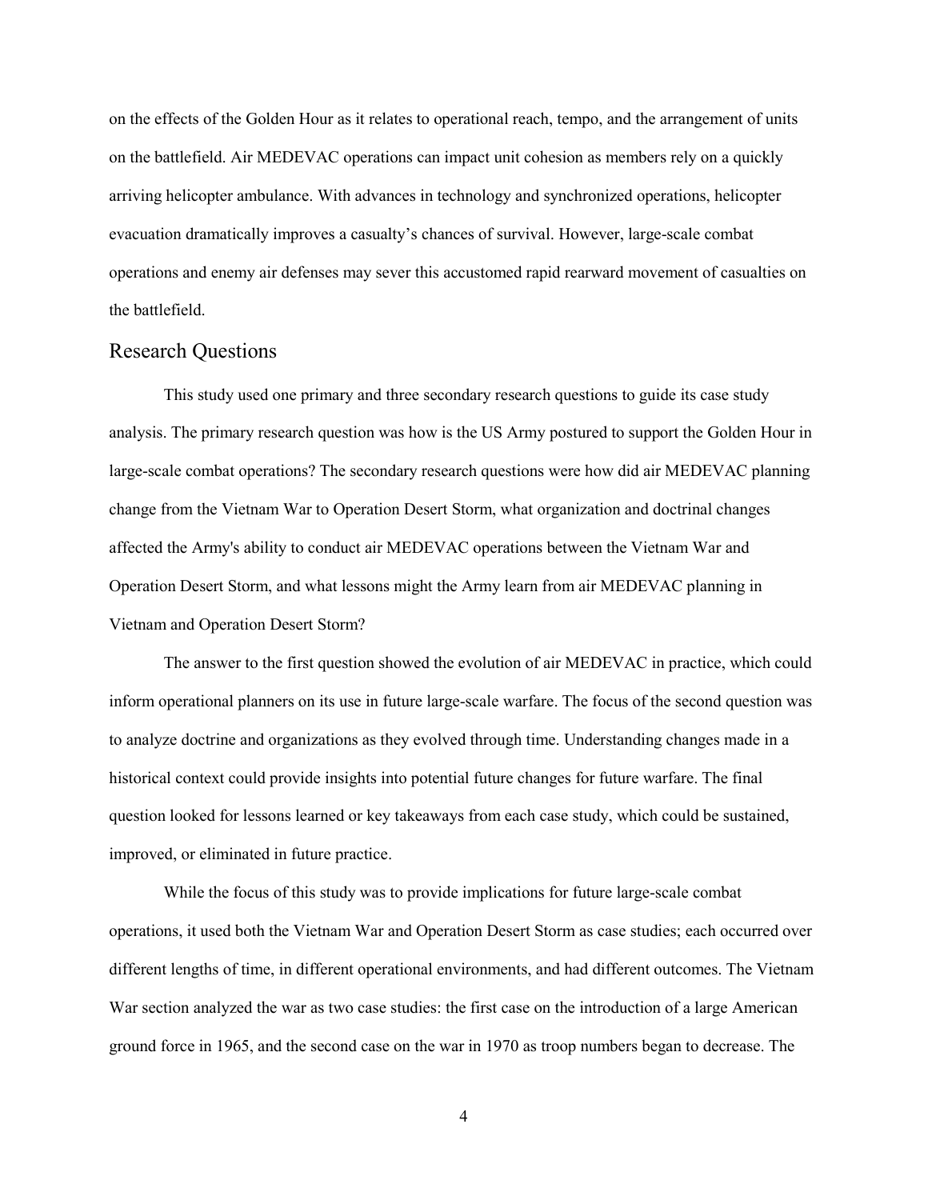on the effects of the Golden Hour as it relates to operational reach, tempo, and the arrangement of units on the battlefield. Air MEDEVAC operations can impact unit cohesion as members rely on a quickly arriving helicopter ambulance. With advances in technology and synchronized operations, helicopter evacuation dramatically improves a casualty's chances of survival. However, large-scale combat operations and enemy air defenses may sever this accustomed rapid rearward movement of casualties on the battlefield.

## Research Questions

This study used one primary and three secondary research questions to guide its case study analysis. The primary research question was how is the US Army postured to support the Golden Hour in large-scale combat operations? The secondary research questions were how did air MEDEVAC planning change from the Vietnam War to Operation Desert Storm, what organization and doctrinal changes affected the Army's ability to conduct air MEDEVAC operations between the Vietnam War and Operation Desert Storm, and what lessons might the Army learn from air MEDEVAC planning in Vietnam and Operation Desert Storm?

The answer to the first question showed the evolution of air MEDEVAC in practice, which could inform operational planners on its use in future large-scale warfare. The focus of the second question was to analyze doctrine and organizations as they evolved through time. Understanding changes made in a historical context could provide insights into potential future changes for future warfare. The final question looked for lessons learned or key takeaways from each case study, which could be sustained, improved, or eliminated in future practice.

While the focus of this study was to provide implications for future large-scale combat operations, it used both the Vietnam War and Operation Desert Storm as case studies; each occurred over different lengths of time, in different operational environments, and had different outcomes. The Vietnam War section analyzed the war as two case studies: the first case on the introduction of a large American ground force in 1965, and the second case on the war in 1970 as troop numbers began to decrease. The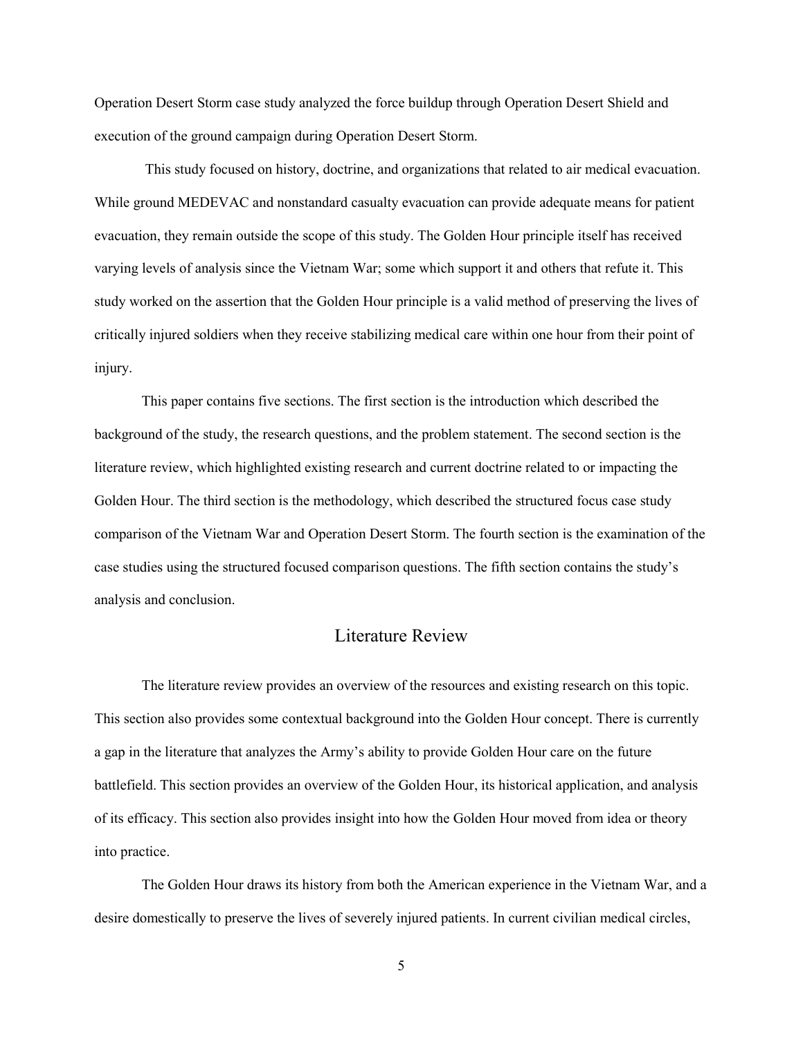Operation Desert Storm case study analyzed the force buildup through Operation Desert Shield and execution of the ground campaign during Operation Desert Storm.

This study focused on history, doctrine, and organizations that related to air medical evacuation. While ground MEDEVAC and nonstandard casualty evacuation can provide adequate means for patient evacuation, they remain outside the scope of this study. The Golden Hour principle itself has received varying levels of analysis since the Vietnam War; some which support it and others that refute it. This study worked on the assertion that the Golden Hour principle is a valid method of preserving the lives of critically injured soldiers when they receive stabilizing medical care within one hour from their point of injury.

This paper contains five sections. The first section is the introduction which described the background of the study, the research questions, and the problem statement. The second section is the literature review, which highlighted existing research and current doctrine related to or impacting the Golden Hour. The third section is the methodology, which described the structured focus case study comparison of the Vietnam War and Operation Desert Storm. The fourth section is the examination of the case studies using the structured focused comparison questions. The fifth section contains the study's analysis and conclusion.

## Literature Review

The literature review provides an overview of the resources and existing research on this topic. This section also provides some contextual background into the Golden Hour concept. There is currently a gap in the literature that analyzes the Army's ability to provide Golden Hour care on the future battlefield. This section provides an overview of the Golden Hour, its historical application, and analysis of its efficacy. This section also provides insight into how the Golden Hour moved from idea or theory into practice.

The Golden Hour draws its history from both the American experience in the Vietnam War, and a desire domestically to preserve the lives of severely injured patients. In current civilian medical circles,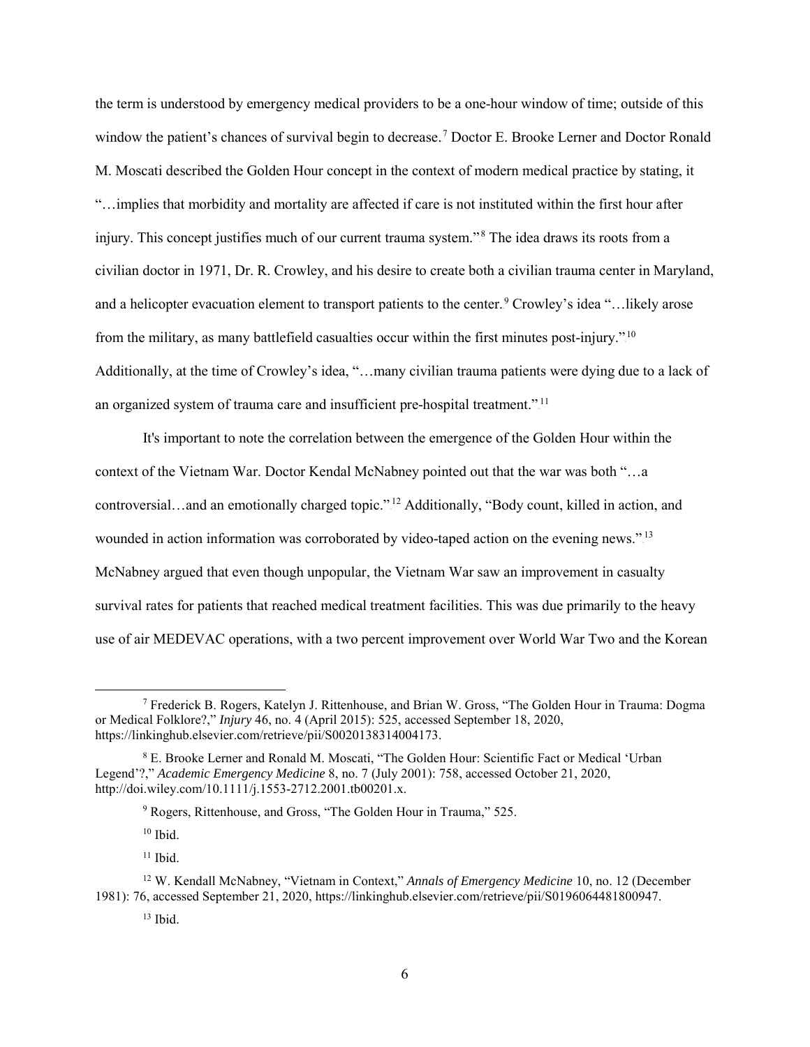the term is understood by emergency medical providers to be a one-hour window of time; outside of this window the patient's chances of survival begin to decrease.[7] Doctor E. Brooke Lerner and Doctor Ronald M. Moscati described the Golden Hour concept in the context of modern medical practice by stating, it "…implies that morbidity and mortality are affected if care is not instituted within the first hour after injury. This concept justifies much of our current trauma system."[8] The idea draws its roots from a civilian doctor in 1971, Dr. R. Crowley, and his desire to create both a civilian trauma center in Maryland, and a helicopter evacuation element to transport patients to the center.[9] Crowley's idea "…likely arose from the military, as many battlefield casualties occur within the first minutes post-injury."[10] Additionally, at the time of Crowley's idea, "…many civilian trauma patients were dying due to a lack of an organized system of trauma care and insufficient pre-hospital treatment."[11]

It's important to note the correlation between the emergence of the Golden Hour within the context of the Vietnam War. Doctor Kendal McNabney pointed out that the war was both "…a controversial…and an emotionally charged topic."[12] Additionally, "Body count, killed in action, and wounded in action information was corroborated by video-taped action on the evening news."[13] McNabney argued that even though unpopular, the Vietnam War saw an improvement in casualty survival rates for patients that reached medical treatment facilities. This was due primarily to the heavy use of air MEDEVAC operations, with a two percent improvement over World War Two and the Korean

---

[7] Frederick B. Rogers, Katelyn J. Rittenhouse, and Brian W. Gross, "The Golden Hour in Trauma: Dogma or Medical Folklore?," *Injury* 46, no. 4 (April 2015): 525, accessed September 18, 2020, https://linkinghub.elsevier.com/retrieve/pii/S0020138314004173.

[8] E. Brooke Lerner and Ronald M. Moscati, "The Golden Hour: Scientific Fact or Medical 'Urban Legend'?," *Academic Emergency Medicine* 8, no. 7 (July 2001): 758, accessed October 21, 2020, http://doi.wiley.com/10.1111/j.1553-2712.2001.tb00201.x.

[9] Rogers, Rittenhouse, and Gross, "The Golden Hour in Trauma," 525.

[10] Ibid.

[11] Ibid.

[12] W. Kendall McNabney, "Vietnam in Context," *Annals of Emergency Medicine* 10, no. 12 (December 1981): 76, accessed September 21, 2020, https://linkinghub.elsevier.com/retrieve/pii/S0196064481800947.

[13] Ibid.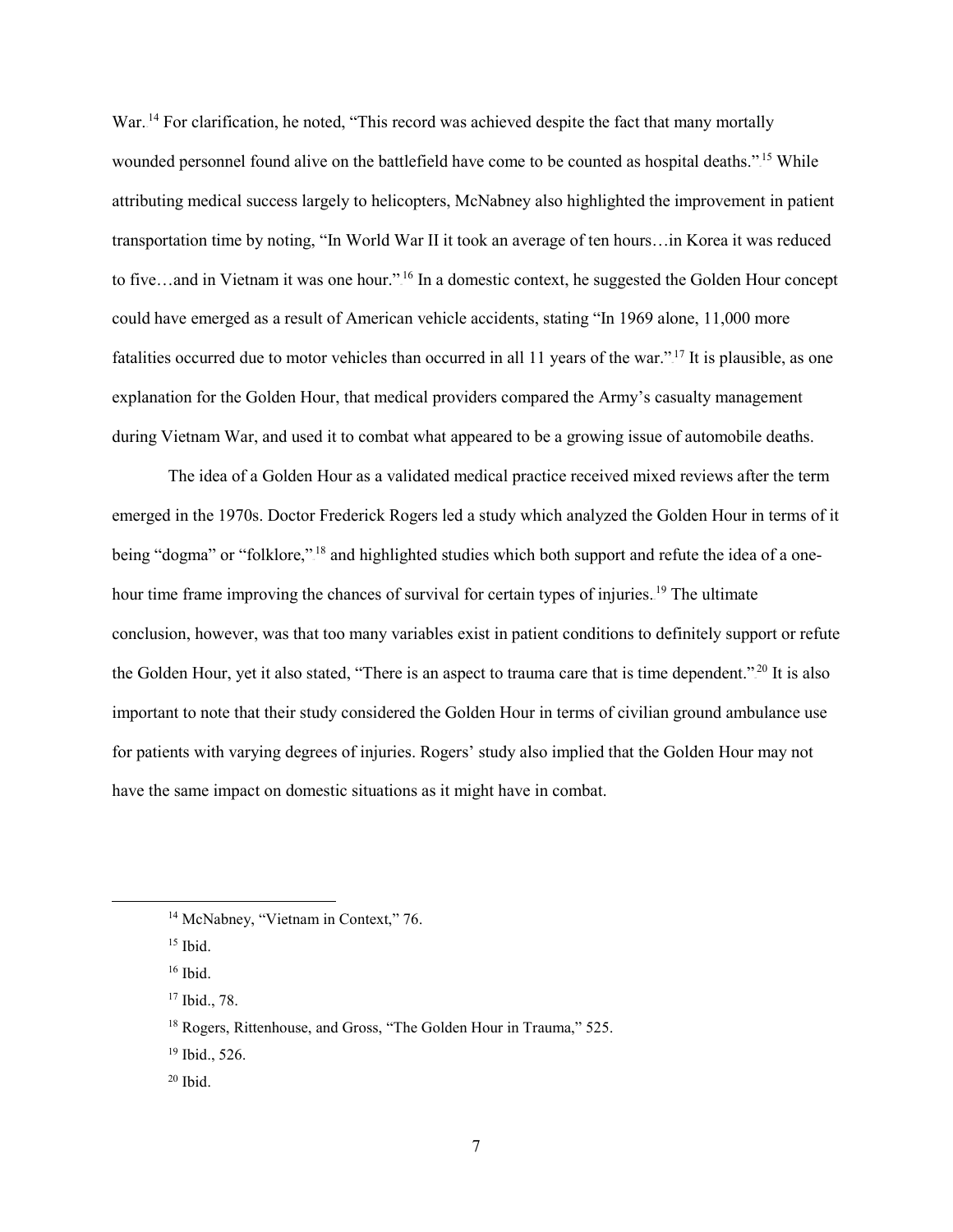War.[14] For clarification, he noted, "This record was achieved despite the fact that many mortally wounded personnel found alive on the battlefield have come to be counted as hospital deaths."[15] While attributing medical success largely to helicopters, McNabney also highlighted the improvement in patient transportation time by noting, "In World War II it took an average of ten hours…in Korea it was reduced to five…and in Vietnam it was one hour."[16] In a domestic context, he suggested the Golden Hour concept could have emerged as a result of American vehicle accidents, stating "In 1969 alone, 11,000 more fatalities occurred due to motor vehicles than occurred in all 11 years of the war."[17] It is plausible, as one explanation for the Golden Hour, that medical providers compared the Army's casualty management during Vietnam War, and used it to combat what appeared to be a growing issue of automobile deaths.

The idea of a Golden Hour as a validated medical practice received mixed reviews after the term emerged in the 1970s. Doctor Frederick Rogers led a study which analyzed the Golden Hour in terms of it being "dogma" or "folklore,"[18] and highlighted studies which both support and refute the idea of a one-hour time frame improving the chances of survival for certain types of injuries.[19] The ultimate conclusion, however, was that too many variables exist in patient conditions to definitely support or refute the Golden Hour, yet it also stated, "There is an aspect to trauma care that is time dependent."[20] It is also important to note that their study considered the Golden Hour in terms of civilian ground ambulance use for patients with varying degrees of injuries. Rogers' study also implied that the Golden Hour may not have the same impact on domestic situations as it might have in combat.

---

[14] McNabney, "Vietnam in Context," 76.

[15] Ibid.

[16] Ibid.

[17] Ibid., 78.

[18] Rogers, Rittenhouse, and Gross, "The Golden Hour in Trauma," 525.

[19] Ibid., 526.

[20] Ibid.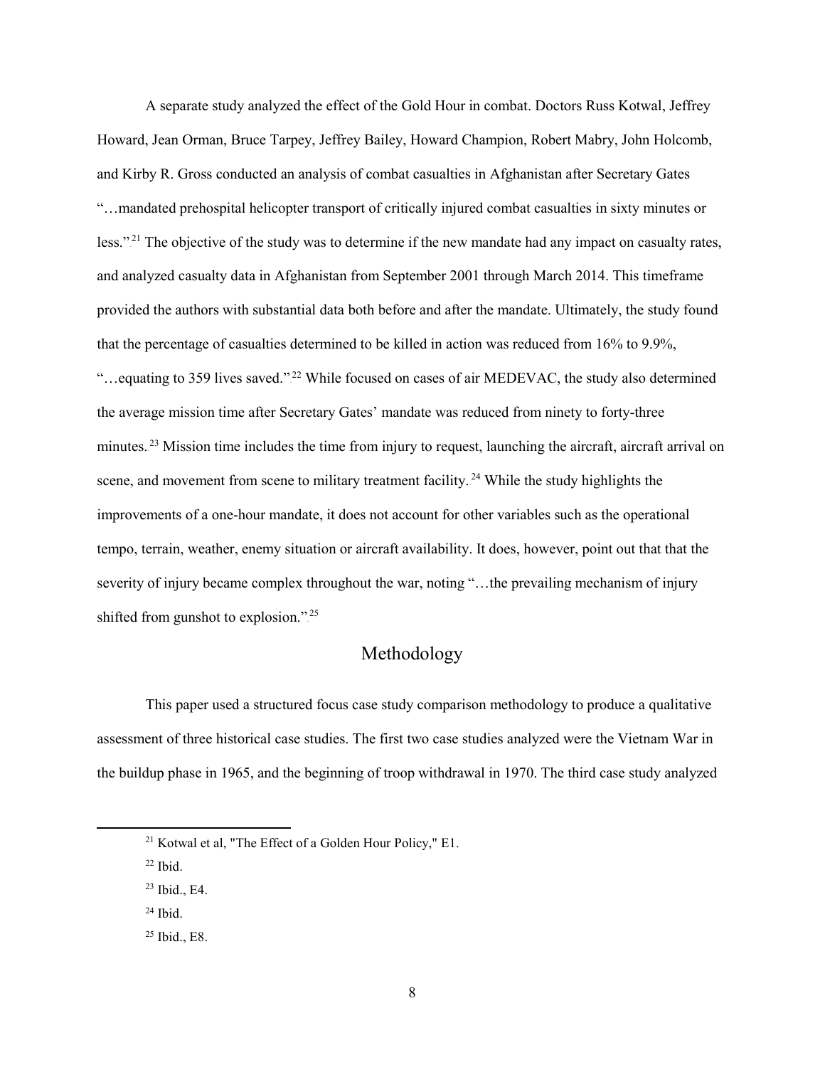A separate study analyzed the effect of the Gold Hour in combat. Doctors Russ Kotwal, Jeffrey Howard, Jean Orman, Bruce Tarpey, Jeffrey Bailey, Howard Champion, Robert Mabry, John Holcomb, and Kirby R. Gross conducted an analysis of combat casualties in Afghanistan after Secretary Gates "…mandated prehospital helicopter transport of critically injured combat casualties in sixty minutes or less."[21] The objective of the study was to determine if the new mandate had any impact on casualty rates, and analyzed casualty data in Afghanistan from September 2001 through March 2014. This timeframe provided the authors with substantial data both before and after the mandate. Ultimately, the study found that the percentage of casualties determined to be killed in action was reduced from 16% to 9.9%, "…equating to 359 lives saved."[22] While focused on cases of air MEDEVAC, the study also determined the average mission time after Secretary Gates' mandate was reduced from ninety to forty-three minutes.[23] Mission time includes the time from injury to request, launching the aircraft, aircraft arrival on scene, and movement from scene to military treatment facility.[24] While the study highlights the improvements of a one-hour mandate, it does not account for other variables such as the operational tempo, terrain, weather, enemy situation or aircraft availability. It does, however, point out that that the severity of injury became complex throughout the war, noting "…the prevailing mechanism of injury shifted from gunshot to explosion."[25]

## Methodology

This paper used a structured focus case study comparison methodology to produce a qualitative assessment of three historical case studies. The first two case studies analyzed were the Vietnam War in the buildup phase in 1965, and the beginning of troop withdrawal in 1970. The third case study analyzed

---

[21] Kotwal et al, "The Effect of a Golden Hour Policy," E1.

[22] Ibid.

[23] Ibid., E4.

[24] Ibid.

[25] Ibid., E8.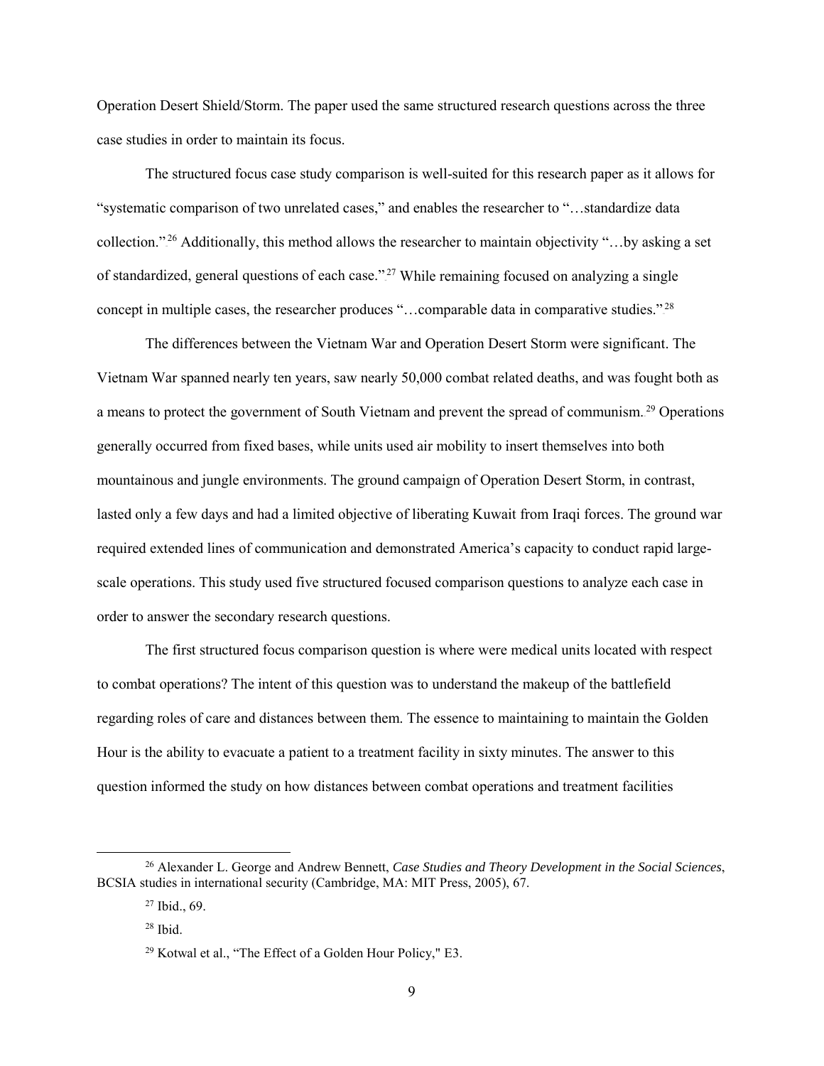Operation Desert Shield/Storm. The paper used the same structured research questions across the three case studies in order to maintain its focus.

The structured focus case study comparison is well-suited for this research paper as it allows for "systematic comparison of two unrelated cases," and enables the researcher to "…standardize data collection."[26] Additionally, this method allows the researcher to maintain objectivity "…by asking a set of standardized, general questions of each case."[27] While remaining focused on analyzing a single concept in multiple cases, the researcher produces "…comparable data in comparative studies."[28]

The differences between the Vietnam War and Operation Desert Storm were significant. The Vietnam War spanned nearly ten years, saw nearly 50,000 combat related deaths, and was fought both as a means to protect the government of South Vietnam and prevent the spread of communism.[29] Operations generally occurred from fixed bases, while units used air mobility to insert themselves into both mountainous and jungle environments. The ground campaign of Operation Desert Storm, in contrast, lasted only a few days and had a limited objective of liberating Kuwait from Iraqi forces. The ground war required extended lines of communication and demonstrated America's capacity to conduct rapid large-scale operations. This study used five structured focused comparison questions to analyze each case in order to answer the secondary research questions.

The first structured focus comparison question is where were medical units located with respect to combat operations? The intent of this question was to understand the makeup of the battlefield regarding roles of care and distances between them. The essence to maintaining to maintain the Golden Hour is the ability to evacuate a patient to a treatment facility in sixty minutes. The answer to this question informed the study on how distances between combat operations and treatment facilities

[26] Alexander L. George and Andrew Bennett, *Case Studies and Theory Development in the Social Sciences*, BCSIA studies in international security (Cambridge, MA: MIT Press, 2005), 67.

[27] Ibid., 69.

[28] Ibid.

[29] Kotwal et al., "The Effect of a Golden Hour Policy," E3.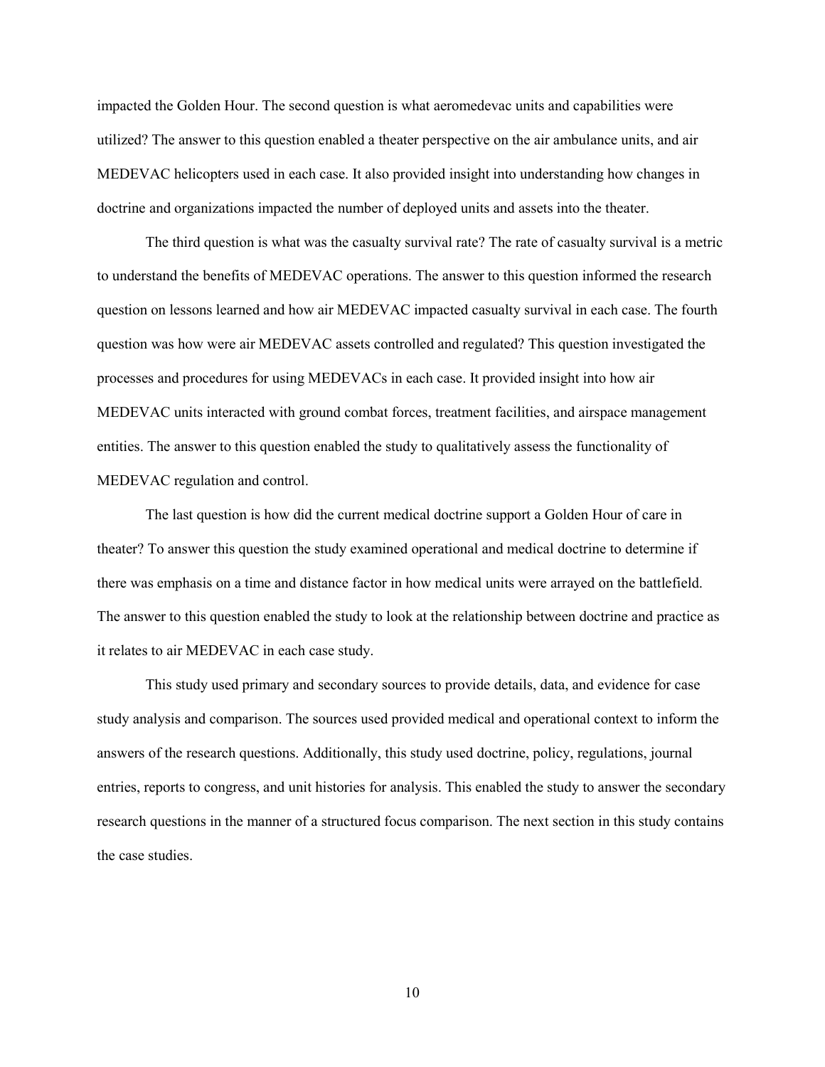impacted the Golden Hour. The second question is what aeromedevac units and capabilities were utilized? The answer to this question enabled a theater perspective on the air ambulance units, and air MEDEVAC helicopters used in each case. It also provided insight into understanding how changes in doctrine and organizations impacted the number of deployed units and assets into the theater.

The third question is what was the casualty survival rate? The rate of casualty survival is a metric to understand the benefits of MEDEVAC operations. The answer to this question informed the research question on lessons learned and how air MEDEVAC impacted casualty survival in each case. The fourth question was how were air MEDEVAC assets controlled and regulated? This question investigated the processes and procedures for using MEDEVACs in each case. It provided insight into how air MEDEVAC units interacted with ground combat forces, treatment facilities, and airspace management entities. The answer to this question enabled the study to qualitatively assess the functionality of MEDEVAC regulation and control.

The last question is how did the current medical doctrine support a Golden Hour of care in theater? To answer this question the study examined operational and medical doctrine to determine if there was emphasis on a time and distance factor in how medical units were arrayed on the battlefield. The answer to this question enabled the study to look at the relationship between doctrine and practice as it relates to air MEDEVAC in each case study.

This study used primary and secondary sources to provide details, data, and evidence for case study analysis and comparison. The sources used provided medical and operational context to inform the answers of the research questions. Additionally, this study used doctrine, policy, regulations, journal entries, reports to congress, and unit histories for analysis. This enabled the study to answer the secondary research questions in the manner of a structured focus comparison. The next section in this study contains the case studies.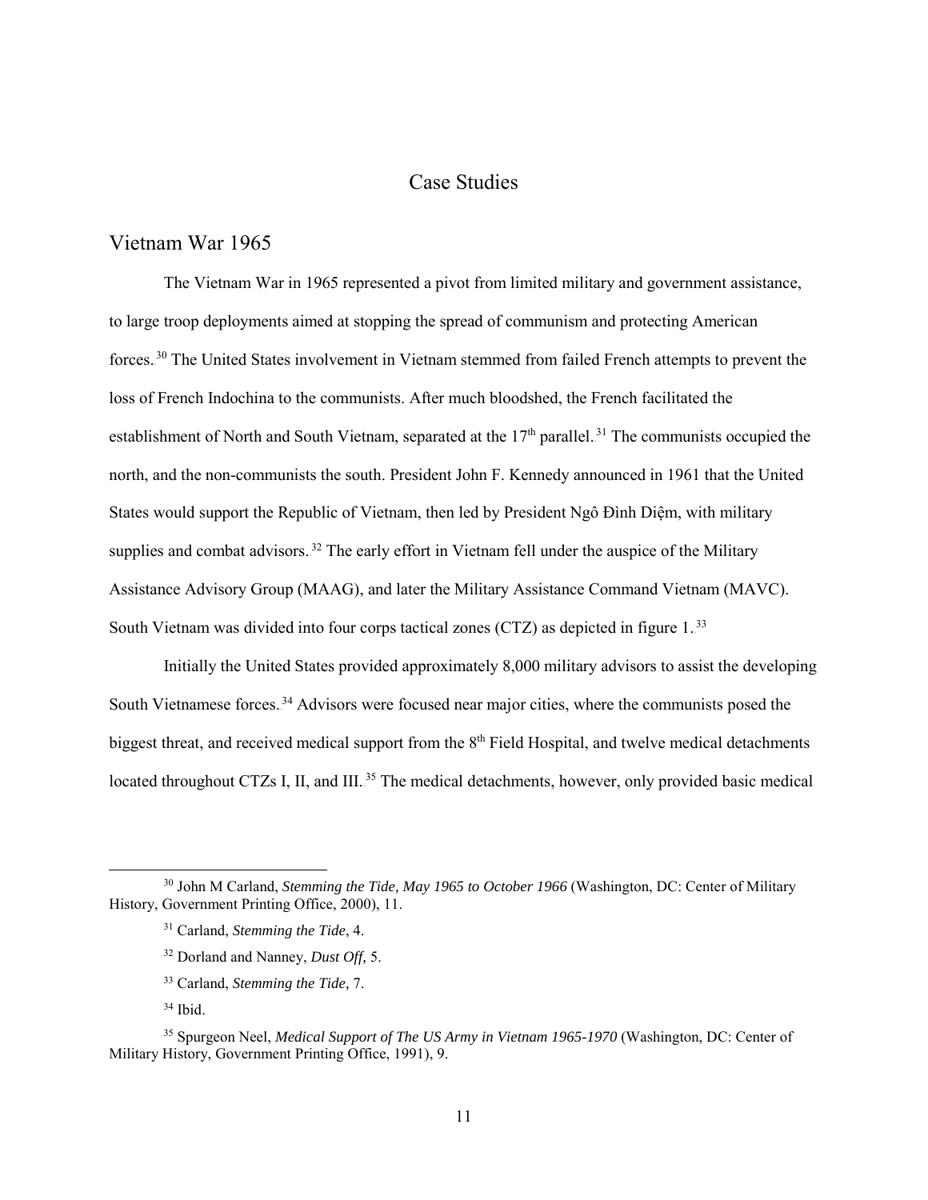# Case Studies

## Vietnam War 1965

The Vietnam War in 1965 represented a pivot from limited military and government assistance, to large troop deployments aimed at stopping the spread of communism and protecting American forces.[30] The United States involvement in Vietnam stemmed from failed French attempts to prevent the loss of French Indochina to the communists. After much bloodshed, the French facilitated the establishment of North and South Vietnam, separated at the 17th parallel.[31] The communists occupied the north, and the non-communists the south. President John F. Kennedy announced in 1961 that the United States would support the Republic of Vietnam, then led by President Ngô Đình Diệm, with military supplies and combat advisors.[32] The early effort in Vietnam fell under the auspice of the Military Assistance Advisory Group (MAAG), and later the Military Assistance Command Vietnam (MAVC). South Vietnam was divided into four corps tactical zones (CTZ) as depicted in figure 1.[33]

Initially the United States provided approximately 8,000 military advisors to assist the developing South Vietnamese forces.[34] Advisors were focused near major cities, where the communists posed the biggest threat, and received medical support from the 8th Field Hospital, and twelve medical detachments located throughout CTZs I, II, and III.[35] The medical detachments, however, only provided basic medical

---

[30] John M Carland, *Stemming the Tide, May 1965 to October 1966* (Washington, DC: Center of Military History, Government Printing Office, 2000), 11.

[31] Carland, *Stemming the Tide*, 4.

[32] Dorland and Nanney, *Dust Off,* 5.

[33] Carland, *Stemming the Tide,* 7.

[34] Ibid.

[35] Spurgeon Neel, *Medical Support of The US Army in Vietnam 1965-1970* (Washington, DC: Center of Military History, Government Printing Office, 1991), 9.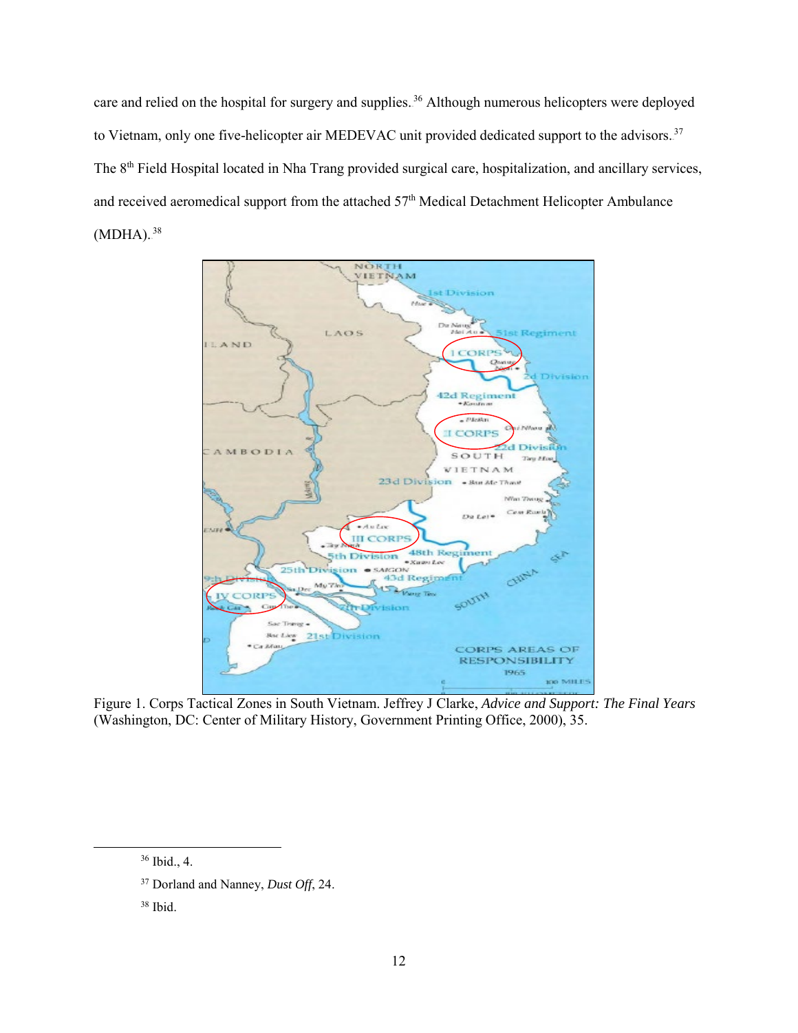care and relied on the hospital for surgery and supplies.[36] Although numerous helicopters were deployed to Vietnam, only one five-helicopter air MEDEVAC unit provided dedicated support to the advisors.[37] The 8th Field Hospital located in Nha Trang provided surgical care, hospitalization, and ancillary services, and received aeromedical support from the attached 57th Medical Detachment Helicopter Ambulance (MDHA).[38]

Figure 1. Corps Tactical Zones in South Vietnam. Jeffrey J Clarke, *Advice and Support: The Final Years* (Washington, DC: Center of Military History, Government Printing Office, 2000), 35.

---

[36] Ibid., 4.

[37] Dorland and Nanney, *Dust Off*, 24.

[38] Ibid.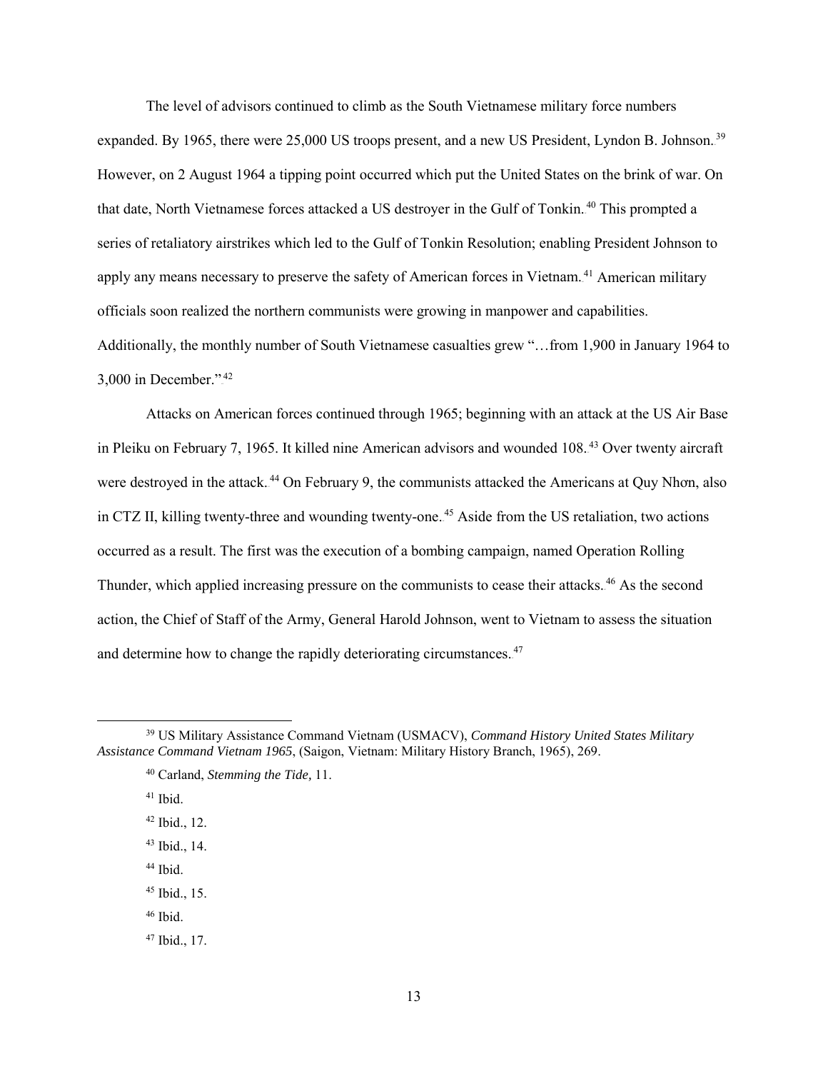The level of advisors continued to climb as the South Vietnamese military force numbers expanded. By 1965, there were 25,000 US troops present, and a new US President, Lyndon B. Johnson.[39] However, on 2 August 1964 a tipping point occurred which put the United States on the brink of war. On that date, North Vietnamese forces attacked a US destroyer in the Gulf of Tonkin.[40] This prompted a series of retaliatory airstrikes which led to the Gulf of Tonkin Resolution; enabling President Johnson to apply any means necessary to preserve the safety of American forces in Vietnam.[41] American military officials soon realized the northern communists were growing in manpower and capabilities. Additionally, the monthly number of South Vietnamese casualties grew "…from 1,900 in January 1964 to 3,000 in December."[42]

Attacks on American forces continued through 1965; beginning with an attack at the US Air Base in Pleiku on February 7, 1965. It killed nine American advisors and wounded 108.[43] Over twenty aircraft were destroyed in the attack.[44] On February 9, the communists attacked the Americans at Quy Nhơn, also in CTZ II, killing twenty-three and wounding twenty-one.[45] Aside from the US retaliation, two actions occurred as a result. The first was the execution of a bombing campaign, named Operation Rolling Thunder, which applied increasing pressure on the communists to cease their attacks.[46] As the second action, the Chief of Staff of the Army, General Harold Johnson, went to Vietnam to assess the situation and determine how to change the rapidly deteriorating circumstances.[47]

---

[39] US Military Assistance Command Vietnam (USMACV), *Command History United States Military Assistance Command Vietnam 1965*, (Saigon, Vietnam: Military History Branch, 1965), 269.

[40] Carland, *Stemming the Tide,* 11.

[41] Ibid.

[42] Ibid., 12.

[43] Ibid., 14.

[44] Ibid.

[45] Ibid., 15.

[46] Ibid.

[47] Ibid., 17.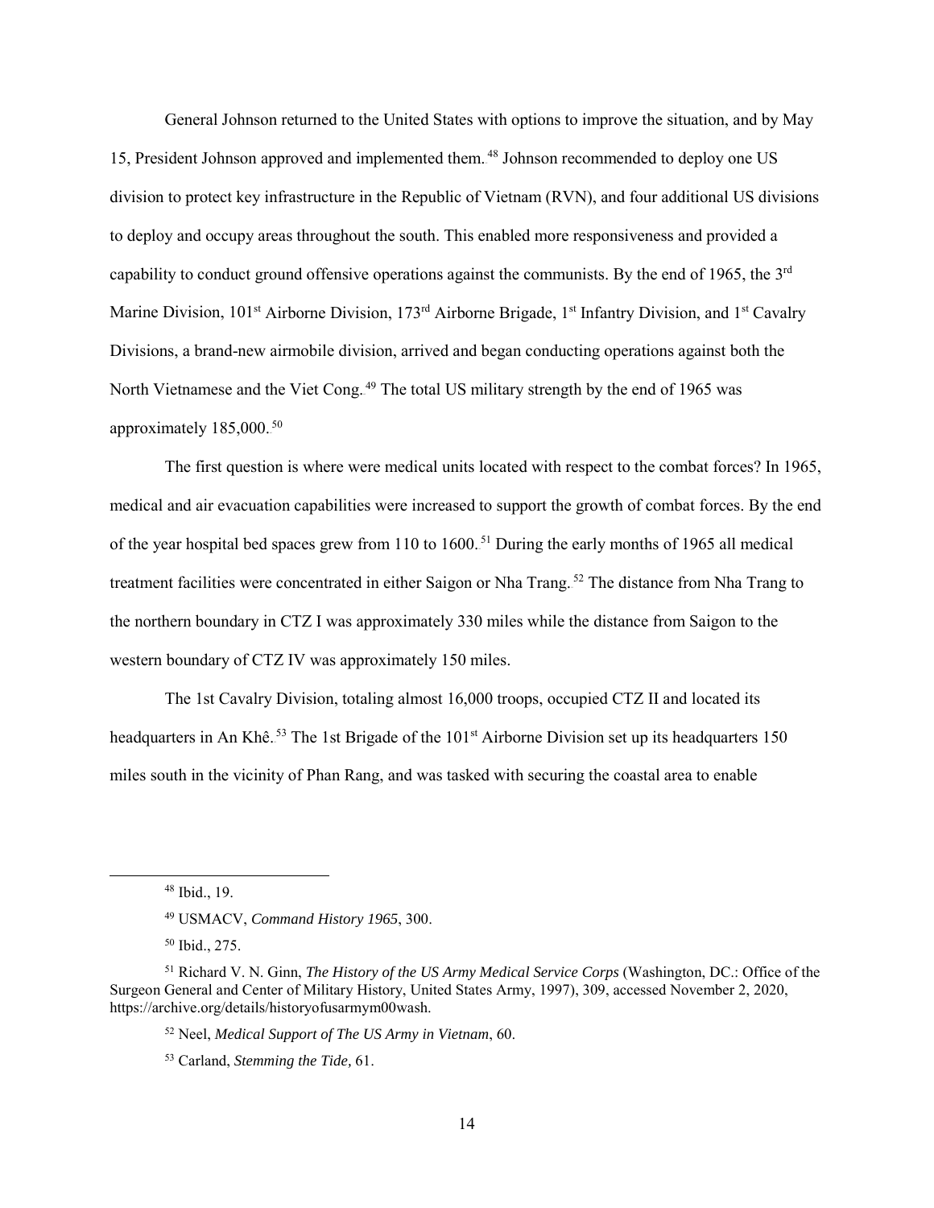General Johnson returned to the United States with options to improve the situation, and by May 15, President Johnson approved and implemented them.[48] Johnson recommended to deploy one US division to protect key infrastructure in the Republic of Vietnam (RVN), and four additional US divisions to deploy and occupy areas throughout the south. This enabled more responsiveness and provided a capability to conduct ground offensive operations against the communists. By the end of 1965, the 3rd Marine Division, 101st Airborne Division, 173rd Airborne Brigade, 1st Infantry Division, and 1st Cavalry Divisions, a brand-new airmobile division, arrived and began conducting operations against both the North Vietnamese and the Viet Cong.[49] The total US military strength by the end of 1965 was approximately 185,000.[50]

The first question is where were medical units located with respect to the combat forces? In 1965, medical and air evacuation capabilities were increased to support the growth of combat forces. By the end of the year hospital bed spaces grew from 110 to 1600.[51] During the early months of 1965 all medical treatment facilities were concentrated in either Saigon or Nha Trang.[52] The distance from Nha Trang to the northern boundary in CTZ I was approximately 330 miles while the distance from Saigon to the western boundary of CTZ IV was approximately 150 miles.

The 1st Cavalry Division, totaling almost 16,000 troops, occupied CTZ II and located its headquarters in An Khê.[53] The 1st Brigade of the 101st Airborne Division set up its headquarters 150 miles south in the vicinity of Phan Rang, and was tasked with securing the coastal area to enable

---

[48] Ibid., 19.

[49] USMACV, *Command History 1965*, 300.

[50] Ibid., 275.

[51] Richard V. N. Ginn, *The History of the US Army Medical Service Corps* (Washington, DC.: Office of the Surgeon General and Center of Military History, United States Army, 1997), 309, accessed November 2, 2020, https://archive.org/details/historyofusarmym00wash.

[52] Neel, *Medical Support of The US Army in Vietnam*, 60.

[53] Carland, *Stemming the Tide*, 61.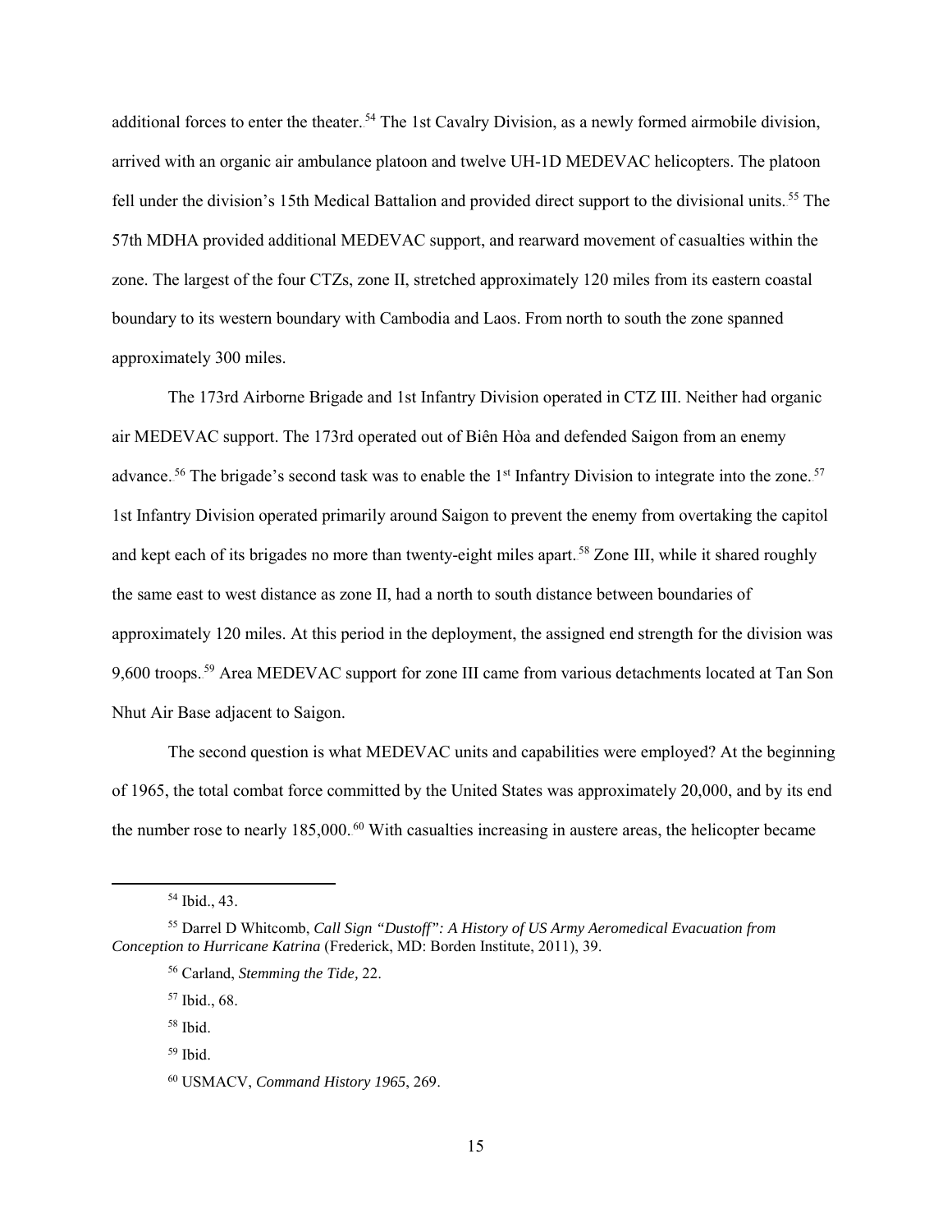additional forces to enter the theater.[54] The 1st Cavalry Division, as a newly formed airmobile division, arrived with an organic air ambulance platoon and twelve UH-1D MEDEVAC helicopters. The platoon fell under the division's 15th Medical Battalion and provided direct support to the divisional units.[55] The 57th MDHA provided additional MEDEVAC support, and rearward movement of casualties within the zone. The largest of the four CTZs, zone II, stretched approximately 120 miles from its eastern coastal boundary to its western boundary with Cambodia and Laos. From north to south the zone spanned approximately 300 miles.

The 173rd Airborne Brigade and 1st Infantry Division operated in CTZ III. Neither had organic air MEDEVAC support. The 173rd operated out of Biên Hòa and defended Saigon from an enemy advance.[56] The brigade's second task was to enable the 1st Infantry Division to integrate into the zone.[57] 1st Infantry Division operated primarily around Saigon to prevent the enemy from overtaking the capitol and kept each of its brigades no more than twenty-eight miles apart.[58] Zone III, while it shared roughly the same east to west distance as zone II, had a north to south distance between boundaries of approximately 120 miles. At this period in the deployment, the assigned end strength for the division was 9,600 troops.[59] Area MEDEVAC support for zone III came from various detachments located at Tan Son Nhut Air Base adjacent to Saigon.

The second question is what MEDEVAC units and capabilities were employed? At the beginning of 1965, the total combat force committed by the United States was approximately 20,000, and by its end the number rose to nearly 185,000.[60] With casualties increasing in austere areas, the helicopter became

---

[54] Ibid., 43.

[55] Darrel D Whitcomb, *Call Sign "Dustoff": A History of US Army Aeromedical Evacuation from Conception to Hurricane Katrina* (Frederick, MD: Borden Institute, 2011), 39.

[56] Carland, *Stemming the Tide,* 22.

[57] Ibid., 68.

[58] Ibid.

[59] Ibid.

[60] USMACV, *Command History 1965*, 269.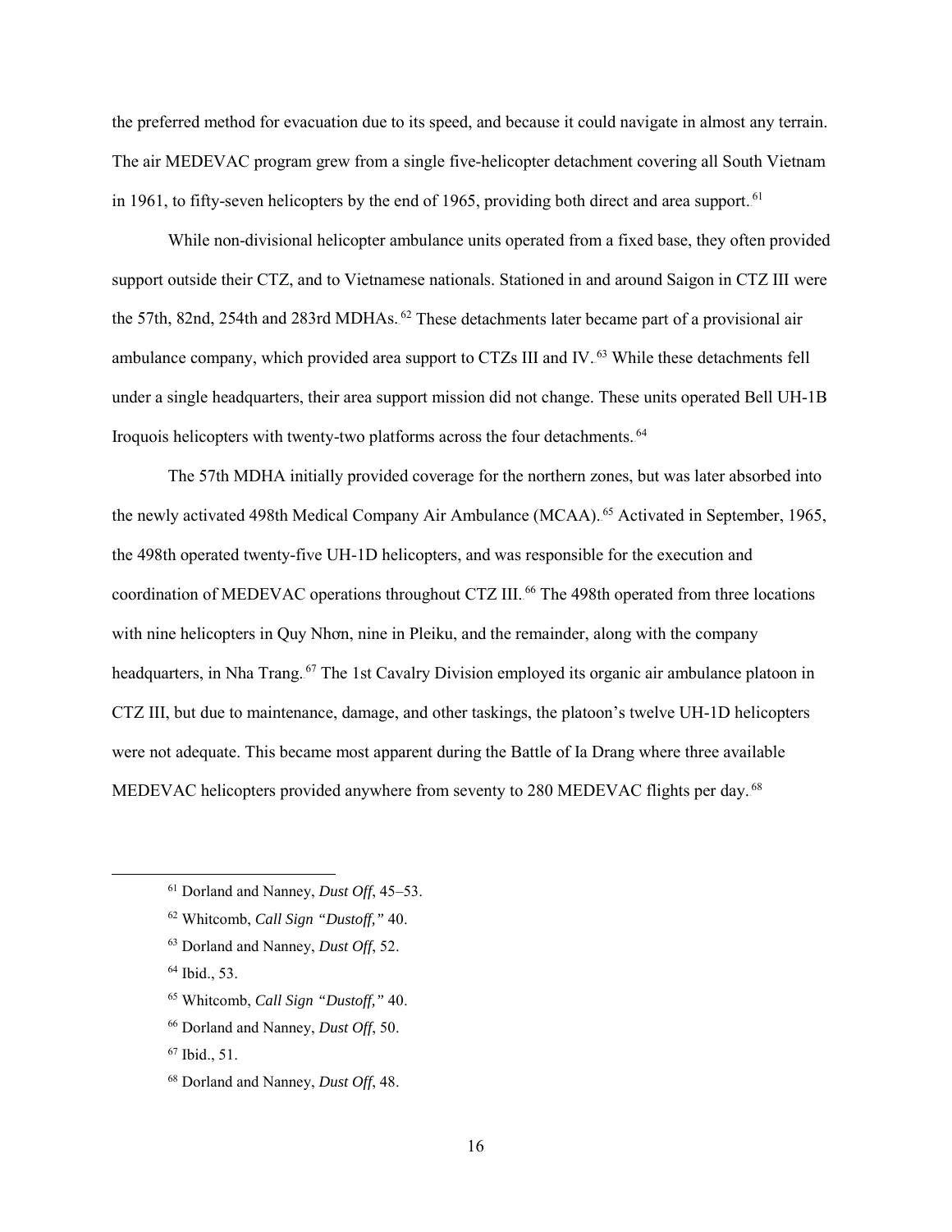the preferred method for evacuation due to its speed, and because it could navigate in almost any terrain. The air MEDEVAC program grew from a single five-helicopter detachment covering all South Vietnam in 1961, to fifty-seven helicopters by the end of 1965, providing both direct and area support.[61]

While non-divisional helicopter ambulance units operated from a fixed base, they often provided support outside their CTZ, and to Vietnamese nationals. Stationed in and around Saigon in CTZ III were the 57th, 82nd, 254th and 283rd MDHAs.[62] These detachments later became part of a provisional air ambulance company, which provided area support to CTZs III and IV.[63] While these detachments fell under a single headquarters, their area support mission did not change. These units operated Bell UH-1B Iroquois helicopters with twenty-two platforms across the four detachments.[64]

The 57th MDHA initially provided coverage for the northern zones, but was later absorbed into the newly activated 498th Medical Company Air Ambulance (MCAA).[65] Activated in September, 1965, the 498th operated twenty-five UH-1D helicopters, and was responsible for the execution and coordination of MEDEVAC operations throughout CTZ III.[66] The 498th operated from three locations with nine helicopters in Quy Nhơn, nine in Pleiku, and the remainder, along with the company headquarters, in Nha Trang.[67] The 1st Cavalry Division employed its organic air ambulance platoon in CTZ III, but due to maintenance, damage, and other taskings, the platoon's twelve UH-1D helicopters were not adequate. This became most apparent during the Battle of Ia Drang where three available MEDEVAC helicopters provided anywhere from seventy to 280 MEDEVAC flights per day.[68]

---

[61] Dorland and Nanney, *Dust Off*, 45–53.

[62] Whitcomb, *Call Sign "Dustoff,"* 40.

[63] Dorland and Nanney, *Dust Off*, 52.

[64] Ibid., 53.

[65] Whitcomb, *Call Sign "Dustoff,"* 40.

[66] Dorland and Nanney, *Dust Off*, 50.

[67] Ibid., 51.

[68] Dorland and Nanney, *Dust Off*, 48.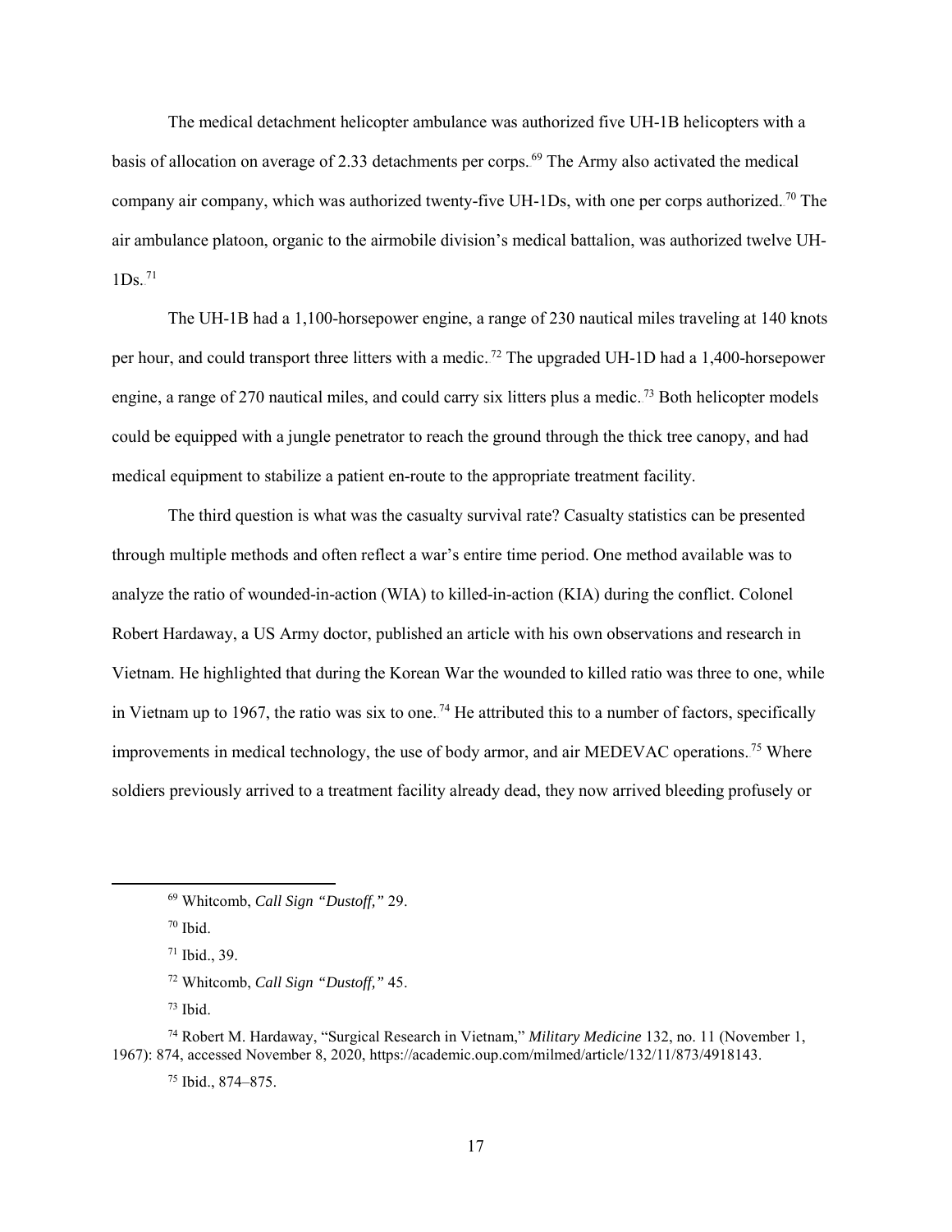The medical detachment helicopter ambulance was authorized five UH-1B helicopters with a basis of allocation on average of 2.33 detachments per corps.[69] The Army also activated the medical company air company, which was authorized twenty-five UH-1Ds, with one per corps authorized.[70] The air ambulance platoon, organic to the airmobile division's medical battalion, was authorized twelve UH-1Ds.[71]

The UH-1B had a 1,100-horsepower engine, a range of 230 nautical miles traveling at 140 knots per hour, and could transport three litters with a medic.[72] The upgraded UH-1D had a 1,400-horsepower engine, a range of 270 nautical miles, and could carry six litters plus a medic.[73] Both helicopter models could be equipped with a jungle penetrator to reach the ground through the thick tree canopy, and had medical equipment to stabilize a patient en-route to the appropriate treatment facility.

The third question is what was the casualty survival rate? Casualty statistics can be presented through multiple methods and often reflect a war's entire time period. One method available was to analyze the ratio of wounded-in-action (WIA) to killed-in-action (KIA) during the conflict. Colonel Robert Hardaway, a US Army doctor, published an article with his own observations and research in Vietnam. He highlighted that during the Korean War the wounded to killed ratio was three to one, while in Vietnam up to 1967, the ratio was six to one.[74] He attributed this to a number of factors, specifically improvements in medical technology, the use of body armor, and air MEDEVAC operations.[75] Where soldiers previously arrived to a treatment facility already dead, they now arrived bleeding profusely or

---

[69] Whitcomb, *Call Sign "Dustoff,"* 29.

[70] Ibid.

[71] Ibid., 39.

[72] Whitcomb, *Call Sign "Dustoff,"* 45.

[73] Ibid.

[74] Robert M. Hardaway, "Surgical Research in Vietnam," *Military Medicine* 132, no. 11 (November 1, 1967): 874, accessed November 8, 2020, https://academic.oup.com/milmed/article/132/11/873/4918143.

[75] Ibid., 874–875.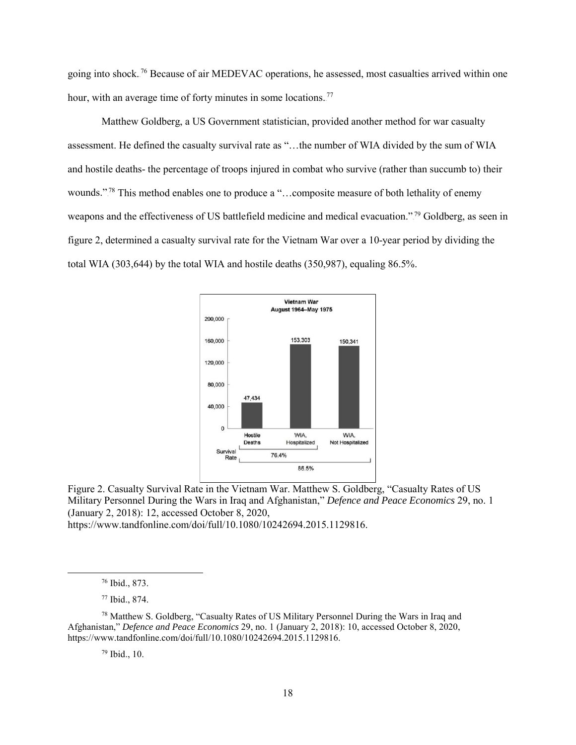going into shock.[76] Because of air MEDEVAC operations, he assessed, most casualties arrived within one hour, with an average time of forty minutes in some locations.[77]

Matthew Goldberg, a US Government statistician, provided another method for war casualty assessment. He defined the casualty survival rate as "…the number of WIA divided by the sum of WIA and hostile deaths- the percentage of troops injured in combat who survive (rather than succumb to) their wounds."[78] This method enables one to produce a "…composite measure of both lethality of enemy weapons and the effectiveness of US battlefield medicine and medical evacuation."[79] Goldberg, as seen in figure 2, determined a casualty survival rate for the Vietnam War over a 10-year period by dividing the total WIA (303,644) by the total WIA and hostile deaths (350,987), equaling 86.5%.

Figure 2. Casualty Survival Rate in the Vietnam War. Matthew S. Goldberg, "Casualty Rates of US Military Personnel During the Wars in Iraq and Afghanistan," *Defence and Peace Economics* 29, no. 1 (January 2, 2018): 12, accessed October 8, 2020, https://www.tandfonline.com/doi/full/10.1080/10242694.2015.1129816.

---

[76] Ibid., 873.

[77] Ibid., 874.

[78] Matthew S. Goldberg, "Casualty Rates of US Military Personnel During the Wars in Iraq and Afghanistan," *Defence and Peace Economics* 29, no. 1 (January 2, 2018): 10, accessed October 8, 2020, https://www.tandfonline.com/doi/full/10.1080/10242694.2015.1129816.

[79] Ibid., 10.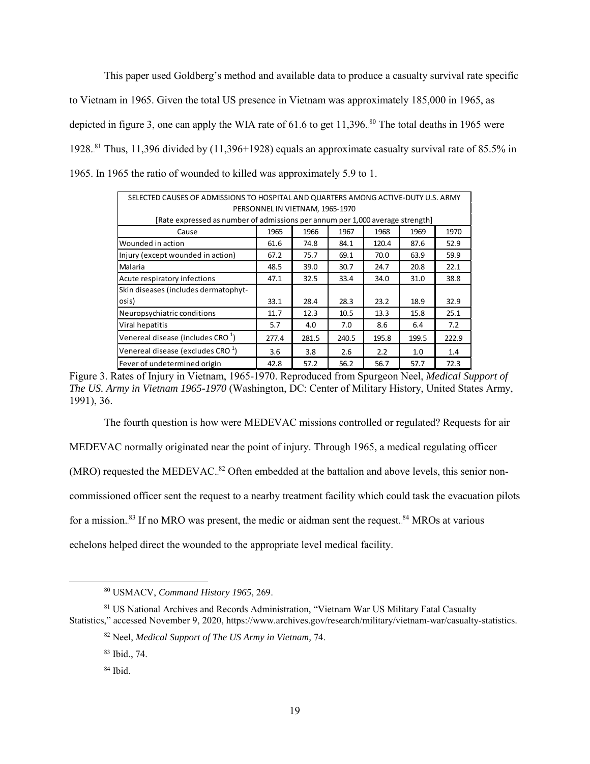This paper used Goldberg's method and available data to produce a casualty survival rate specific to Vietnam in 1965. Given the total US presence in Vietnam was approximately 185,000 in 1965, as depicted in figure 3, one can apply the WIA rate of 61.6 to get 11,396.[80] The total deaths in 1965 were 1928.[81] Thus, 11,396 divided by (11,396+1928) equals an approximate casualty survival rate of 85.5% in 1965. In 1965 the ratio of wounded to killed was approximately 5.9 to 1.

| SELECTED CAUSES OF ADMISSIONS TO HOSPITAL AND QUARTERS AMONG ACTIVE-DUTY U.S. ARMY PERSONNEL IN VIETNAM, 1965-1970 [Rate expressed as number of admissions per annum per 1,000 average strength] | | | | | | |
|---|---|---|---|---|---|---|
| Cause | 1965 | 1966 | 1967 | 1968 | 1969 | 1970 |
| Wounded in action | 61.6 | 74.8 | 84.1 | 120.4 | 87.6 | 52.9 |
| Injury (except wounded in action) | 67.2 | 75.7 | 69.1 | 70.0 | 63.9 | 59.9 |
| Malaria | 48.5 | 39.0 | 30.7 | 24.7 | 20.8 | 22.1 |
| Acute respiratory infections | 47.1 | 32.5 | 33.4 | 34.0 | 31.0 | 38.8 |
| Skin diseases (includes dermatophyt-osis) | 33.1 | 28.4 | 28.3 | 23.2 | 18.9 | 32.9 |
| Neuropsychiatric conditions | 11.7 | 12.3 | 10.5 | 13.3 | 15.8 | 25.1 |
| Viral hepatitis | 5.7 | 4.0 | 7.0 | 8.6 | 6.4 | 7.2 |
| Venereal disease (includes CRO [1]) | 277.4 | 281.5 | 240.5 | 195.8 | 199.5 | 222.9 |
| Venereal disease (excludes CRO [1]) | 3.6 | 3.8 | 2.6 | 2.2 | 1.0 | 1.4 |
| Fever of undetermined origin | 42.8 | 57.2 | 56.2 | 56.7 | 57.7 | 72.3 |

Figure 3. Rates of Injury in Vietnam, 1965-1970. Reproduced from Spurgeon Neel, *Medical Support of The US. Army in Vietnam 1965-1970* (Washington, DC: Center of Military History, United States Army, 1991), 36.

The fourth question is how were MEDEVAC missions controlled or regulated? Requests for air MEDEVAC normally originated near the point of injury. Through 1965, a medical regulating officer (MRO) requested the MEDEVAC.[82] Often embedded at the battalion and above levels, this senior non-commissioned officer sent the request to a nearby treatment facility which could task the evacuation pilots for a mission.[83] If no MRO was present, the medic or aidman sent the request.[84] MROs at various echelons helped direct the wounded to the appropriate level medical facility.

---

[80] USMACV, *Command History 1965*, 269.

[81] US National Archives and Records Administration, "Vietnam War US Military Fatal Casualty Statistics," accessed November 9, 2020, https://www.archives.gov/research/military/vietnam-war/casualty-statistics.

[82] Neel, *Medical Support of The US Army in Vietnam,* 74.

[83] Ibid., 74.

[84] Ibid.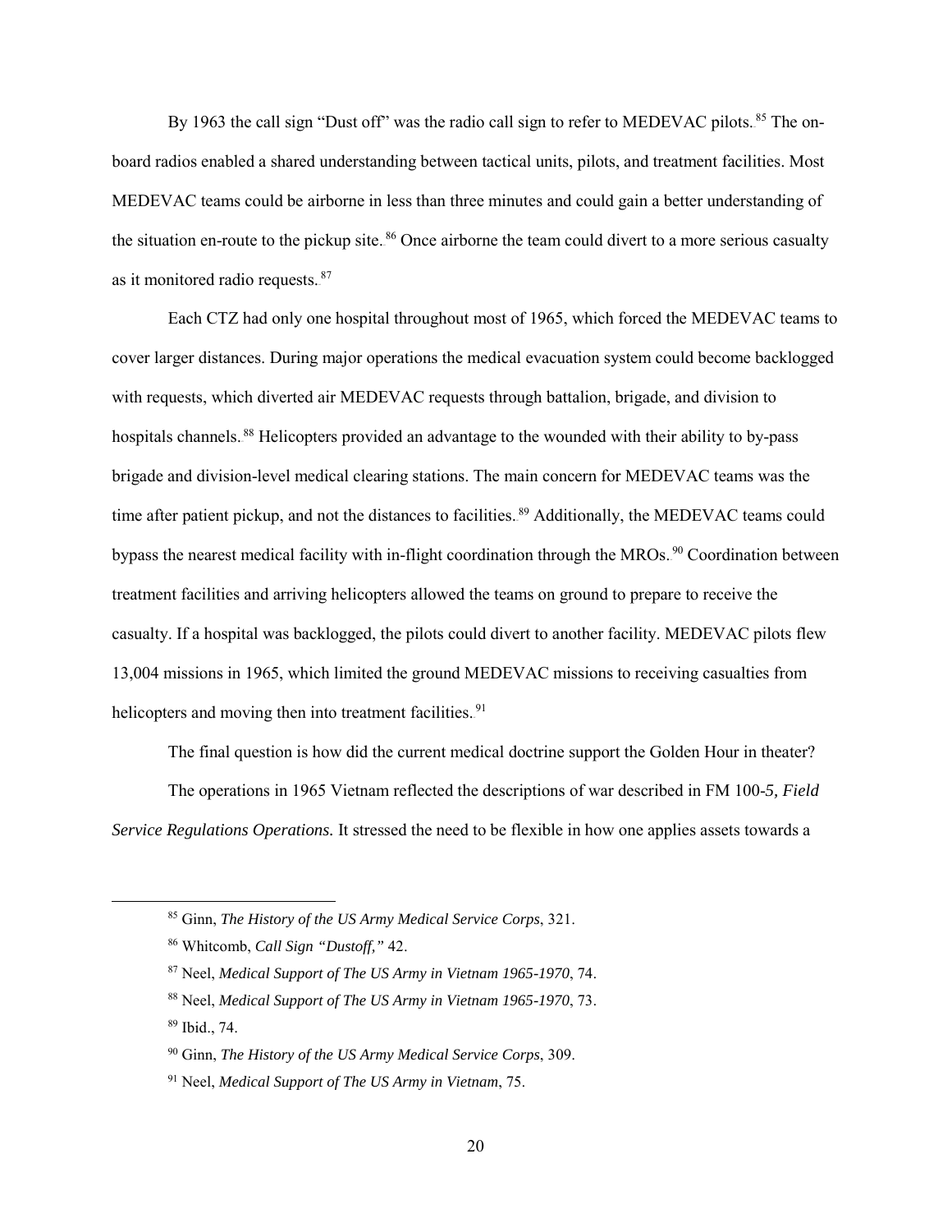By 1963 the call sign "Dust off" was the radio call sign to refer to MEDEVAC pilots.[85] The on-board radios enabled a shared understanding between tactical units, pilots, and treatment facilities. Most MEDEVAC teams could be airborne in less than three minutes and could gain a better understanding of the situation en-route to the pickup site.[86] Once airborne the team could divert to a more serious casualty as it monitored radio requests.[87]

Each CTZ had only one hospital throughout most of 1965, which forced the MEDEVAC teams to cover larger distances. During major operations the medical evacuation system could become backlogged with requests, which diverted air MEDEVAC requests through battalion, brigade, and division to hospitals channels.[88] Helicopters provided an advantage to the wounded with their ability to by-pass brigade and division-level medical clearing stations. The main concern for MEDEVAC teams was the time after patient pickup, and not the distances to facilities.[89] Additionally, the MEDEVAC teams could bypass the nearest medical facility with in-flight coordination through the MROs.[90] Coordination between treatment facilities and arriving helicopters allowed the teams on ground to prepare to receive the casualty. If a hospital was backlogged, the pilots could divert to another facility. MEDEVAC pilots flew 13,004 missions in 1965, which limited the ground MEDEVAC missions to receiving casualties from helicopters and moving then into treatment facilities.[91]

The final question is how did the current medical doctrine support the Golden Hour in theater?

The operations in 1965 Vietnam reflected the descriptions of war described in FM 100-5*, Field Service Regulations Operations.* It stressed the need to be flexible in how one applies assets towards a

---

[85] Ginn, *The History of the US Army Medical Service Corps*, 321.

[86] Whitcomb, *Call Sign "Dustoff,"* 42.

[87] Neel, *Medical Support of The US Army in Vietnam 1965-1970*, 74.

[88] Neel, *Medical Support of The US Army in Vietnam 1965-1970*, 73.

[89] Ibid., 74.

[90] Ginn, *The History of the US Army Medical Service Corps*, 309.

[91] Neel, *Medical Support of The US Army in Vietnam*, 75.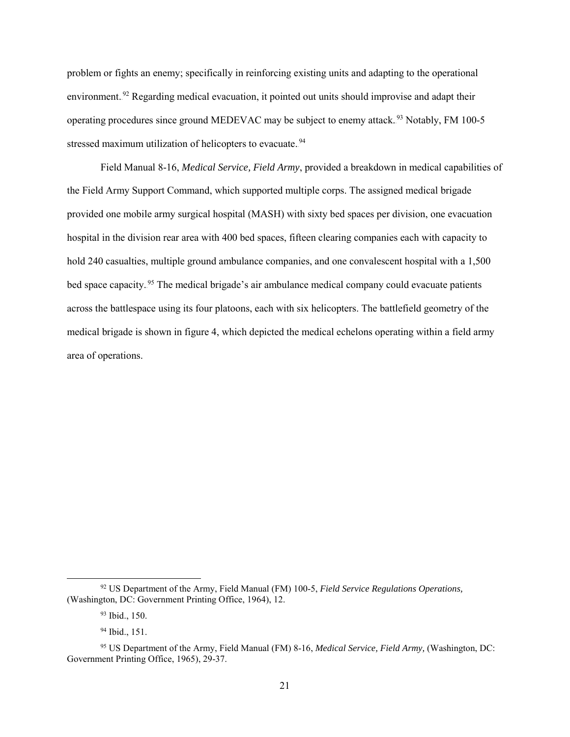problem or fights an enemy; specifically in reinforcing existing units and adapting to the operational environment.[92] Regarding medical evacuation, it pointed out units should improvise and adapt their operating procedures since ground MEDEVAC may be subject to enemy attack.[93] Notably, FM 100-5 stressed maximum utilization of helicopters to evacuate.[94]

Field Manual 8-16, *Medical Service, Field Army*, provided a breakdown in medical capabilities of the Field Army Support Command, which supported multiple corps. The assigned medical brigade provided one mobile army surgical hospital (MASH) with sixty bed spaces per division, one evacuation hospital in the division rear area with 400 bed spaces, fifteen clearing companies each with capacity to hold 240 casualties, multiple ground ambulance companies, and one convalescent hospital with a 1,500 bed space capacity.[95] The medical brigade's air ambulance medical company could evacuate patients across the battlespace using its four platoons, each with six helicopters. The battlefield geometry of the medical brigade is shown in figure 4, which depicted the medical echelons operating within a field army area of operations.

---

[92] US Department of the Army, Field Manual (FM) 100-5, *Field Service Regulations Operations,* (Washington, DC: Government Printing Office, 1964), 12.

[93] Ibid., 150.

[94] Ibid., 151.

[95] US Department of the Army, Field Manual (FM) 8-16, *Medical Service, Field Army,* (Washington, DC: Government Printing Office, 1965), 29-37.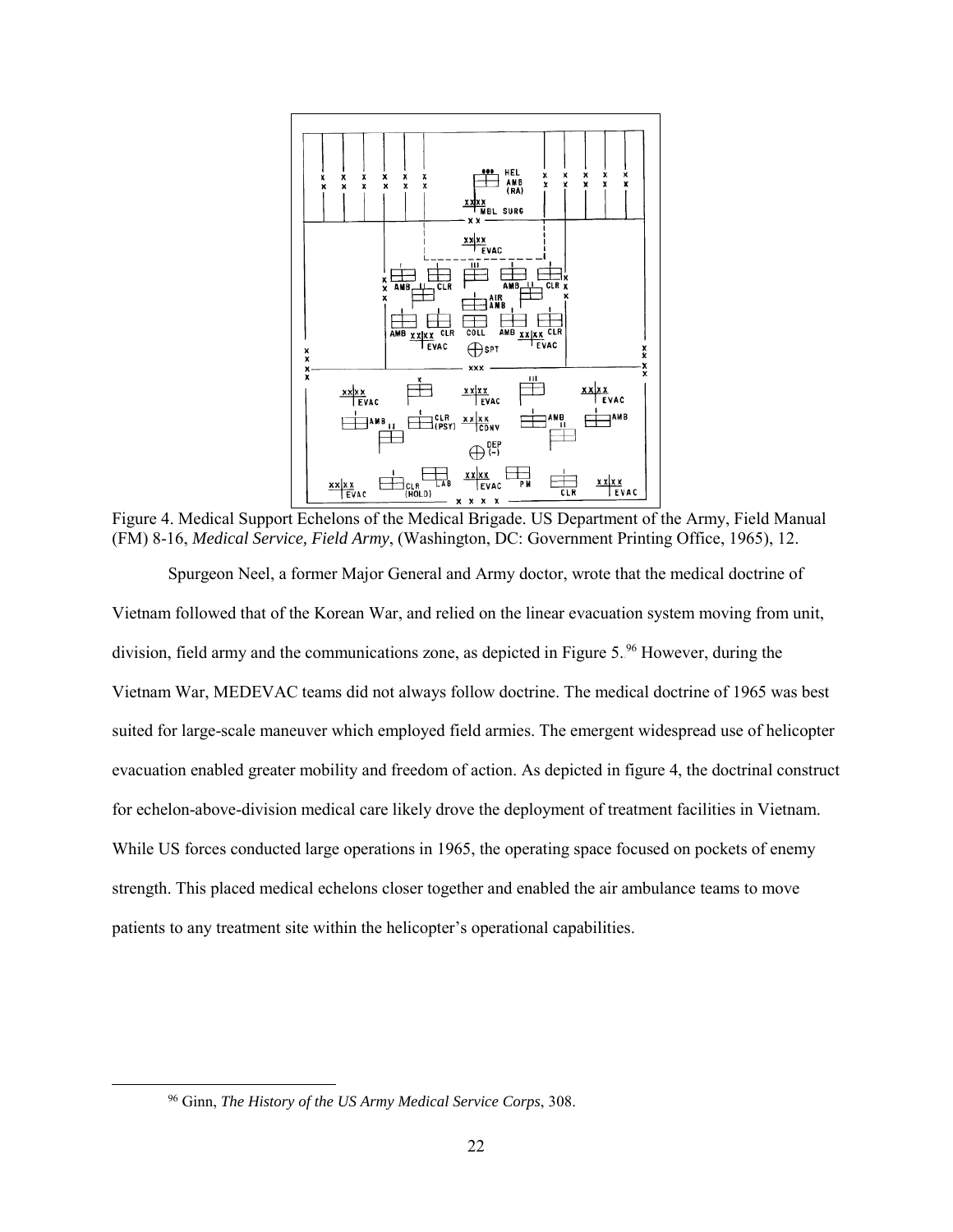Figure 4. Medical Support Echelons of the Medical Brigade. US Department of the Army, Field Manual (FM) 8-16, *Medical Service, Field Army*, (Washington, DC: Government Printing Office, 1965), 12.

Spurgeon Neel, a former Major General and Army doctor, wrote that the medical doctrine of Vietnam followed that of the Korean War, and relied on the linear evacuation system moving from unit, division, field army and the communications zone, as depicted in Figure 5.[96] However, during the Vietnam War, MEDEVAC teams did not always follow doctrine. The medical doctrine of 1965 was best suited for large-scale maneuver which employed field armies. The emergent widespread use of helicopter evacuation enabled greater mobility and freedom of action. As depicted in figure 4, the doctrinal construct for echelon-above-division medical care likely drove the deployment of treatment facilities in Vietnam. While US forces conducted large operations in 1965, the operating space focused on pockets of enemy strength. This placed medical echelons closer together and enabled the air ambulance teams to move patients to any treatment site within the helicopter's operational capabilities.

[96] Ginn, *The History of the US Army Medical Service Corps*, 308.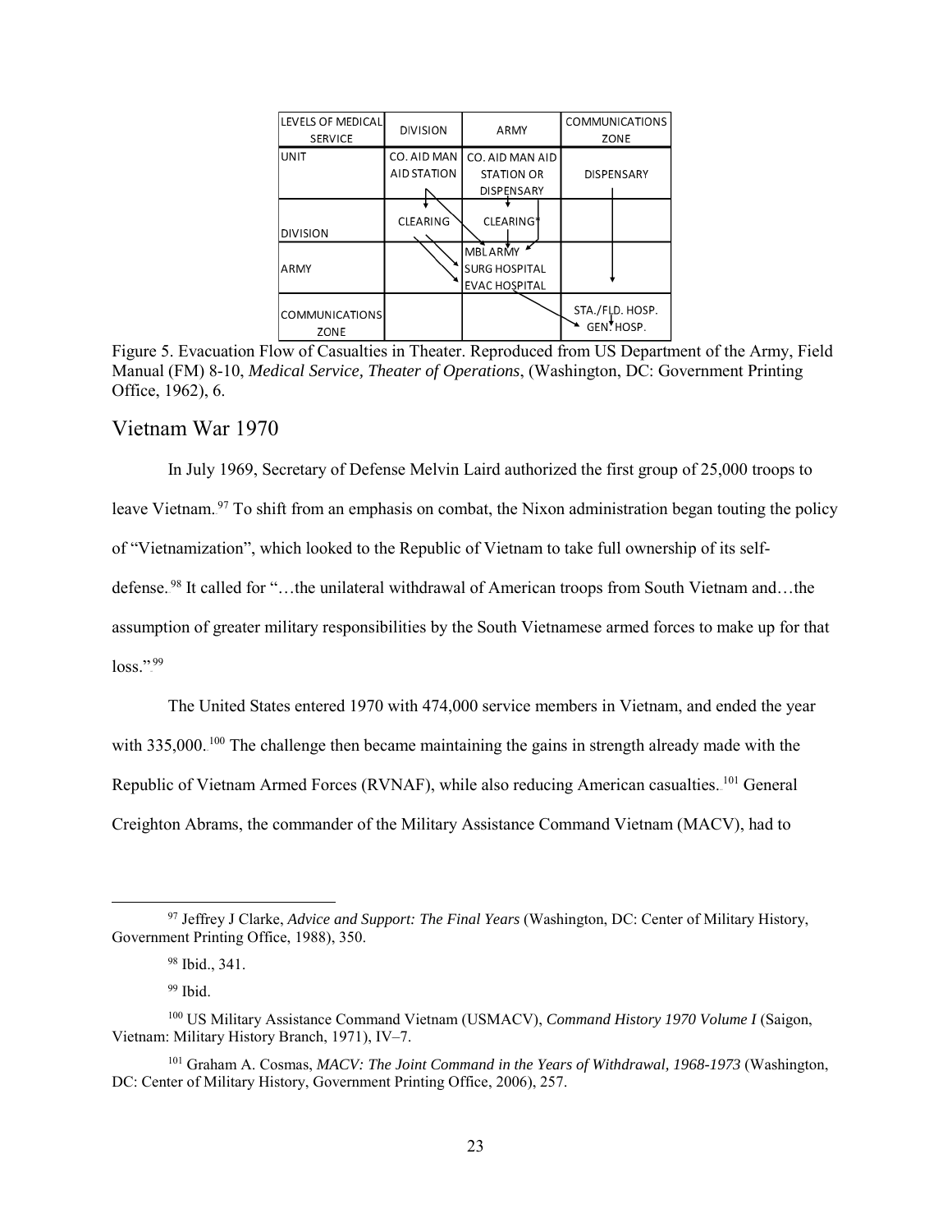| LEVELS OF MEDICAL SERVICE | DIVISION | ARMY | COMMUNICATIONS ZONE |
|---|---|---|---|
| UNIT | CO. AID MAN AID STATION | CO. AID MAN AID STATION OR DISPENSARY | DISPENSARY |
| DIVISION | CLEARING | CLEARING | |
| ARMY | | MBL ARMY SURG HOSPITAL EVAC HOSPITAL | |
| COMMUNICATIONS ZONE | | | STA./FLD. HOSP. GEN. HOSP. |

Figure 5. Evacuation Flow of Casualties in Theater. Reproduced from US Department of the Army, Field Manual (FM) 8-10, *Medical Service, Theater of Operations*, (Washington, DC: Government Printing Office, 1962), 6.

## Vietnam War 1970

In July 1969, Secretary of Defense Melvin Laird authorized the first group of 25,000 troops to leave Vietnam.[97] To shift from an emphasis on combat, the Nixon administration began touting the policy of "Vietnamization", which looked to the Republic of Vietnam to take full ownership of its self-defense.[98] It called for "…the unilateral withdrawal of American troops from South Vietnam and…the assumption of greater military responsibilities by the South Vietnamese armed forces to make up for that loss."[99]

The United States entered 1970 with 474,000 service members in Vietnam, and ended the year with 335,000.[100] The challenge then became maintaining the gains in strength already made with the Republic of Vietnam Armed Forces (RVNAF), while also reducing American casualties.[101] General Creighton Abrams, the commander of the Military Assistance Command Vietnam (MACV), had to

---

[97] Jeffrey J Clarke, *Advice and Support: The Final Years* (Washington, DC: Center of Military History, Government Printing Office, 1988), 350.

[98] Ibid., 341.

[99] Ibid.

[100] US Military Assistance Command Vietnam (USMACV), *Command History 1970 Volume I* (Saigon, Vietnam: Military History Branch, 1971), IV–7.

[101] Graham A. Cosmas, *MACV: The Joint Command in the Years of Withdrawal, 1968-1973* (Washington, DC: Center of Military History, Government Printing Office, 2006), 257.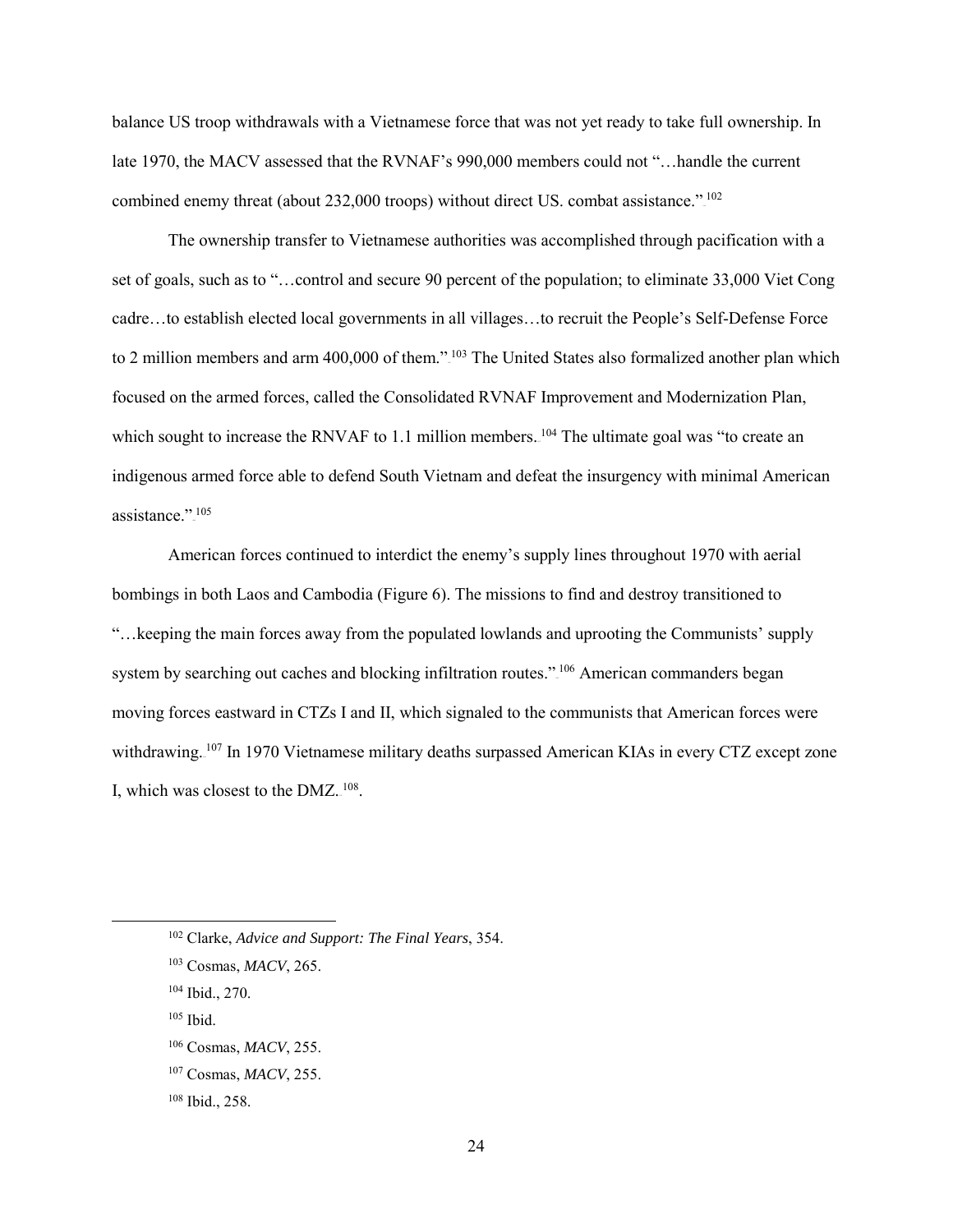balance US troop withdrawals with a Vietnamese force that was not yet ready to take full ownership. In late 1970, the MACV assessed that the RVNAF's 990,000 members could not "…handle the current combined enemy threat (about 232,000 troops) without direct US. combat assistance."[102]

The ownership transfer to Vietnamese authorities was accomplished through pacification with a set of goals, such as to "…control and secure 90 percent of the population; to eliminate 33,000 Viet Cong cadre…to establish elected local governments in all villages…to recruit the People's Self-Defense Force to 2 million members and arm 400,000 of them."[103] The United States also formalized another plan which focused on the armed forces, called the Consolidated RVNAF Improvement and Modernization Plan, which sought to increase the RNVAF to 1.1 million members.[104] The ultimate goal was "to create an indigenous armed force able to defend South Vietnam and defeat the insurgency with minimal American assistance."[105]

American forces continued to interdict the enemy's supply lines throughout 1970 with aerial bombings in both Laos and Cambodia (Figure 6). The missions to find and destroy transitioned to "…keeping the main forces away from the populated lowlands and uprooting the Communists' supply system by searching out caches and blocking infiltration routes."[106] American commanders began moving forces eastward in CTZs I and II, which signaled to the communists that American forces were withdrawing.[107] In 1970 Vietnamese military deaths surpassed American KIAs in every CTZ except zone I, which was closest to the DMZ.[108].

---

[102] Clarke, *Advice and Support: The Final Years*, 354.

[103] Cosmas, *MACV*, 265.

[104] Ibid., 270.

[105] Ibid.

[106] Cosmas, *MACV*, 255.

[107] Cosmas, *MACV*, 255.

[108] Ibid., 258.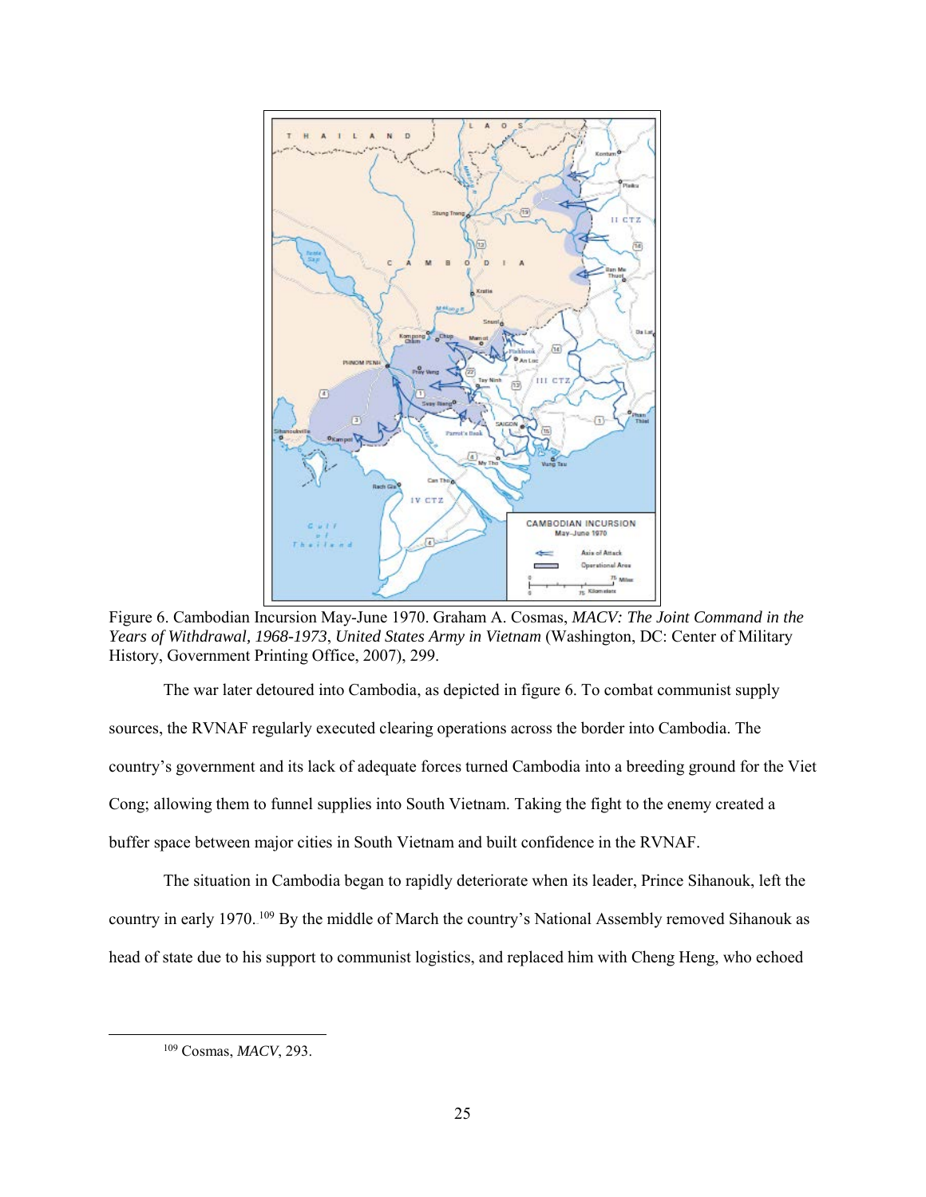Figure 6. Cambodian Incursion May-June 1970. Graham A. Cosmas, *MACV: The Joint Command in the Years of Withdrawal, 1968-1973*, *United States Army in Vietnam* (Washington, DC: Center of Military History, Government Printing Office, 2007), 299.

The war later detoured into Cambodia, as depicted in figure 6. To combat communist supply sources, the RVNAF regularly executed clearing operations across the border into Cambodia. The country's government and its lack of adequate forces turned Cambodia into a breeding ground for the Viet Cong; allowing them to funnel supplies into South Vietnam. Taking the fight to the enemy created a buffer space between major cities in South Vietnam and built confidence in the RVNAF.

The situation in Cambodia began to rapidly deteriorate when its leader, Prince Sihanouk, left the country in early 1970.[109] By the middle of March the country's National Assembly removed Sihanouk as head of state due to his support to communist logistics, and replaced him with Cheng Heng, who echoed

[109] Cosmas, *MACV*, 293.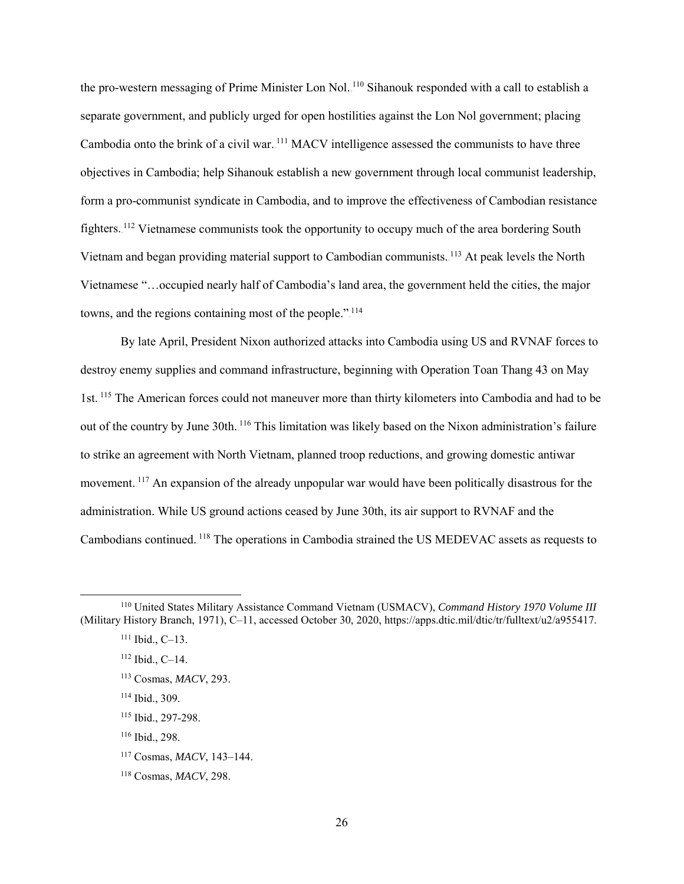the pro-western messaging of Prime Minister Lon Nol.[110] Sihanouk responded with a call to establish a separate government, and publicly urged for open hostilities against the Lon Nol government; placing Cambodia onto the brink of a civil war.[111] MACV intelligence assessed the communists to have three objectives in Cambodia; help Sihanouk establish a new government through local communist leadership, form a pro-communist syndicate in Cambodia, and to improve the effectiveness of Cambodian resistance fighters.[112] Vietnamese communists took the opportunity to occupy much of the area bordering South Vietnam and began providing material support to Cambodian communists.[113] At peak levels the North Vietnamese "…occupied nearly half of Cambodia's land area, the government held the cities, the major towns, and the regions containing most of the people."[114]

By late April, President Nixon authorized attacks into Cambodia using US and RVNAF forces to destroy enemy supplies and command infrastructure, beginning with Operation Toan Thang 43 on May 1st.[115] The American forces could not maneuver more than thirty kilometers into Cambodia and had to be out of the country by June 30th.[116] This limitation was likely based on the Nixon administration's failure to strike an agreement with North Vietnam, planned troop reductions, and growing domestic antiwar movement.[117] An expansion of the already unpopular war would have been politically disastrous for the administration. While US ground actions ceased by June 30th, its air support to RVNAF and the Cambodians continued.[118] The operations in Cambodia strained the US MEDEVAC assets as requests to

---

[110] United States Military Assistance Command Vietnam (USMACV), *Command History 1970 Volume III* (Military History Branch, 1971), C–11, accessed October 30, 2020, https://apps.dtic.mil/dtic/tr/fulltext/u2/a955417.

[111] Ibid., C–13.

[112] Ibid., C–14.

[113] Cosmas, *MACV*, 293.

[114] Ibid., 309.

[115] Ibid., 297-298.

[116] Ibid., 298.

[117] Cosmas, *MACV*, 143–144.

[118] Cosmas, *MACV*, 298.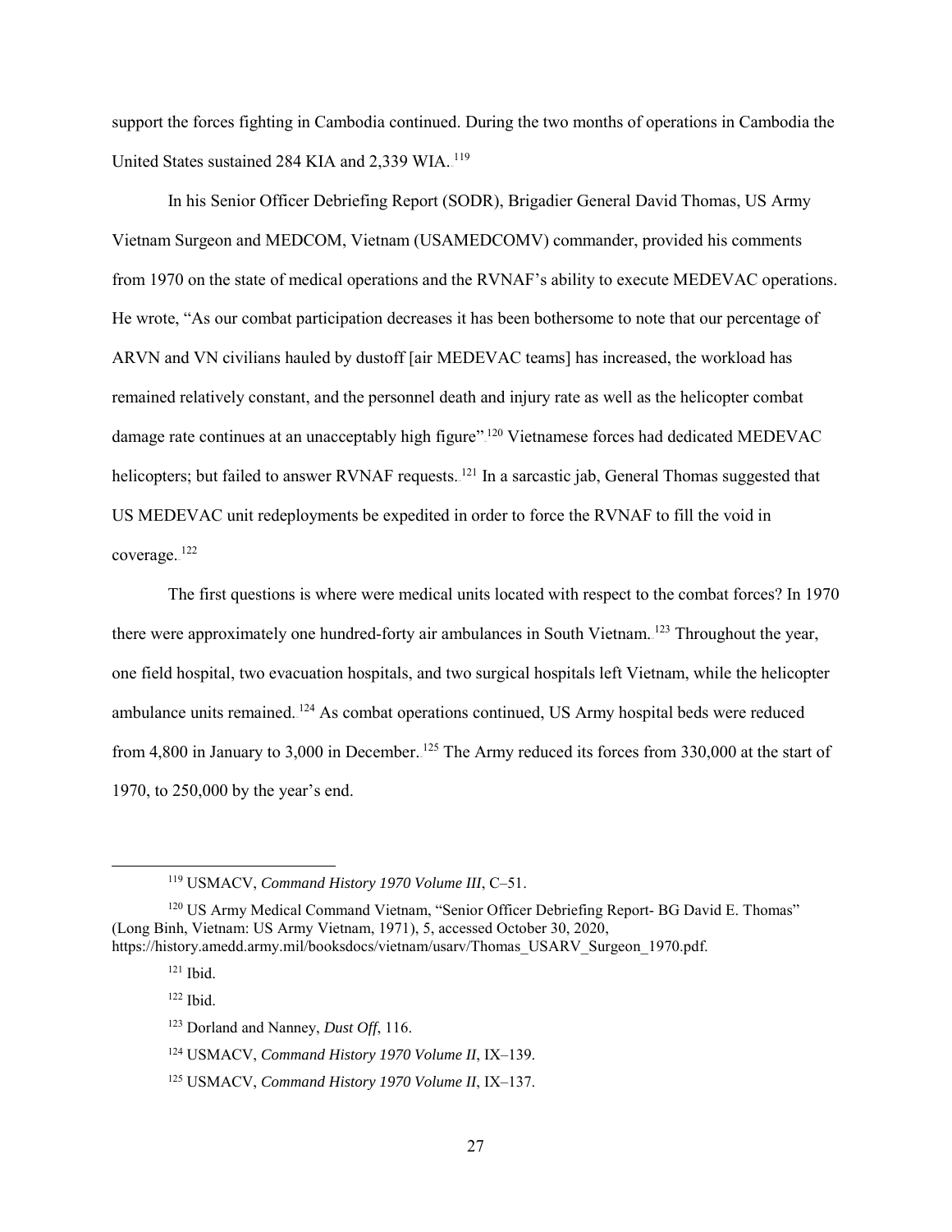support the forces fighting in Cambodia continued. During the two months of operations in Cambodia the United States sustained 284 KIA and 2,339 WIA.[119]

In his Senior Officer Debriefing Report (SODR), Brigadier General David Thomas, US Army Vietnam Surgeon and MEDCOM, Vietnam (USAMEDCOMV) commander, provided his comments from 1970 on the state of medical operations and the RVNAF's ability to execute MEDEVAC operations. He wrote, "As our combat participation decreases it has been bothersome to note that our percentage of ARVN and VN civilians hauled by dustoff [air MEDEVAC teams] has increased, the workload has remained relatively constant, and the personnel death and injury rate as well as the helicopter combat damage rate continues at an unacceptably high figure".[120] Vietnamese forces had dedicated MEDEVAC helicopters; but failed to answer RVNAF requests.[121] In a sarcastic jab, General Thomas suggested that US MEDEVAC unit redeployments be expedited in order to force the RVNAF to fill the void in coverage.[122]

The first questions is where were medical units located with respect to the combat forces? In 1970 there were approximately one hundred-forty air ambulances in South Vietnam.[123] Throughout the year, one field hospital, two evacuation hospitals, and two surgical hospitals left Vietnam, while the helicopter ambulance units remained.[124] As combat operations continued, US Army hospital beds were reduced from 4,800 in January to 3,000 in December.[125] The Army reduced its forces from 330,000 at the start of 1970, to 250,000 by the year's end.

---

[119] USMACV, *Command History 1970 Volume III*, C–51.

[120] US Army Medical Command Vietnam, "Senior Officer Debriefing Report- BG David E. Thomas" (Long Binh, Vietnam: US Army Vietnam, 1971), 5, accessed October 30, 2020, https://history.amedd.army.mil/booksdocs/vietnam/usarv/Thomas_USARV_Surgeon_1970.pdf.

[121] Ibid.

[122] Ibid.

[123] Dorland and Nanney, *Dust Off*, 116.

[124] USMACV, *Command History 1970 Volume II*, IX–139.

[125] USMACV, *Command History 1970 Volume II*, IX–137.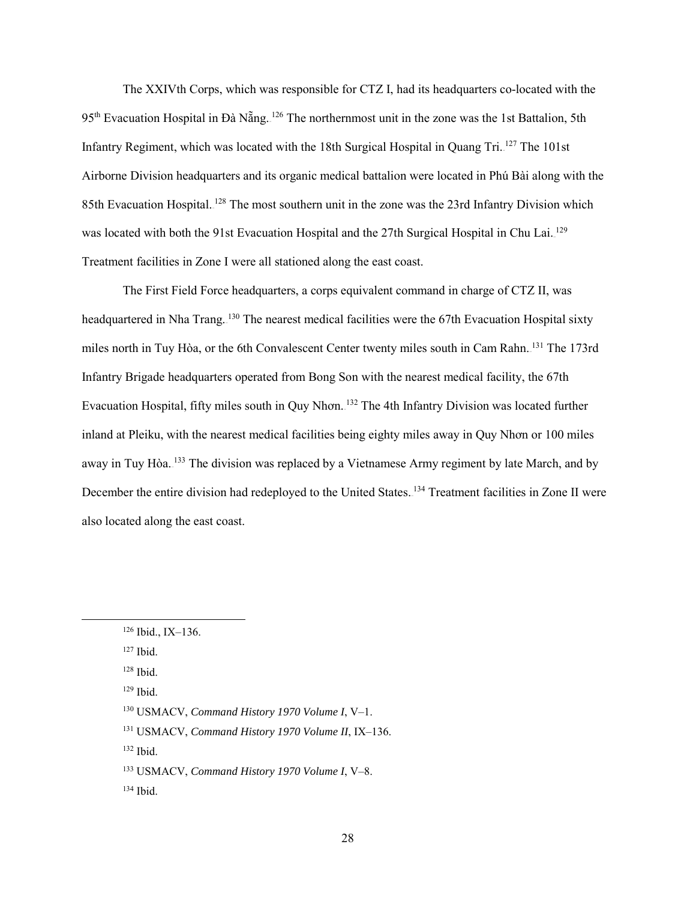The XXIVth Corps, which was responsible for CTZ I, had its headquarters co-located with the 95th Evacuation Hospital in Đà Nẵng.[126] The northernmost unit in the zone was the 1st Battalion, 5th Infantry Regiment, which was located with the 18th Surgical Hospital in Quang Tri.[127] The 101st Airborne Division headquarters and its organic medical battalion were located in Phú Bài along with the 85th Evacuation Hospital.[128] The most southern unit in the zone was the 23rd Infantry Division which was located with both the 91st Evacuation Hospital and the 27th Surgical Hospital in Chu Lai.[129] Treatment facilities in Zone I were all stationed along the east coast.

The First Field Force headquarters, a corps equivalent command in charge of CTZ II, was headquartered in Nha Trang.[130] The nearest medical facilities were the 67th Evacuation Hospital sixty miles north in Tuy Hòa, or the 6th Convalescent Center twenty miles south in Cam Rahn.[131] The 173rd Infantry Brigade headquarters operated from Bong Son with the nearest medical facility, the 67th Evacuation Hospital, fifty miles south in Quy Nhơn.[132] The 4th Infantry Division was located further inland at Pleiku, with the nearest medical facilities being eighty miles away in Quy Nhơn or 100 miles away in Tuy Hòa.[133] The division was replaced by a Vietnamese Army regiment by late March, and by December the entire division had redeployed to the United States.[134] Treatment facilities in Zone II were also located along the east coast.

---

[126] Ibid., IX–136.

[127] Ibid.

[128] Ibid.

[129] Ibid.

[130] USMACV, *Command History 1970 Volume I*, V–1.

[131] USMACV, *Command History 1970 Volume II*, IX–136.

[132] Ibid.

[133] USMACV, *Command History 1970 Volume I*, V–8.

[134] Ibid.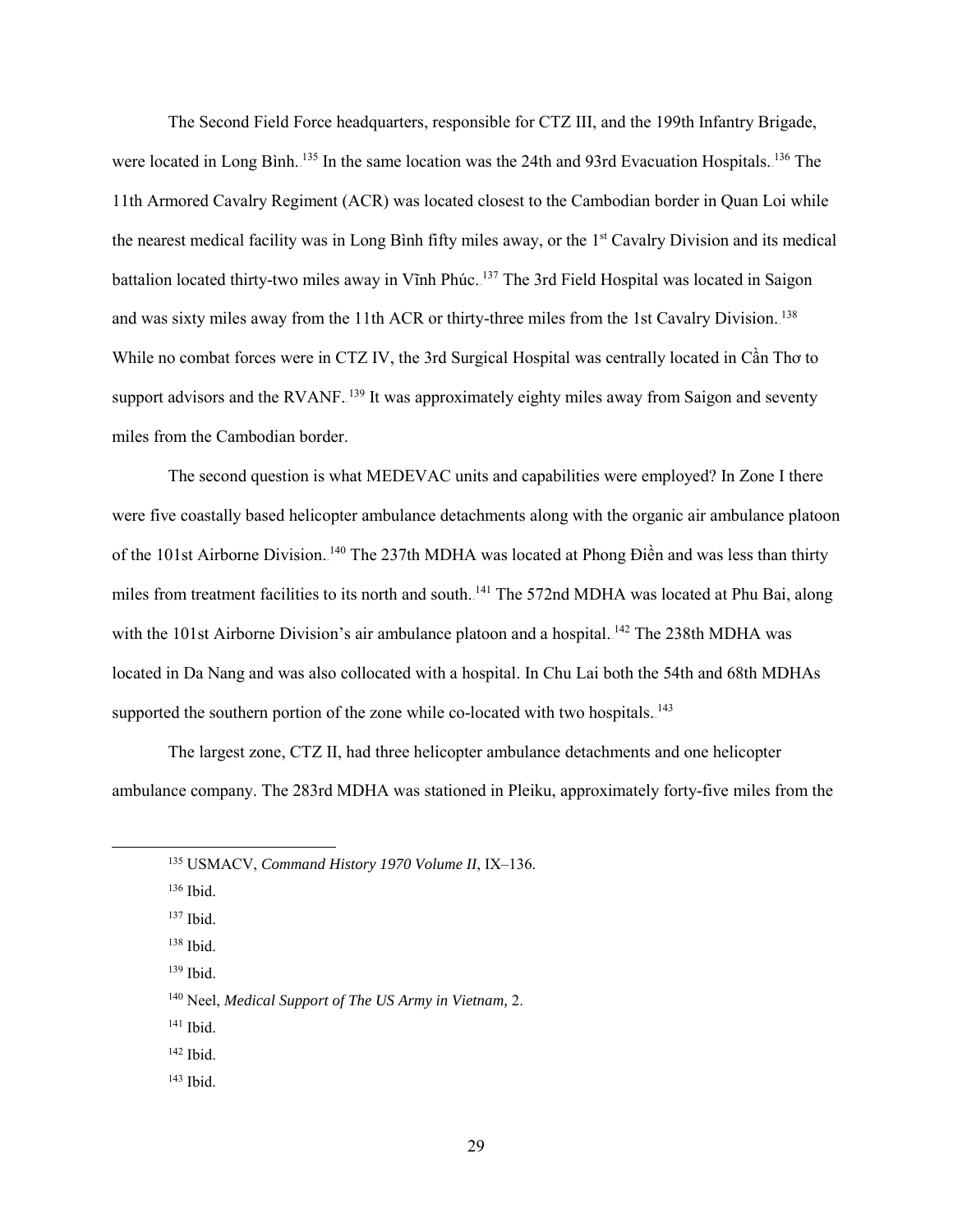The Second Field Force headquarters, responsible for CTZ III, and the 199th Infantry Brigade, were located in Long Bình.[135] In the same location was the 24th and 93rd Evacuation Hospitals.[136] The 11th Armored Cavalry Regiment (ACR) was located closest to the Cambodian border in Quan Loi while the nearest medical facility was in Long Bình fifty miles away, or the 1st Cavalry Division and its medical battalion located thirty-two miles away in Vĩnh Phúc.[137] The 3rd Field Hospital was located in Saigon and was sixty miles away from the 11th ACR or thirty-three miles from the 1st Cavalry Division.[138] While no combat forces were in CTZ IV, the 3rd Surgical Hospital was centrally located in Cần Thơ to support advisors and the RVANF.[139] It was approximately eighty miles away from Saigon and seventy miles from the Cambodian border.

The second question is what MEDEVAC units and capabilities were employed? In Zone I there were five coastally based helicopter ambulance detachments along with the organic air ambulance platoon of the 101st Airborne Division.[140] The 237th MDHA was located at Phong Điền and was less than thirty miles from treatment facilities to its north and south.[141] The 572nd MDHA was located at Phu Bai, along with the 101st Airborne Division's air ambulance platoon and a hospital.[142] The 238th MDHA was located in Da Nang and was also collocated with a hospital. In Chu Lai both the 54th and 68th MDHAs supported the southern portion of the zone while co-located with two hospitals.[143]

The largest zone, CTZ II, had three helicopter ambulance detachments and one helicopter ambulance company. The 283rd MDHA was stationed in Pleiku, approximately forty-five miles from the

---

135 USMACV, *Command History 1970 Volume II*, IX–136.

136 Ibid.

137 Ibid.

138 Ibid.

139 Ibid.

140 Neel, *Medical Support of The US Army in Vietnam,* 2.

141 Ibid.

142 Ibid.

143 Ibid.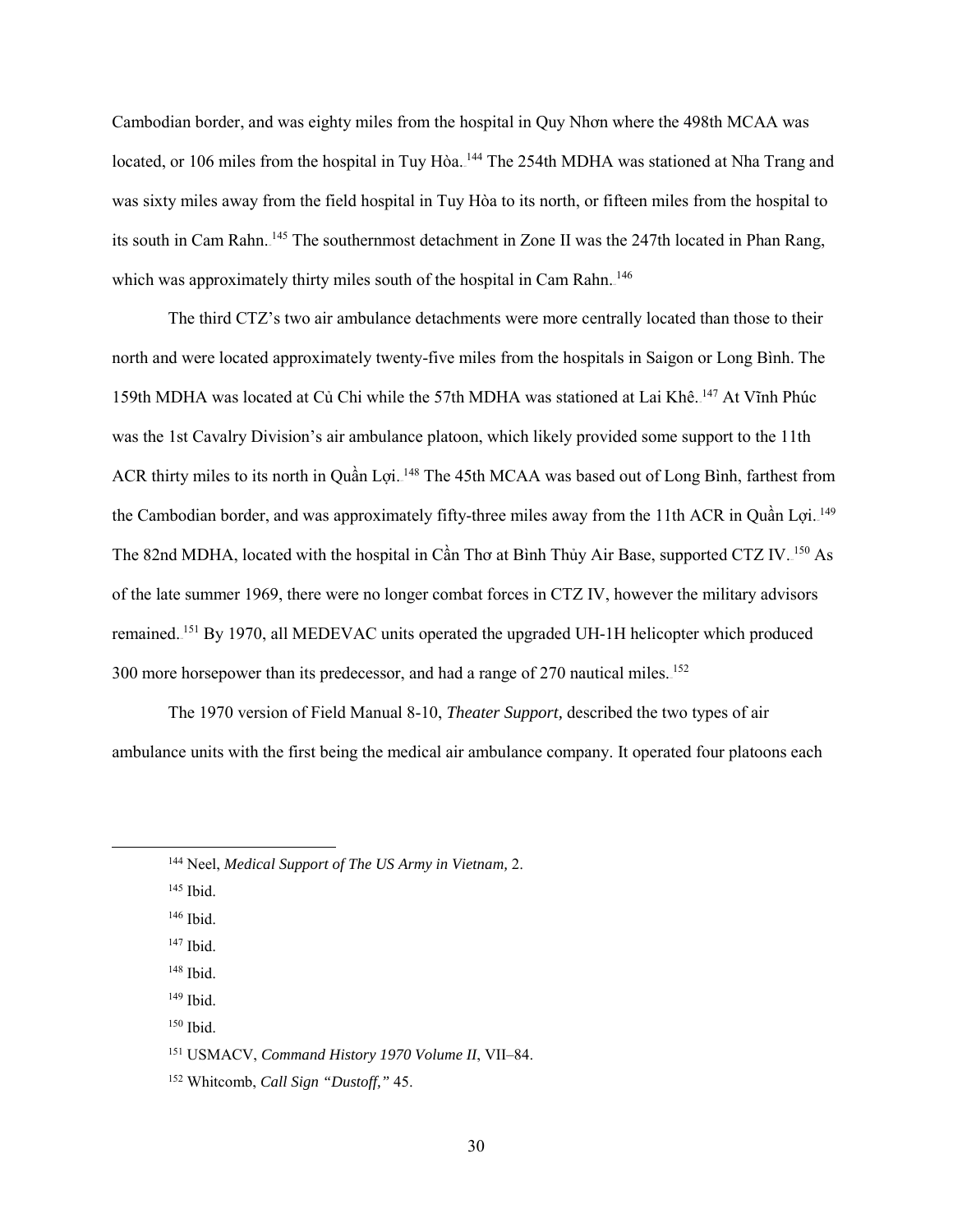Cambodian border, and was eighty miles from the hospital in Quy Nhơn where the 498th MCAA was located, or 106 miles from the hospital in Tuy Hòa.[144] The 254th MDHA was stationed at Nha Trang and was sixty miles away from the field hospital in Tuy Hòa to its north, or fifteen miles from the hospital to its south in Cam Rahn.[145] The southernmost detachment in Zone II was the 247th located in Phan Rang, which was approximately thirty miles south of the hospital in Cam Rahn.[146]

The third CTZ's two air ambulance detachments were more centrally located than those to their north and were located approximately twenty-five miles from the hospitals in Saigon or Long Bình. The 159th MDHA was located at Củ Chi while the 57th MDHA was stationed at Lai Khê.[147] At Vĩnh Phúc was the 1st Cavalry Division's air ambulance platoon, which likely provided some support to the 11th ACR thirty miles to its north in Quần Lợi.[148] The 45th MCAA was based out of Long Bình, farthest from the Cambodian border, and was approximately fifty-three miles away from the 11th ACR in Quần Lợi.[149] The 82nd MDHA, located with the hospital in Cần Thơ at Bình Thủy Air Base, supported CTZ IV.[150] As of the late summer 1969, there were no longer combat forces in CTZ IV, however the military advisors remained.[151] By 1970, all MEDEVAC units operated the upgraded UH-1H helicopter which produced 300 more horsepower than its predecessor, and had a range of 270 nautical miles.[152]

The 1970 version of Field Manual 8-10, *Theater Support,* described the two types of air ambulance units with the first being the medical air ambulance company. It operated four platoons each

---

[144] Neel, *Medical Support of The US Army in Vietnam,* 2.

[145] Ibid.

[146] Ibid.

[147] Ibid.

[148] Ibid.

[149] Ibid.

[150] Ibid.

[151] USMACV, *Command History 1970 Volume II*, VII–84.

[152] Whitcomb, *Call Sign "Dustoff,"* 45.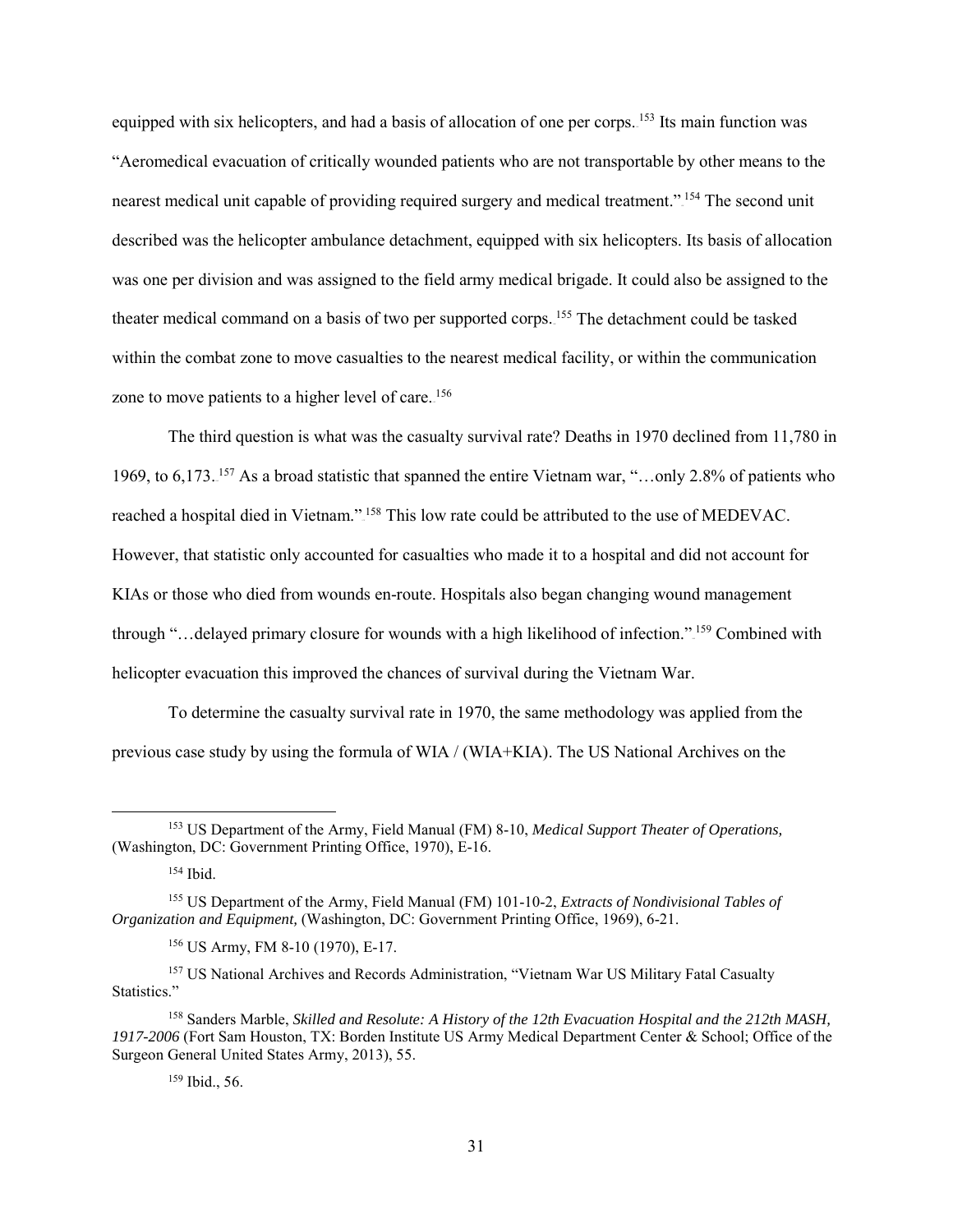equipped with six helicopters, and had a basis of allocation of one per corps.[153] Its main function was "Aeromedical evacuation of critically wounded patients who are not transportable by other means to the nearest medical unit capable of providing required surgery and medical treatment."[154] The second unit described was the helicopter ambulance detachment, equipped with six helicopters. Its basis of allocation was one per division and was assigned to the field army medical brigade. It could also be assigned to the theater medical command on a basis of two per supported corps.[155] The detachment could be tasked within the combat zone to move casualties to the nearest medical facility, or within the communication zone to move patients to a higher level of care.[156]

The third question is what was the casualty survival rate? Deaths in 1970 declined from 11,780 in 1969, to 6,173.[157] As a broad statistic that spanned the entire Vietnam war, "…only 2.8% of patients who reached a hospital died in Vietnam."[158] This low rate could be attributed to the use of MEDEVAC. However, that statistic only accounted for casualties who made it to a hospital and did not account for KIAs or those who died from wounds en-route. Hospitals also began changing wound management through "…delayed primary closure for wounds with a high likelihood of infection."[159] Combined with helicopter evacuation this improved the chances of survival during the Vietnam War.

To determine the casualty survival rate in 1970, the same methodology was applied from the previous case study by using the formula of WIA / (WIA+KIA). The US National Archives on the

---

[153] US Department of the Army, Field Manual (FM) 8-10, *Medical Support Theater of Operations,* (Washington, DC: Government Printing Office, 1970), E-16.

[154] Ibid.

[155] US Department of the Army, Field Manual (FM) 101-10-2, *Extracts of Nondivisional Tables of Organization and Equipment,* (Washington, DC: Government Printing Office, 1969), 6-21.

[156] US Army, FM 8-10 (1970), E-17.

[157] US National Archives and Records Administration, "Vietnam War US Military Fatal Casualty Statistics."

[158] Sanders Marble, *Skilled and Resolute: A History of the 12th Evacuation Hospital and the 212th MASH, 1917-2006* (Fort Sam Houston, TX: Borden Institute US Army Medical Department Center & School; Office of the Surgeon General United States Army, 2013), 55.

[159] Ibid., 56.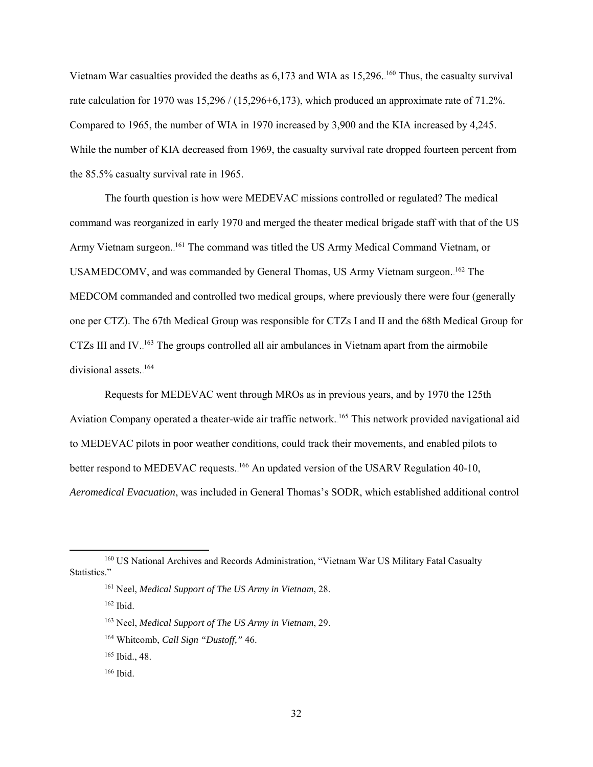Vietnam War casualties provided the deaths as 6,173 and WIA as 15,296.[160] Thus, the casualty survival rate calculation for 1970 was 15,296 / (15,296+6,173), which produced an approximate rate of 71.2%. Compared to 1965, the number of WIA in 1970 increased by 3,900 and the KIA increased by 4,245. While the number of KIA decreased from 1969, the casualty survival rate dropped fourteen percent from the 85.5% casualty survival rate in 1965.

The fourth question is how were MEDEVAC missions controlled or regulated? The medical command was reorganized in early 1970 and merged the theater medical brigade staff with that of the US Army Vietnam surgeon.[161] The command was titled the US Army Medical Command Vietnam, or USAMEDCOMV, and was commanded by General Thomas, US Army Vietnam surgeon.[162] The MEDCOM commanded and controlled two medical groups, where previously there were four (generally one per CTZ). The 67th Medical Group was responsible for CTZs I and II and the 68th Medical Group for CTZs III and IV.[163] The groups controlled all air ambulances in Vietnam apart from the airmobile divisional assets.[164]

Requests for MEDEVAC went through MROs as in previous years, and by 1970 the 125th Aviation Company operated a theater-wide air traffic network.[165] This network provided navigational aid to MEDEVAC pilots in poor weather conditions, could track their movements, and enabled pilots to better respond to MEDEVAC requests.[166] An updated version of the USARV Regulation 40-10, *Aeromedical Evacuation*, was included in General Thomas's SODR, which established additional control

---

[160] US National Archives and Records Administration, "Vietnam War US Military Fatal Casualty Statistics."

[161] Neel, *Medical Support of The US Army in Vietnam*, 28.

[162] Ibid.

[163] Neel, *Medical Support of The US Army in Vietnam*, 29.

[164] Whitcomb, *Call Sign "Dustoff,"* 46.

[165] Ibid., 48.

[166] Ibid.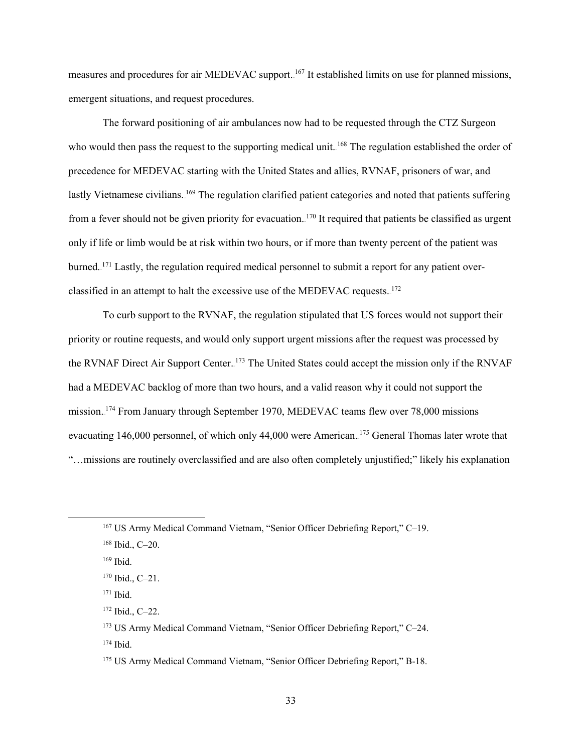measures and procedures for air MEDEVAC support.[167] It established limits on use for planned missions, emergent situations, and request procedures.

The forward positioning of air ambulances now had to be requested through the CTZ Surgeon who would then pass the request to the supporting medical unit.[168] The regulation established the order of precedence for MEDEVAC starting with the United States and allies, RVNAF, prisoners of war, and lastly Vietnamese civilians.[169] The regulation clarified patient categories and noted that patients suffering from a fever should not be given priority for evacuation.[170] It required that patients be classified as urgent only if life or limb would be at risk within two hours, or if more than twenty percent of the patient was burned.[171] Lastly, the regulation required medical personnel to submit a report for any patient over-classified in an attempt to halt the excessive use of the MEDEVAC requests.[172]

To curb support to the RVNAF, the regulation stipulated that US forces would not support their priority or routine requests, and would only support urgent missions after the request was processed by the RVNAF Direct Air Support Center.[173] The United States could accept the mission only if the RNVAF had a MEDEVAC backlog of more than two hours, and a valid reason why it could not support the mission.[174] From January through September 1970, MEDEVAC teams flew over 78,000 missions evacuating 146,000 personnel, of which only 44,000 were American.[175] General Thomas later wrote that "…missions are routinely overclassified and are also often completely unjustified;" likely his explanation

---

[167] US Army Medical Command Vietnam, "Senior Officer Debriefing Report," C–19.

[168] Ibid., C–20.

[169] Ibid.

[170] Ibid., C–21.

[171] Ibid.

[172] Ibid., C–22.

[173] US Army Medical Command Vietnam, "Senior Officer Debriefing Report," C–24.

[174] Ibid.

[175] US Army Medical Command Vietnam, "Senior Officer Debriefing Report," B-18.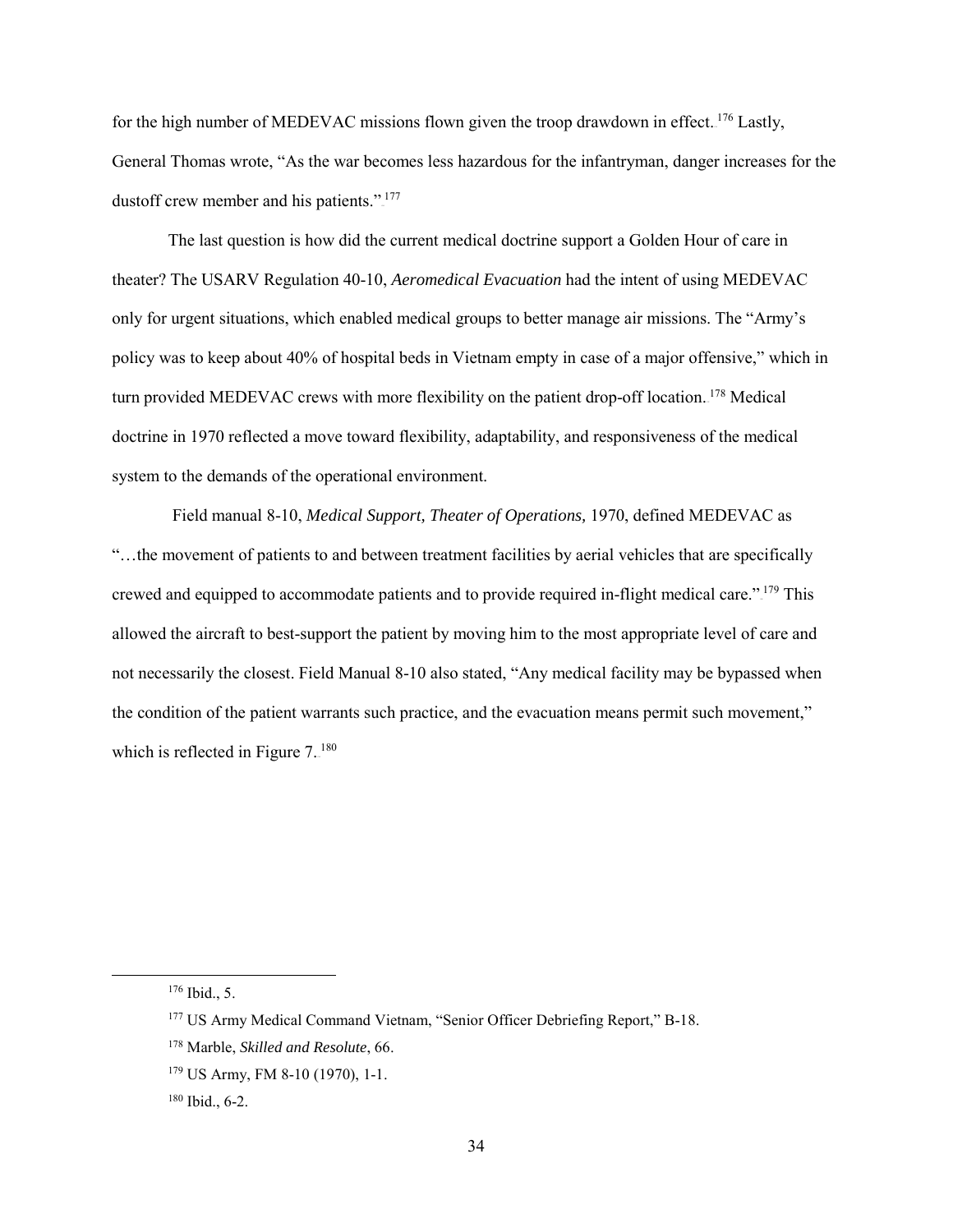for the high number of MEDEVAC missions flown given the troop drawdown in effect.[176] Lastly, General Thomas wrote, "As the war becomes less hazardous for the infantryman, danger increases for the dustoff crew member and his patients."[177]

The last question is how did the current medical doctrine support a Golden Hour of care in theater? The USARV Regulation 40-10, *Aeromedical Evacuation* had the intent of using MEDEVAC only for urgent situations, which enabled medical groups to better manage air missions. The "Army's policy was to keep about 40% of hospital beds in Vietnam empty in case of a major offensive," which in turn provided MEDEVAC crews with more flexibility on the patient drop-off location.[178] Medical doctrine in 1970 reflected a move toward flexibility, adaptability, and responsiveness of the medical system to the demands of the operational environment.

Field manual 8-10, *Medical Support, Theater of Operations,* 1970, defined MEDEVAC as "…the movement of patients to and between treatment facilities by aerial vehicles that are specifically crewed and equipped to accommodate patients and to provide required in-flight medical care."[179] This allowed the aircraft to best-support the patient by moving him to the most appropriate level of care and not necessarily the closest. Field Manual 8-10 also stated, "Any medical facility may be bypassed when the condition of the patient warrants such practice, and the evacuation means permit such movement," which is reflected in Figure 7.[180]

---

[176] Ibid., 5.

[177] US Army Medical Command Vietnam, "Senior Officer Debriefing Report," B-18.

[178] Marble, *Skilled and Resolute*, 66.

[179] US Army, FM 8-10 (1970), 1-1.

[180] Ibid., 6-2.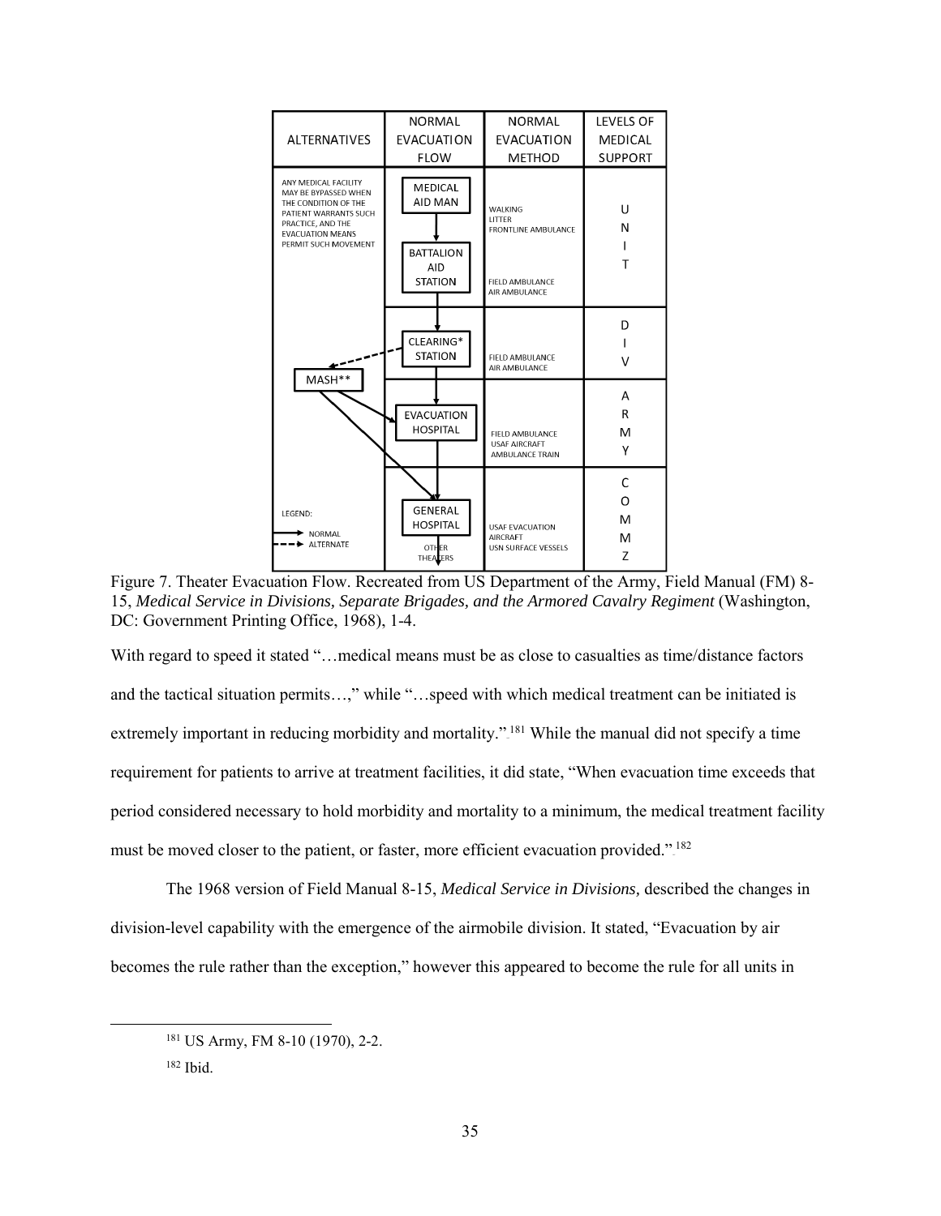| ALTERNATIVES | NORMAL EVACUATION FLOW | NORMAL EVACUATION METHOD | LEVELS OF MEDICAL SUPPORT |
|---|---|---|---|
| ANY MEDICAL FACILITY MAY BE BYPASSED WHEN THE CONDITION OF THE PATIENT WARRANTS SUCH PRACTICE, AND THE EVACUATION MEANS PERMIT SUCH MOVEMENT | MEDICAL AID MAN → BATTALION AID STATION | WALKING LITTER FRONTLINE AMBULANCE; FIELD AMBULANCE AIR AMBULANCE | UNIT |
| MASH** (alternate from CLEARING STATION) | CLEARING* STATION | FIELD AMBULANCE AIR AMBULANCE | DIV |
| | EVACUATION HOSPITAL | FIELD AMBULANCE USAF AIRCRAFT AMBULANCE TRAIN | ARMY |
| LEGEND: → NORMAL; - - → ALTERNATE | GENERAL HOSPITAL → OTHER THEATERS | USAF EVACUATION AIRCRAFT USN SURFACE VESSELS | COMMZ |

Figure 7. Theater Evacuation Flow. Recreated from US Department of the Army, Field Manual (FM) 8-15, *Medical Service in Divisions, Separate Brigades, and the Armored Cavalry Regiment* (Washington, DC: Government Printing Office, 1968), 1-4.

With regard to speed it stated "…medical means must be as close to casualties as time/distance factors and the tactical situation permits…," while "…speed with which medical treatment can be initiated is extremely important in reducing morbidity and mortality."[181] While the manual did not specify a time requirement for patients to arrive at treatment facilities, it did state, "When evacuation time exceeds that period considered necessary to hold morbidity and mortality to a minimum, the medical treatment facility must be moved closer to the patient, or faster, more efficient evacuation provided."[182]

The 1968 version of Field Manual 8-15, *Medical Service in Divisions,* described the changes in division-level capability with the emergence of the airmobile division. It stated, "Evacuation by air becomes the rule rather than the exception," however this appeared to become the rule for all units in

[181] US Army, FM 8-10 (1970), 2-2.

[182] Ibid.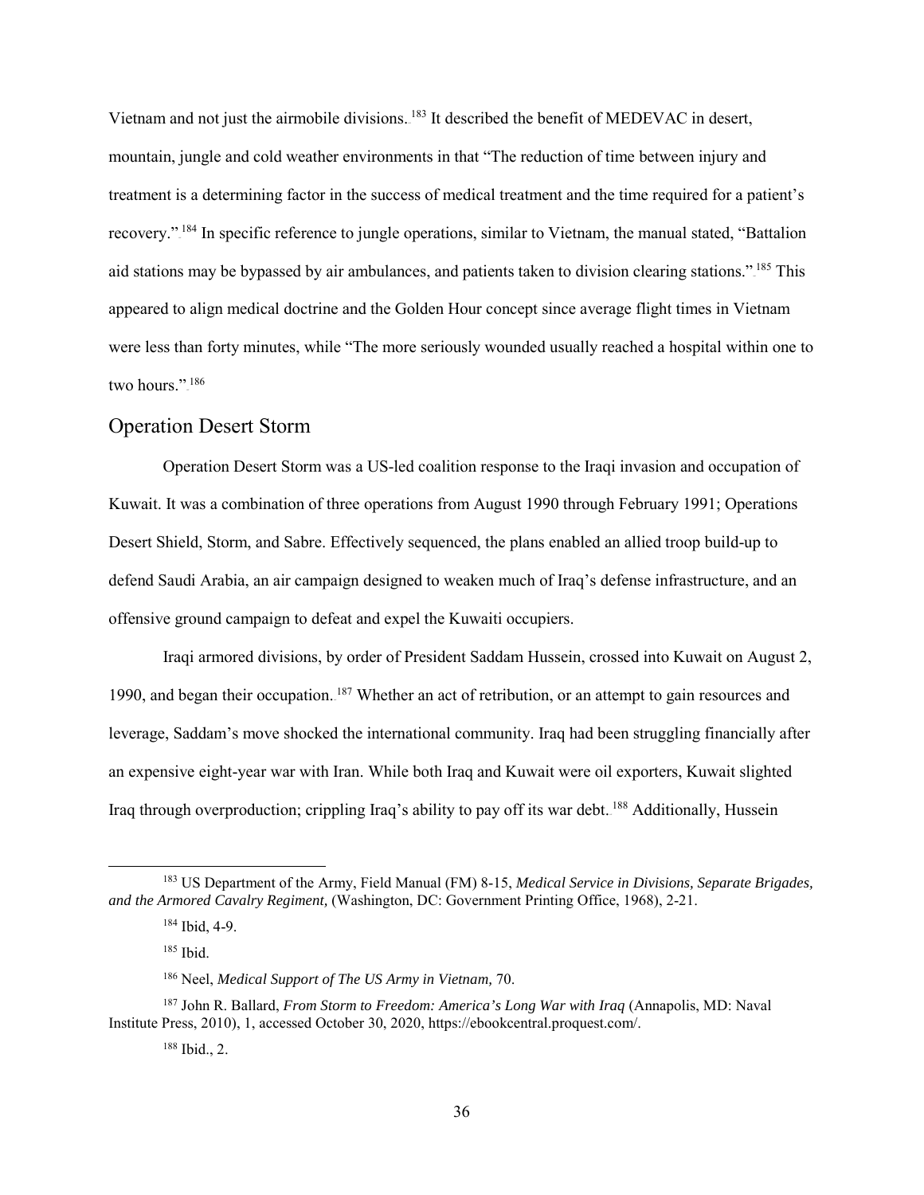Vietnam and not just the airmobile divisions.[183] It described the benefit of MEDEVAC in desert, mountain, jungle and cold weather environments in that "The reduction of time between injury and treatment is a determining factor in the success of medical treatment and the time required for a patient's recovery."[184] In specific reference to jungle operations, similar to Vietnam, the manual stated, "Battalion aid stations may be bypassed by air ambulances, and patients taken to division clearing stations."[185] This appeared to align medical doctrine and the Golden Hour concept since average flight times in Vietnam were less than forty minutes, while "The more seriously wounded usually reached a hospital within one to two hours."[186]

## Operation Desert Storm

Operation Desert Storm was a US-led coalition response to the Iraqi invasion and occupation of Kuwait. It was a combination of three operations from August 1990 through February 1991; Operations Desert Shield, Storm, and Sabre. Effectively sequenced, the plans enabled an allied troop build-up to defend Saudi Arabia, an air campaign designed to weaken much of Iraq's defense infrastructure, and an offensive ground campaign to defeat and expel the Kuwaiti occupiers.

Iraqi armored divisions, by order of President Saddam Hussein, crossed into Kuwait on August 2, 1990, and began their occupation.[187] Whether an act of retribution, or an attempt to gain resources and leverage, Saddam's move shocked the international community. Iraq had been struggling financially after an expensive eight-year war with Iran. While both Iraq and Kuwait were oil exporters, Kuwait slighted Iraq through overproduction; crippling Iraq's ability to pay off its war debt.[188] Additionally, Hussein

---

[183] US Department of the Army, Field Manual (FM) 8-15, *Medical Service in Divisions, Separate Brigades, and the Armored Cavalry Regiment,* (Washington, DC: Government Printing Office, 1968), 2-21.

[184] Ibid, 4-9.

[185] Ibid.

[186] Neel, *Medical Support of The US Army in Vietnam,* 70.

[187] John R. Ballard, *From Storm to Freedom: America's Long War with Iraq* (Annapolis, MD: Naval Institute Press, 2010), 1, accessed October 30, 2020, https://ebookcentral.proquest.com/.

[188] Ibid., 2.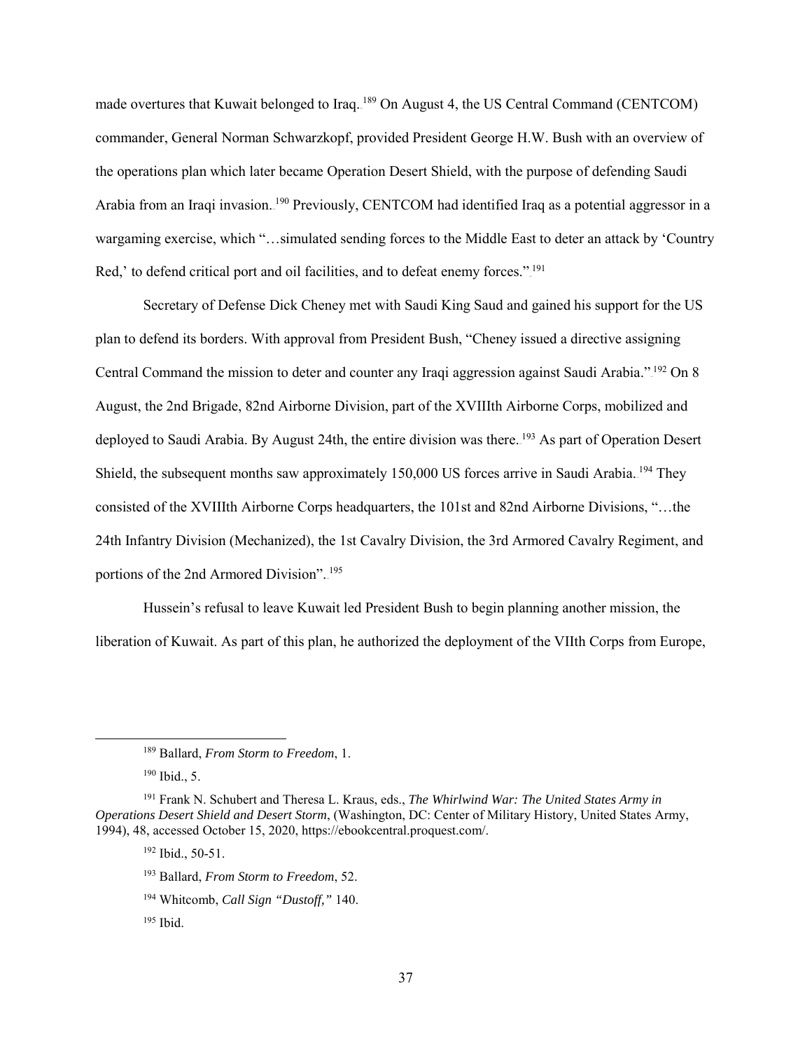made overtures that Kuwait belonged to Iraq.[189] On August 4, the US Central Command (CENTCOM) commander, General Norman Schwarzkopf, provided President George H.W. Bush with an overview of the operations plan which later became Operation Desert Shield, with the purpose of defending Saudi Arabia from an Iraqi invasion.[190] Previously, CENTCOM had identified Iraq as a potential aggressor in a wargaming exercise, which "…simulated sending forces to the Middle East to deter an attack by 'Country Red,' to defend critical port and oil facilities, and to defeat enemy forces."[191]

Secretary of Defense Dick Cheney met with Saudi King Saud and gained his support for the US plan to defend its borders. With approval from President Bush, "Cheney issued a directive assigning Central Command the mission to deter and counter any Iraqi aggression against Saudi Arabia."[192] On 8 August, the 2nd Brigade, 82nd Airborne Division, part of the XVIIIth Airborne Corps, mobilized and deployed to Saudi Arabia. By August 24th, the entire division was there.[193] As part of Operation Desert Shield, the subsequent months saw approximately 150,000 US forces arrive in Saudi Arabia.[194] They consisted of the XVIIIth Airborne Corps headquarters, the 101st and 82nd Airborne Divisions, "…the 24th Infantry Division (Mechanized), the 1st Cavalry Division, the 3rd Armored Cavalry Regiment, and portions of the 2nd Armored Division".[195]

Hussein's refusal to leave Kuwait led President Bush to begin planning another mission, the liberation of Kuwait. As part of this plan, he authorized the deployment of the VIIth Corps from Europe,

---

[189] Ballard, *From Storm to Freedom*, 1.

[190] Ibid., 5.

[191] Frank N. Schubert and Theresa L. Kraus, eds., *The Whirlwind War: The United States Army in Operations Desert Shield and Desert Storm*, (Washington, DC: Center of Military History, United States Army, 1994), 48, accessed October 15, 2020, https://ebookcentral.proquest.com/.

[192] Ibid., 50-51.

[193] Ballard, *From Storm to Freedom*, 52.

[194] Whitcomb, *Call Sign "Dustoff,"* 140.

[195] Ibid.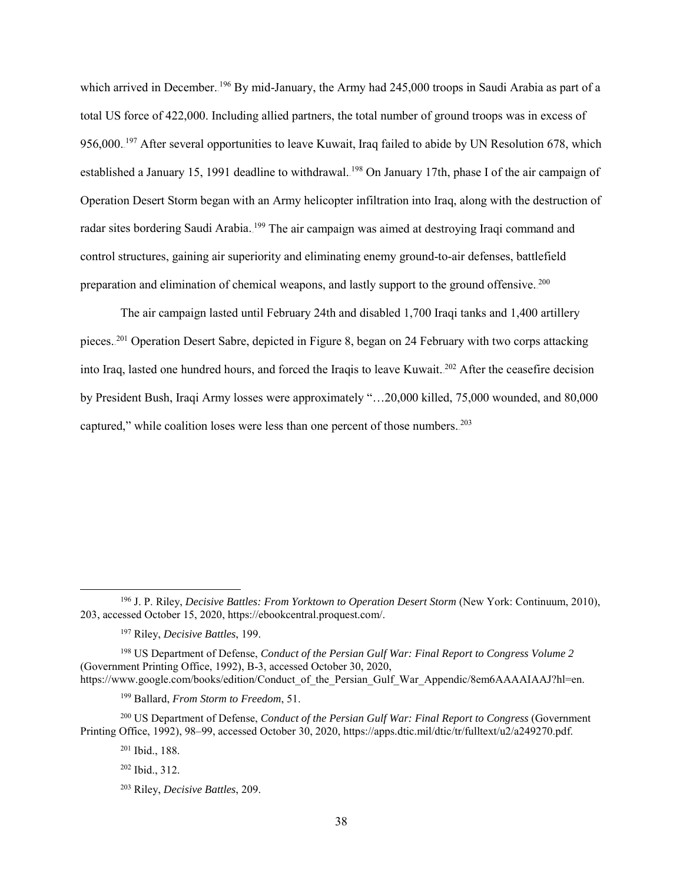which arrived in December.[196] By mid-January, the Army had 245,000 troops in Saudi Arabia as part of a total US force of 422,000. Including allied partners, the total number of ground troops was in excess of 956,000.[197] After several opportunities to leave Kuwait, Iraq failed to abide by UN Resolution 678, which established a January 15, 1991 deadline to withdrawal.[198] On January 17th, phase I of the air campaign of Operation Desert Storm began with an Army helicopter infiltration into Iraq, along with the destruction of radar sites bordering Saudi Arabia.[199] The air campaign was aimed at destroying Iraqi command and control structures, gaining air superiority and eliminating enemy ground-to-air defenses, battlefield preparation and elimination of chemical weapons, and lastly support to the ground offensive.[200]

The air campaign lasted until February 24th and disabled 1,700 Iraqi tanks and 1,400 artillery pieces.[201] Operation Desert Sabre, depicted in Figure 8, began on 24 February with two corps attacking into Iraq, lasted one hundred hours, and forced the Iraqis to leave Kuwait.[202] After the ceasefire decision by President Bush, Iraqi Army losses were approximately "…20,000 killed, 75,000 wounded, and 80,000 captured," while coalition loses were less than one percent of those numbers.[203]

---

[196] J. P. Riley, *Decisive Battles: From Yorktown to Operation Desert Storm* (New York: Continuum, 2010), 203, accessed October 15, 2020, https://ebookcentral.proquest.com/.

[197] Riley, *Decisive Battles*, 199.

[198] US Department of Defense, *Conduct of the Persian Gulf War: Final Report to Congress Volume 2* (Government Printing Office, 1992), B-3, accessed October 30, 2020, https://www.google.com/books/edition/Conduct_of_the_Persian_Gulf_War_Appendic/8em6AAAAIAAJ?hl=en.

[199] Ballard, *From Storm to Freedom*, 51.

[200] US Department of Defense, *Conduct of the Persian Gulf War: Final Report to Congress* (Government Printing Office, 1992), 98–99, accessed October 30, 2020, https://apps.dtic.mil/dtic/tr/fulltext/u2/a249270.pdf.

[201] Ibid., 188.

[202] Ibid., 312.

[203] Riley, *Decisive Battles*, 209.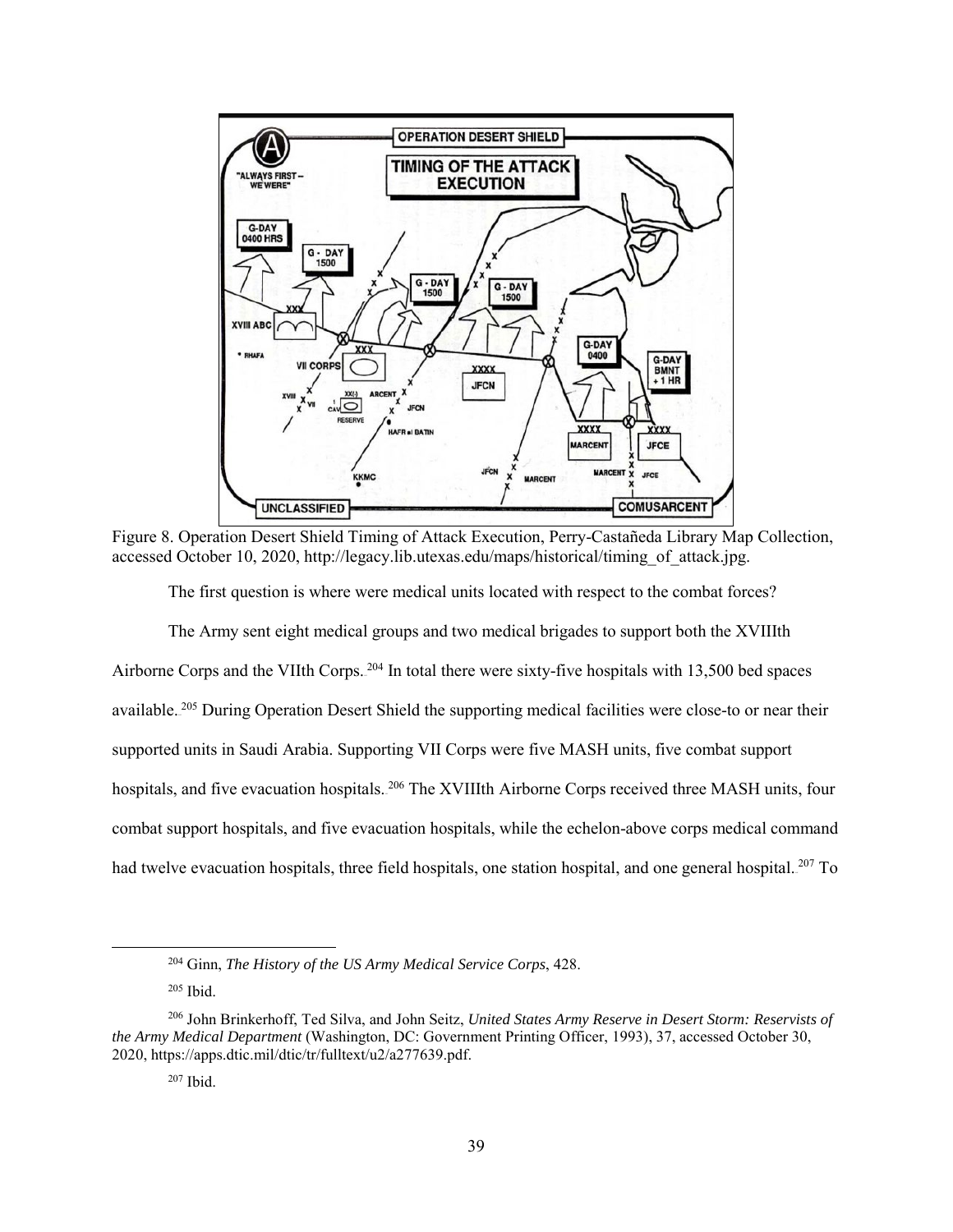Figure 8. Operation Desert Shield Timing of Attack Execution, Perry-Castañeda Library Map Collection, accessed October 10, 2020, http://legacy.lib.utexas.edu/maps/historical/timing_of_attack.jpg.

The first question is where were medical units located with respect to the combat forces?

The Army sent eight medical groups and two medical brigades to support both the XVIIIth Airborne Corps and the VIIth Corps.[204] In total there were sixty-five hospitals with 13,500 bed spaces available.[205] During Operation Desert Shield the supporting medical facilities were close-to or near their supported units in Saudi Arabia. Supporting VII Corps were five MASH units, five combat support hospitals, and five evacuation hospitals.[206] The XVIIIth Airborne Corps received three MASH units, four combat support hospitals, and five evacuation hospitals, while the echelon-above corps medical command had twelve evacuation hospitals, three field hospitals, one station hospital, and one general hospital.[207] To

---

[204] Ginn, *The History of the US Army Medical Service Corps*, 428.

[205] Ibid.

[206] John Brinkerhoff, Ted Silva, and John Seitz, *United States Army Reserve in Desert Storm: Reservists of the Army Medical Department* (Washington, DC: Government Printing Officer, 1993), 37, accessed October 30, 2020, https://apps.dtic.mil/dtic/tr/fulltext/u2/a277639.pdf.

[207] Ibid.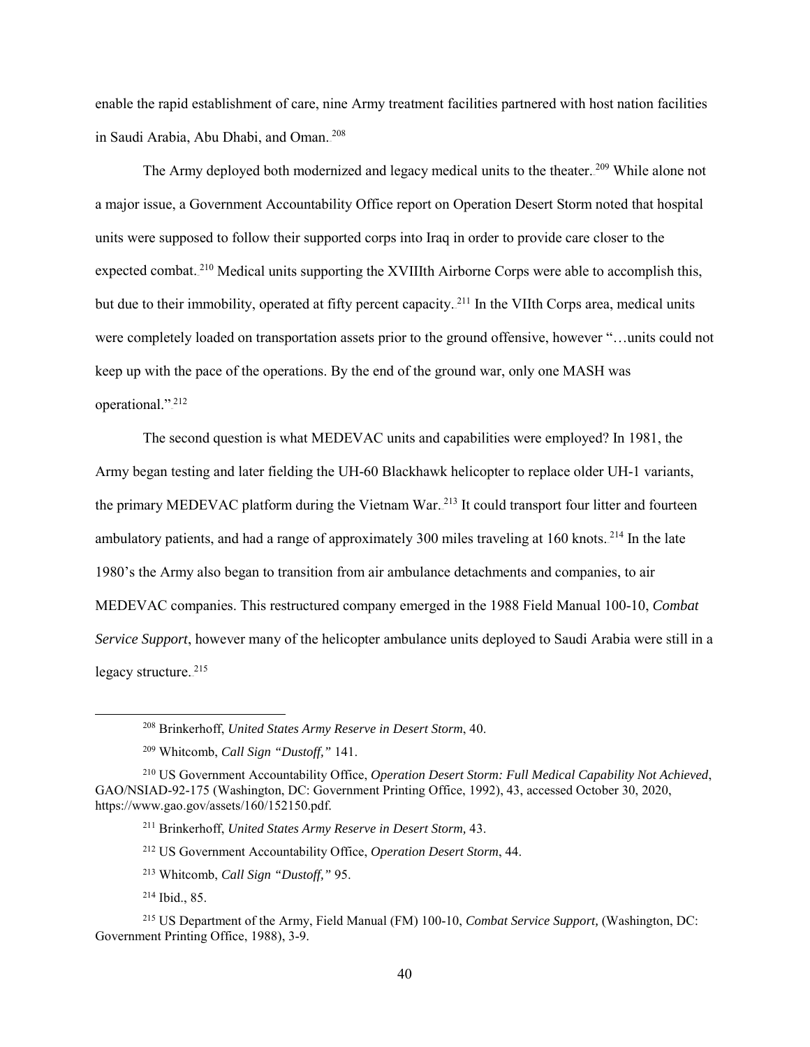enable the rapid establishment of care, nine Army treatment facilities partnered with host nation facilities in Saudi Arabia, Abu Dhabi, and Oman.[208]

The Army deployed both modernized and legacy medical units to the theater.[209] While alone not a major issue, a Government Accountability Office report on Operation Desert Storm noted that hospital units were supposed to follow their supported corps into Iraq in order to provide care closer to the expected combat.[210] Medical units supporting the XVIIIth Airborne Corps were able to accomplish this, but due to their immobility, operated at fifty percent capacity.[211] In the VIIth Corps area, medical units were completely loaded on transportation assets prior to the ground offensive, however "…units could not keep up with the pace of the operations. By the end of the ground war, only one MASH was operational."[212]

The second question is what MEDEVAC units and capabilities were employed? In 1981, the Army began testing and later fielding the UH-60 Blackhawk helicopter to replace older UH-1 variants, the primary MEDEVAC platform during the Vietnam War.[213] It could transport four litter and fourteen ambulatory patients, and had a range of approximately 300 miles traveling at 160 knots.[214] In the late 1980's the Army also began to transition from air ambulance detachments and companies, to air MEDEVAC companies. This restructured company emerged in the 1988 Field Manual 100-10, *Combat Service Support*, however many of the helicopter ambulance units deployed to Saudi Arabia were still in a legacy structure.[215]

---

[208] Brinkerhoff, *United States Army Reserve in Desert Storm*, 40.

[209] Whitcomb, *Call Sign "Dustoff,"* 141.

[210] US Government Accountability Office, *Operation Desert Storm: Full Medical Capability Not Achieved*, GAO/NSIAD-92-175 (Washington, DC: Government Printing Office, 1992), 43, accessed October 30, 2020, https://www.gao.gov/assets/160/152150.pdf.

[211] Brinkerhoff, *United States Army Reserve in Desert Storm,* 43.

[212] US Government Accountability Office, *Operation Desert Storm*, 44.

[213] Whitcomb, *Call Sign "Dustoff,"* 95.

[214] Ibid., 85.

[215] US Department of the Army, Field Manual (FM) 100-10, *Combat Service Support,* (Washington, DC: Government Printing Office, 1988), 3-9.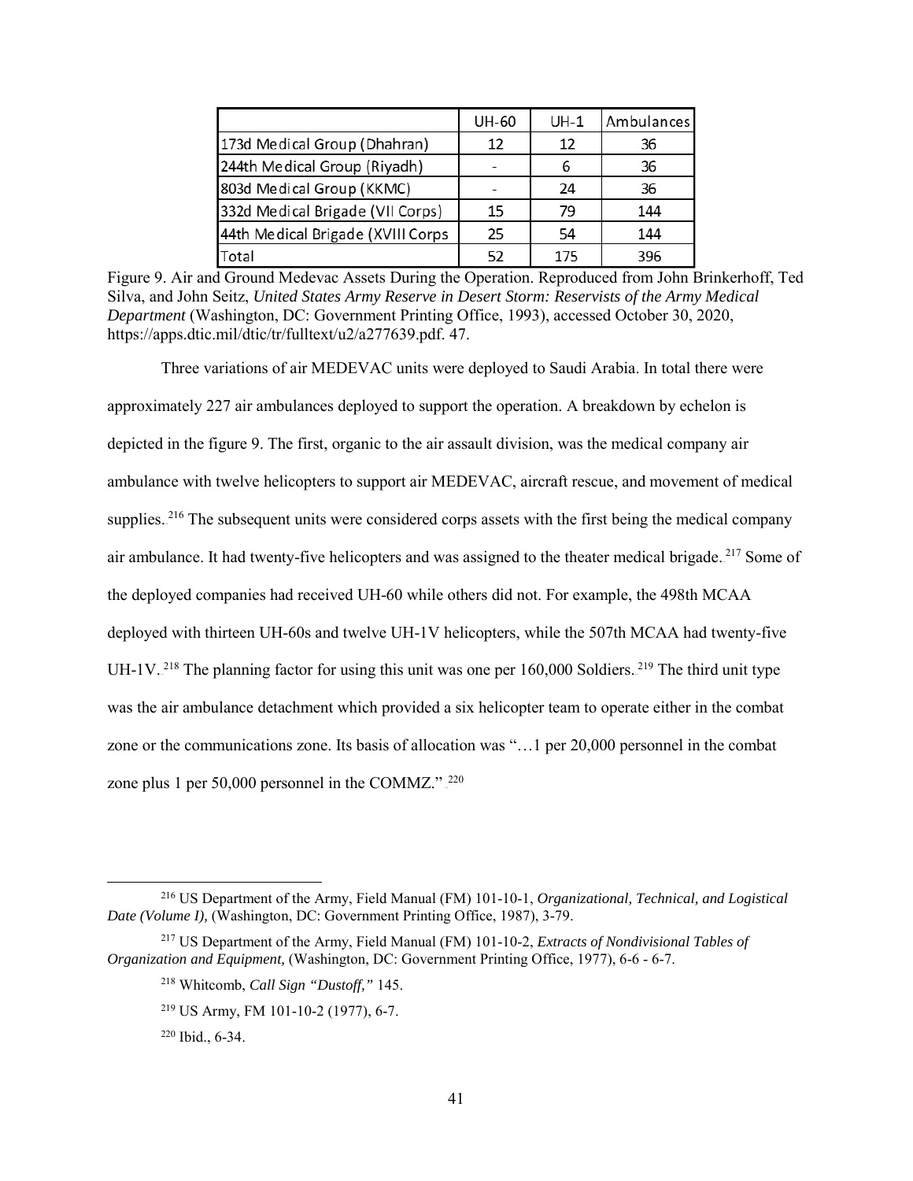| | UH-60 | UH-1 | Ambulances |
|---|---|---|---|
| 173d Medical Group (Dhahran) | 12 | 12 | 36 |
| 244th Medical Group (Riyadh) | - | 6 | 36 |
| 803d Medical Group (KKMC) | - | 24 | 36 |
| 332d Medical Brigade (VII Corps) | 15 | 79 | 144 |
| 44th Medical Brigade (XVIII Corps | 25 | 54 | 144 |
| Total | 52 | 175 | 396 |

Figure 9. Air and Ground Medevac Assets During the Operation. Reproduced from John Brinkerhoff, Ted Silva, and John Seitz, *United States Army Reserve in Desert Storm: Reservists of the Army Medical Department* (Washington, DC: Government Printing Office, 1993), accessed October 30, 2020, https://apps.dtic.mil/dtic/tr/fulltext/u2/a277639.pdf. 47.

Three variations of air MEDEVAC units were deployed to Saudi Arabia. In total there were approximately 227 air ambulances deployed to support the operation. A breakdown by echelon is depicted in the figure 9. The first, organic to the air assault division, was the medical company air ambulance with twelve helicopters to support air MEDEVAC, aircraft rescue, and movement of medical supplies.[216] The subsequent units were considered corps assets with the first being the medical company air ambulance. It had twenty-five helicopters and was assigned to the theater medical brigade.[217] Some of the deployed companies had received UH-60 while others did not. For example, the 498th MCAA deployed with thirteen UH-60s and twelve UH-1V helicopters, while the 507th MCAA had twenty-five UH-1V.[218] The planning factor for using this unit was one per 160,000 Soldiers.[219] The third unit type was the air ambulance detachment which provided a six helicopter team to operate either in the combat zone or the communications zone. Its basis of allocation was "…1 per 20,000 personnel in the combat zone plus 1 per 50,000 personnel in the COMMZ."[220]

[216] US Department of the Army, Field Manual (FM) 101-10-1, *Organizational, Technical, and Logistical Date (Volume I),* (Washington, DC: Government Printing Office, 1987), 3-79.

[217] US Department of the Army, Field Manual (FM) 101-10-2, *Extracts of Nondivisional Tables of Organization and Equipment,* (Washington, DC: Government Printing Office, 1977), 6-6 - 6-7.

[218] Whitcomb, *Call Sign "Dustoff,"* 145.

[219] US Army, FM 101-10-2 (1977), 6-7.

[220] Ibid., 6-34.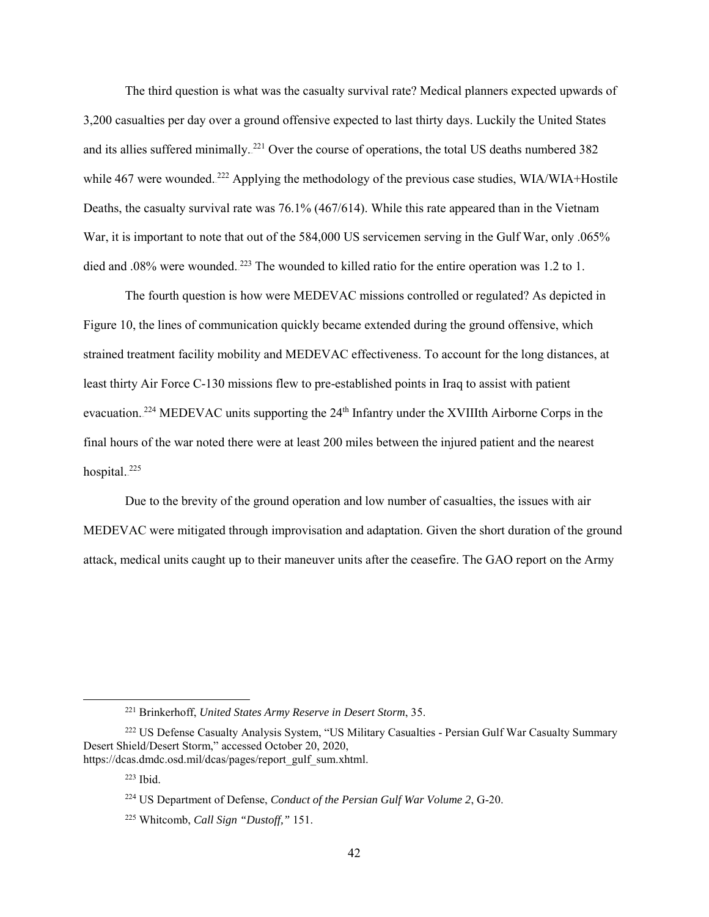The third question is what was the casualty survival rate? Medical planners expected upwards of 3,200 casualties per day over a ground offensive expected to last thirty days. Luckily the United States and its allies suffered minimally.[221] Over the course of operations, the total US deaths numbered 382 while 467 were wounded.[222] Applying the methodology of the previous case studies, WIA/WIA+Hostile Deaths, the casualty survival rate was 76.1% (467/614). While this rate appeared than in the Vietnam War, it is important to note that out of the 584,000 US servicemen serving in the Gulf War, only .065% died and .08% were wounded.[223] The wounded to killed ratio for the entire operation was 1.2 to 1.

The fourth question is how were MEDEVAC missions controlled or regulated? As depicted in Figure 10, the lines of communication quickly became extended during the ground offensive, which strained treatment facility mobility and MEDEVAC effectiveness. To account for the long distances, at least thirty Air Force C-130 missions flew to pre-established points in Iraq to assist with patient evacuation.[224] MEDEVAC units supporting the 24th Infantry under the XVIIIth Airborne Corps in the final hours of the war noted there were at least 200 miles between the injured patient and the nearest hospital.[225]

Due to the brevity of the ground operation and low number of casualties, the issues with air MEDEVAC were mitigated through improvisation and adaptation. Given the short duration of the ground attack, medical units caught up to their maneuver units after the ceasefire. The GAO report on the Army

---

[221] Brinkerhoff, *United States Army Reserve in Desert Storm*, 35.

[222] US Defense Casualty Analysis System, "US Military Casualties - Persian Gulf War Casualty Summary Desert Shield/Desert Storm," accessed October 20, 2020, https://dcas.dmdc.osd.mil/dcas/pages/report_gulf_sum.xhtml.

[223] Ibid.

[224] US Department of Defense, *Conduct of the Persian Gulf War Volume 2*, G-20.

[225] Whitcomb, *Call Sign "Dustoff,"* 151.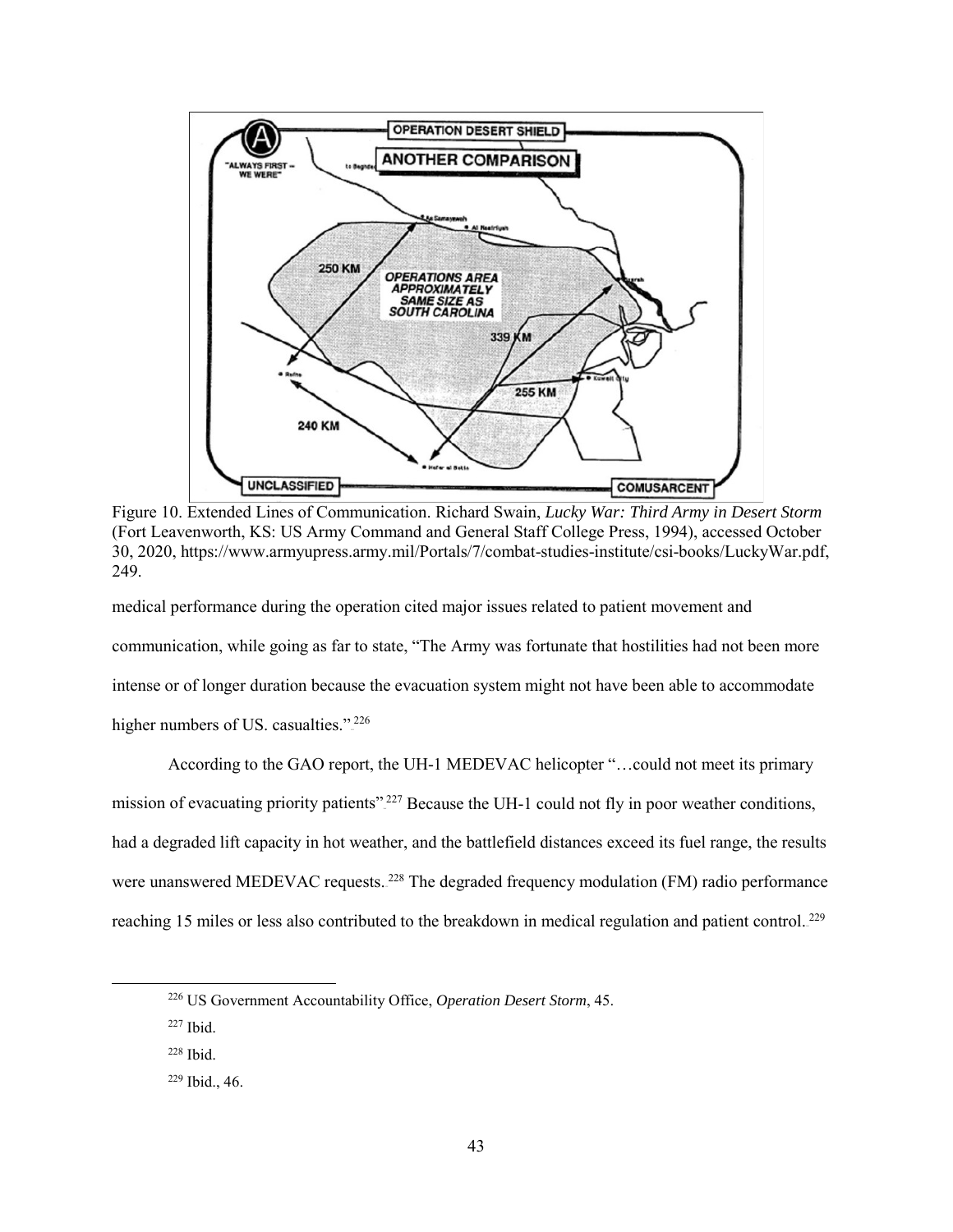Figure 10. Extended Lines of Communication. Richard Swain, *Lucky War: Third Army in Desert Storm* (Fort Leavenworth, KS: US Army Command and General Staff College Press, 1994), accessed October 30, 2020, https://www.armyupress.army.mil/Portals/7/combat-studies-institute/csi-books/LuckyWar.pdf, 249.

medical performance during the operation cited major issues related to patient movement and communication, while going as far to state, "The Army was fortunate that hostilities had not been more intense or of longer duration because the evacuation system might not have been able to accommodate higher numbers of US. casualties."[226]

According to the GAO report, the UH-1 MEDEVAC helicopter "…could not meet its primary mission of evacuating priority patients"[227] Because the UH-1 could not fly in poor weather conditions, had a degraded lift capacity in hot weather, and the battlefield distances exceed its fuel range, the results were unanswered MEDEVAC requests.[228] The degraded frequency modulation (FM) radio performance reaching 15 miles or less also contributed to the breakdown in medical regulation and patient control.[229]

---

[226] US Government Accountability Office, *Operation Desert Storm*, 45.

[227] Ibid.

[228] Ibid.

[229] Ibid., 46.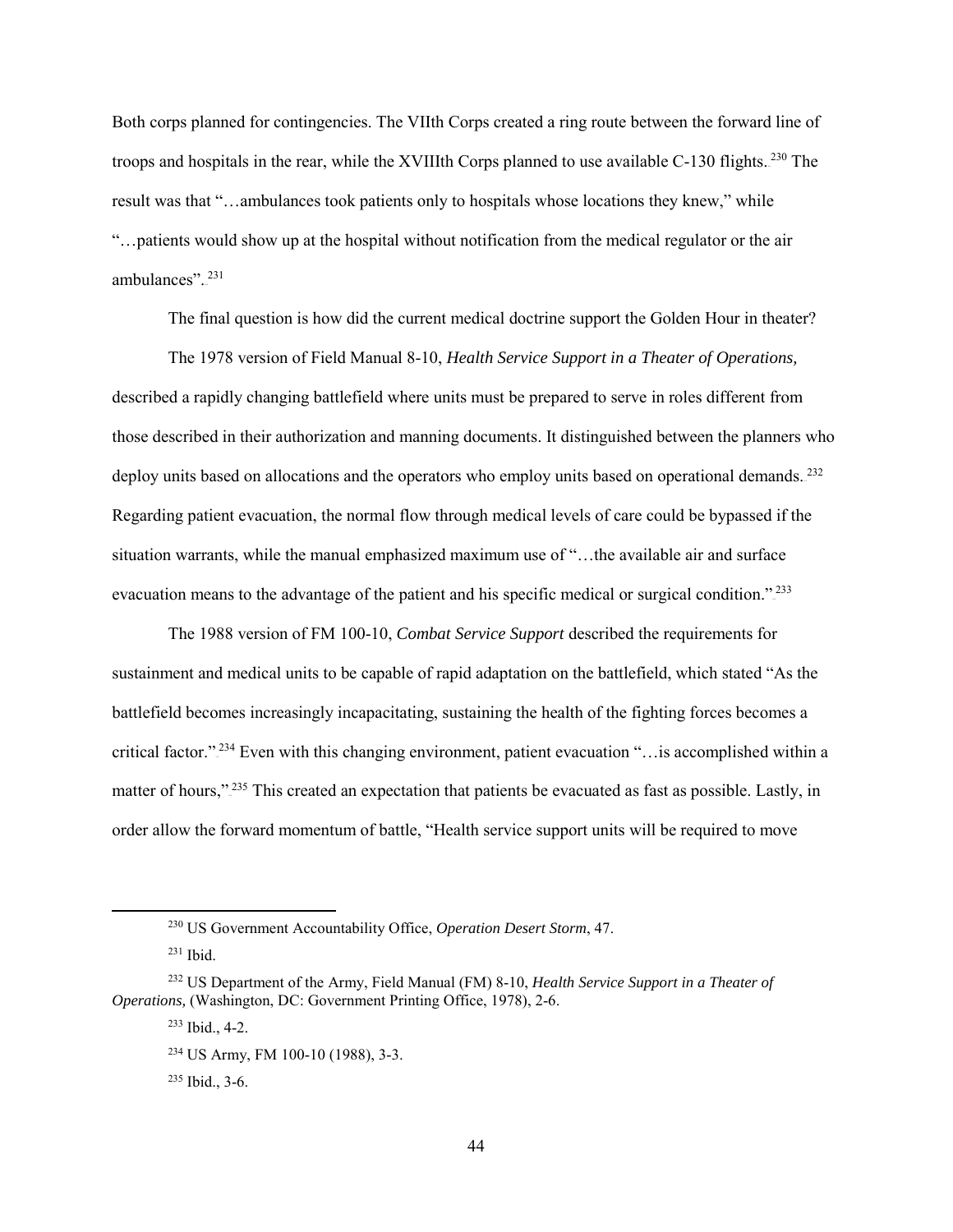Both corps planned for contingencies. The VIIth Corps created a ring route between the forward line of troops and hospitals in the rear, while the XVIIIth Corps planned to use available C-130 flights.[230] The result was that "…ambulances took patients only to hospitals whose locations they knew," while "…patients would show up at the hospital without notification from the medical regulator or the air ambulances".[231]

The final question is how did the current medical doctrine support the Golden Hour in theater?

The 1978 version of Field Manual 8-10, *Health Service Support in a Theater of Operations,* described a rapidly changing battlefield where units must be prepared to serve in roles different from those described in their authorization and manning documents. It distinguished between the planners who deploy units based on allocations and the operators who employ units based on operational demands.[232] Regarding patient evacuation, the normal flow through medical levels of care could be bypassed if the situation warrants, while the manual emphasized maximum use of "…the available air and surface evacuation means to the advantage of the patient and his specific medical or surgical condition."[233]

The 1988 version of FM 100-10, *Combat Service Support* described the requirements for sustainment and medical units to be capable of rapid adaptation on the battlefield, which stated "As the battlefield becomes increasingly incapacitating, sustaining the health of the fighting forces becomes a critical factor."[234] Even with this changing environment, patient evacuation "…is accomplished within a matter of hours,"[235] This created an expectation that patients be evacuated as fast as possible. Lastly, in order allow the forward momentum of battle, "Health service support units will be required to move

---

[230] US Government Accountability Office, *Operation Desert Storm*, 47.

[231] Ibid.

[232] US Department of the Army, Field Manual (FM) 8-10, *Health Service Support in a Theater of Operations,* (Washington, DC: Government Printing Office, 1978), 2-6.

[233] Ibid., 4-2.

[234] US Army, FM 100-10 (1988), 3-3.

[235] Ibid., 3-6.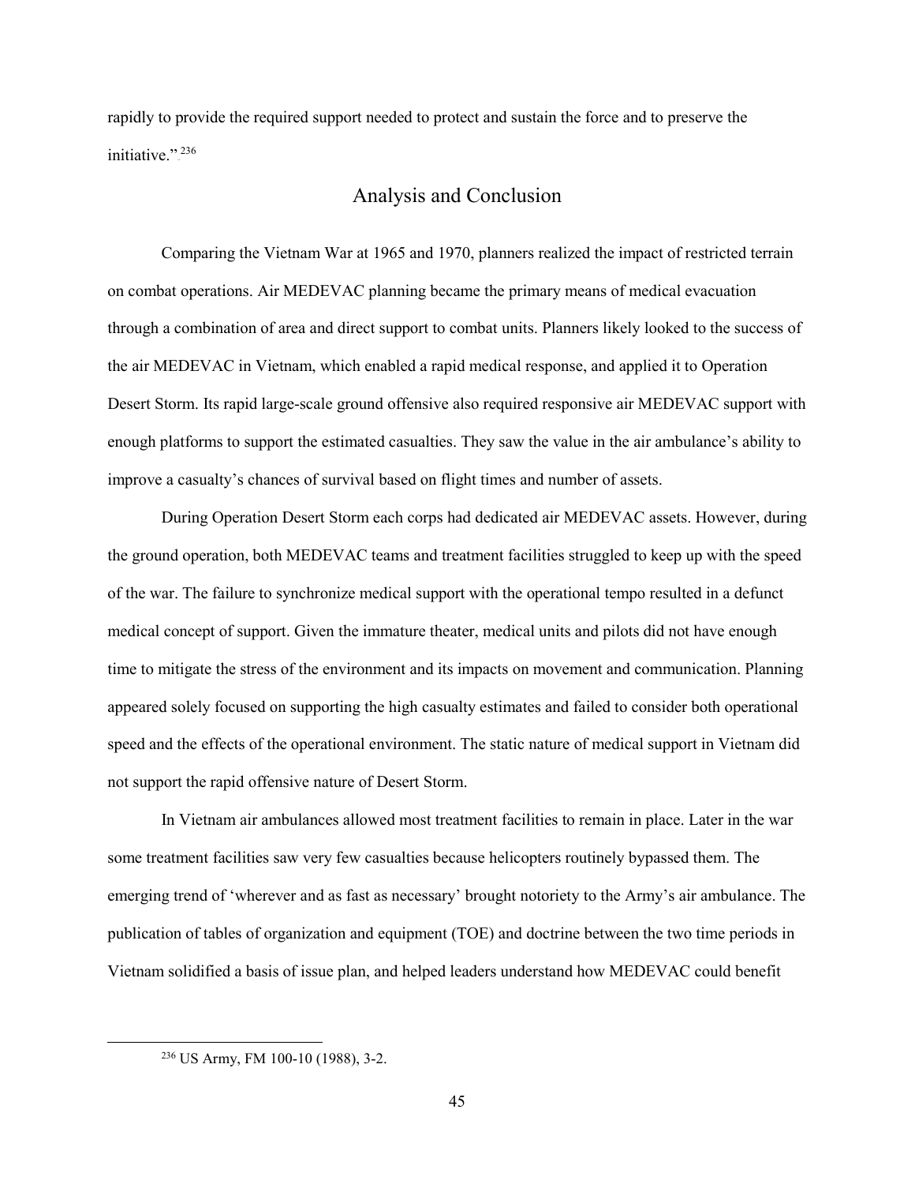rapidly to provide the required support needed to protect and sustain the force and to preserve the initiative."[236]

## Analysis and Conclusion

Comparing the Vietnam War at 1965 and 1970, planners realized the impact of restricted terrain on combat operations. Air MEDEVAC planning became the primary means of medical evacuation through a combination of area and direct support to combat units. Planners likely looked to the success of the air MEDEVAC in Vietnam, which enabled a rapid medical response, and applied it to Operation Desert Storm. Its rapid large-scale ground offensive also required responsive air MEDEVAC support with enough platforms to support the estimated casualties. They saw the value in the air ambulance's ability to improve a casualty's chances of survival based on flight times and number of assets.

During Operation Desert Storm each corps had dedicated air MEDEVAC assets. However, during the ground operation, both MEDEVAC teams and treatment facilities struggled to keep up with the speed of the war. The failure to synchronize medical support with the operational tempo resulted in a defunct medical concept of support. Given the immature theater, medical units and pilots did not have enough time to mitigate the stress of the environment and its impacts on movement and communication. Planning appeared solely focused on supporting the high casualty estimates and failed to consider both operational speed and the effects of the operational environment. The static nature of medical support in Vietnam did not support the rapid offensive nature of Desert Storm.

In Vietnam air ambulances allowed most treatment facilities to remain in place. Later in the war some treatment facilities saw very few casualties because helicopters routinely bypassed them. The emerging trend of 'wherever and as fast as necessary' brought notoriety to the Army's air ambulance. The publication of tables of organization and equipment (TOE) and doctrine between the two time periods in Vietnam solidified a basis of issue plan, and helped leaders understand how MEDEVAC could benefit

---

[236] US Army, FM 100-10 (1988), 3-2.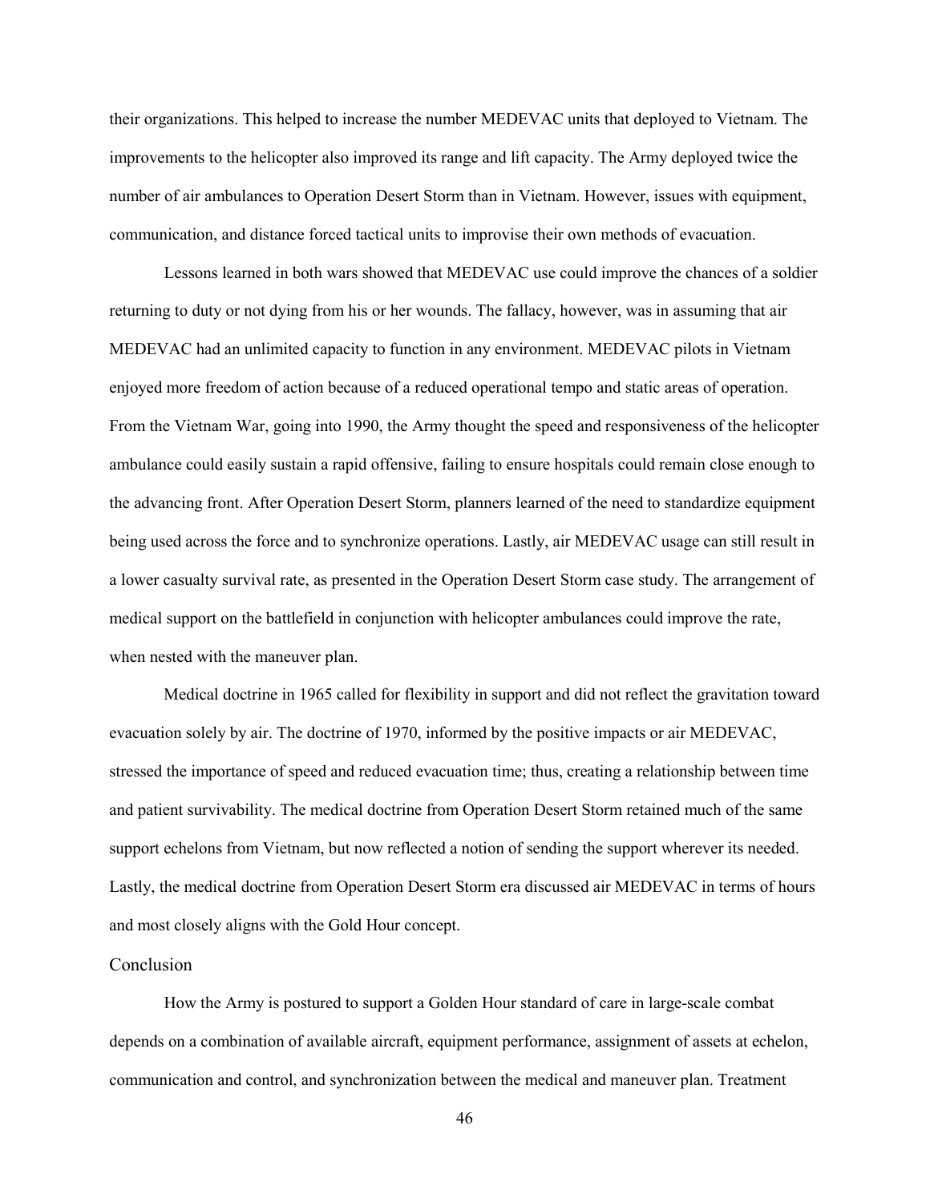their organizations. This helped to increase the number MEDEVAC units that deployed to Vietnam. The improvements to the helicopter also improved its range and lift capacity. The Army deployed twice the number of air ambulances to Operation Desert Storm than in Vietnam. However, issues with equipment, communication, and distance forced tactical units to improvise their own methods of evacuation.

Lessons learned in both wars showed that MEDEVAC use could improve the chances of a soldier returning to duty or not dying from his or her wounds. The fallacy, however, was in assuming that air MEDEVAC had an unlimited capacity to function in any environment. MEDEVAC pilots in Vietnam enjoyed more freedom of action because of a reduced operational tempo and static areas of operation. From the Vietnam War, going into 1990, the Army thought the speed and responsiveness of the helicopter ambulance could easily sustain a rapid offensive, failing to ensure hospitals could remain close enough to the advancing front. After Operation Desert Storm, planners learned of the need to standardize equipment being used across the force and to synchronize operations. Lastly, air MEDEVAC usage can still result in a lower casualty survival rate, as presented in the Operation Desert Storm case study. The arrangement of medical support on the battlefield in conjunction with helicopter ambulances could improve the rate, when nested with the maneuver plan.

Medical doctrine in 1965 called for flexibility in support and did not reflect the gravitation toward evacuation solely by air. The doctrine of 1970, informed by the positive impacts or air MEDEVAC, stressed the importance of speed and reduced evacuation time; thus, creating a relationship between time and patient survivability. The medical doctrine from Operation Desert Storm retained much of the same support echelons from Vietnam, but now reflected a notion of sending the support wherever its needed. Lastly, the medical doctrine from Operation Desert Storm era discussed air MEDEVAC in terms of hours and most closely aligns with the Gold Hour concept.

## Conclusion

How the Army is postured to support a Golden Hour standard of care in large-scale combat depends on a combination of available aircraft, equipment performance, assignment of assets at echelon, communication and control, and synchronization between the medical and maneuver plan. Treatment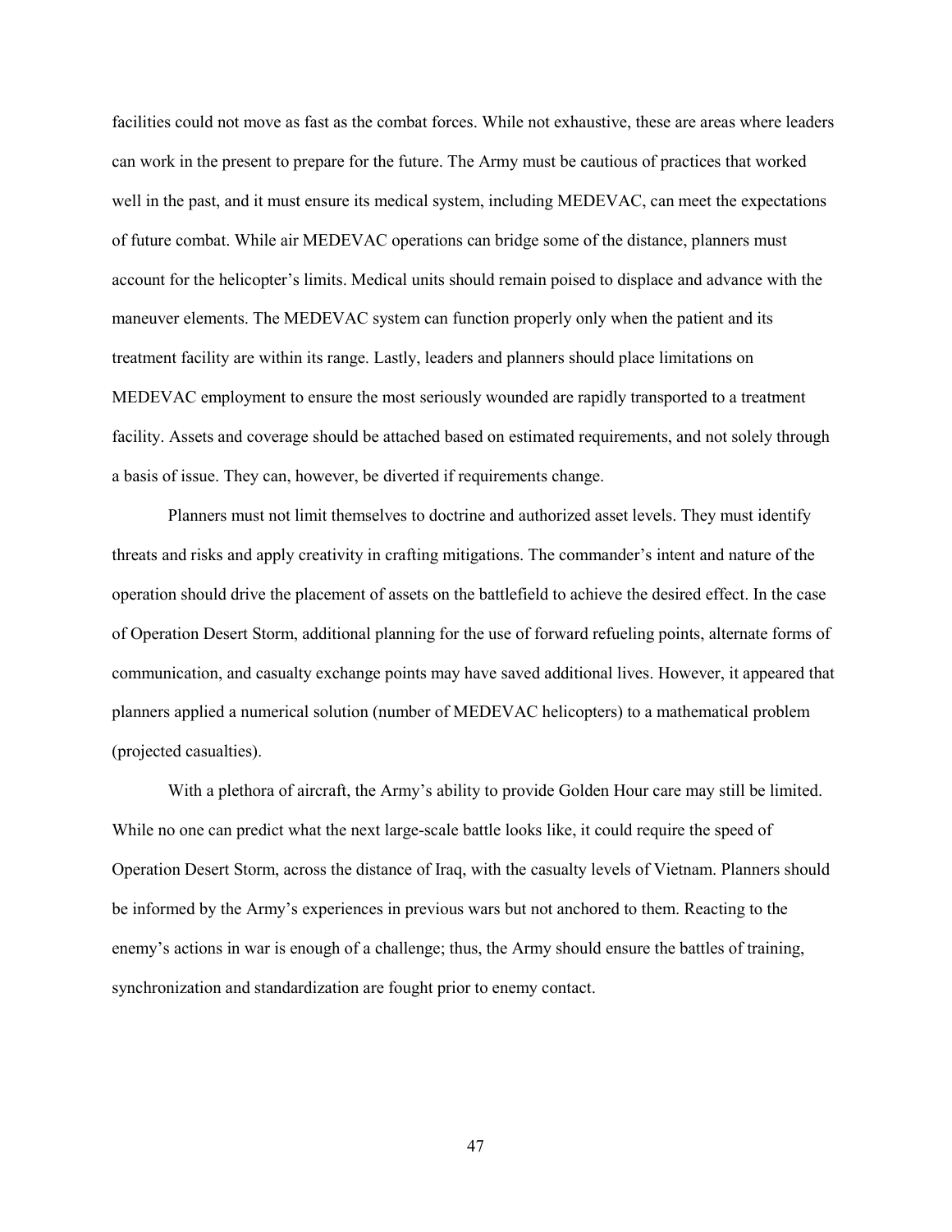facilities could not move as fast as the combat forces. While not exhaustive, these are areas where leaders can work in the present to prepare for the future. The Army must be cautious of practices that worked well in the past, and it must ensure its medical system, including MEDEVAC, can meet the expectations of future combat. While air MEDEVAC operations can bridge some of the distance, planners must account for the helicopter's limits. Medical units should remain poised to displace and advance with the maneuver elements. The MEDEVAC system can function properly only when the patient and its treatment facility are within its range. Lastly, leaders and planners should place limitations on MEDEVAC employment to ensure the most seriously wounded are rapidly transported to a treatment facility. Assets and coverage should be attached based on estimated requirements, and not solely through a basis of issue. They can, however, be diverted if requirements change.

Planners must not limit themselves to doctrine and authorized asset levels. They must identify threats and risks and apply creativity in crafting mitigations. The commander's intent and nature of the operation should drive the placement of assets on the battlefield to achieve the desired effect. In the case of Operation Desert Storm, additional planning for the use of forward refueling points, alternate forms of communication, and casualty exchange points may have saved additional lives. However, it appeared that planners applied a numerical solution (number of MEDEVAC helicopters) to a mathematical problem (projected casualties).

With a plethora of aircraft, the Army's ability to provide Golden Hour care may still be limited. While no one can predict what the next large-scale battle looks like, it could require the speed of Operation Desert Storm, across the distance of Iraq, with the casualty levels of Vietnam. Planners should be informed by the Army's experiences in previous wars but not anchored to them. Reacting to the enemy's actions in war is enough of a challenge; thus, the Army should ensure the battles of training, synchronization and standardization are fought prior to enemy contact.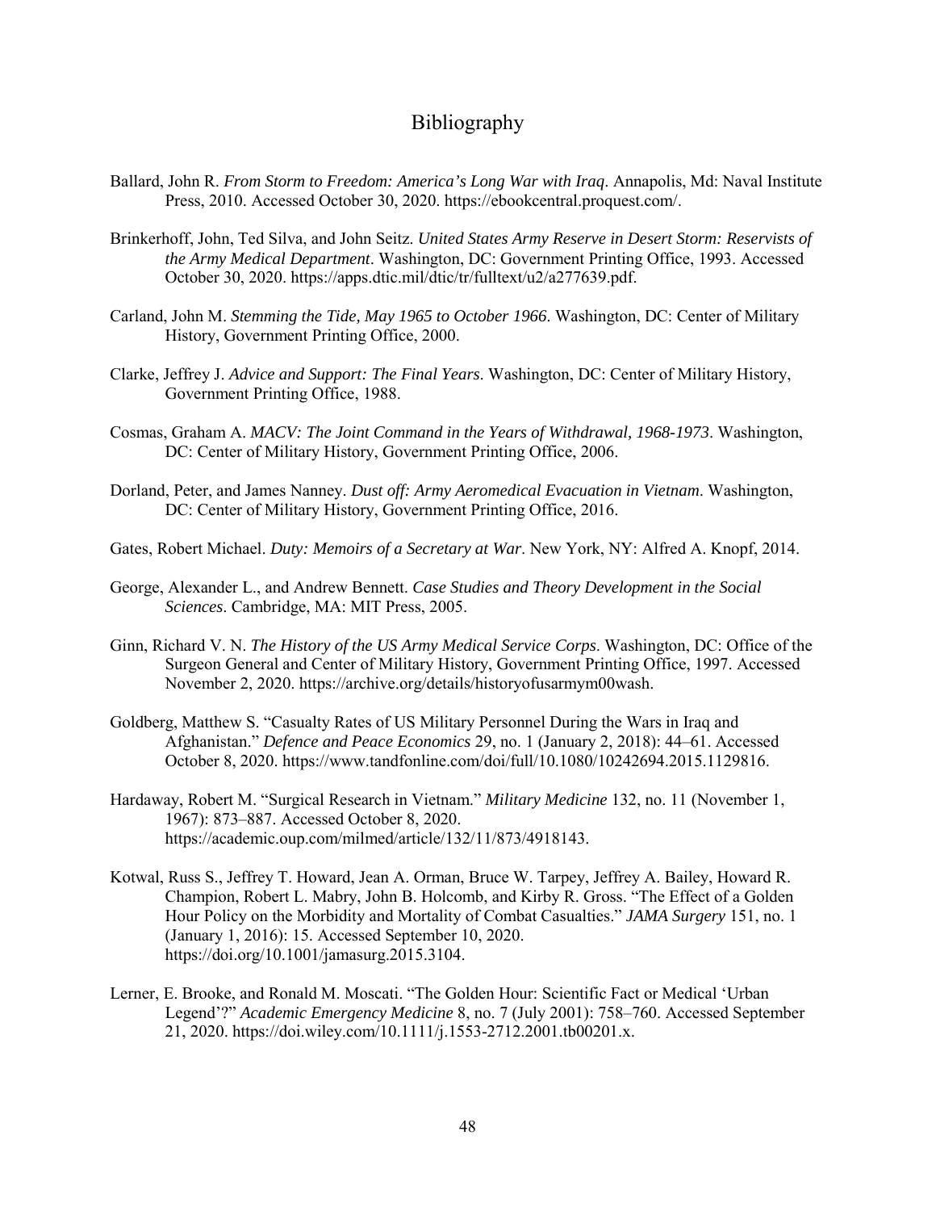# Bibliography

Ballard, John R. *From Storm to Freedom: America's Long War with Iraq*. Annapolis, Md: Naval Institute Press, 2010. Accessed October 30, 2020. https://ebookcentral.proquest.com/.

Brinkerhoff, John, Ted Silva, and John Seitz. *United States Army Reserve in Desert Storm: Reservists of the Army Medical Department*. Washington, DC: Government Printing Office, 1993. Accessed October 30, 2020. https://apps.dtic.mil/dtic/tr/fulltext/u2/a277639.pdf.

Carland, John M. *Stemming the Tide, May 1965 to October 1966*. Washington, DC: Center of Military History, Government Printing Office, 2000.

Clarke, Jeffrey J. *Advice and Support: The Final Years*. Washington, DC: Center of Military History, Government Printing Office, 1988.

Cosmas, Graham A. *MACV: The Joint Command in the Years of Withdrawal, 1968-1973*. Washington, DC: Center of Military History, Government Printing Office, 2006.

Dorland, Peter, and James Nanney. *Dust off: Army Aeromedical Evacuation in Vietnam*. Washington, DC: Center of Military History, Government Printing Office, 2016.

Gates, Robert Michael. *Duty: Memoirs of a Secretary at War*. New York, NY: Alfred A. Knopf, 2014.

George, Alexander L., and Andrew Bennett. *Case Studies and Theory Development in the Social Sciences*. Cambridge, MA: MIT Press, 2005.

Ginn, Richard V. N. *The History of the US Army Medical Service Corps*. Washington, DC: Office of the Surgeon General and Center of Military History, Government Printing Office, 1997. Accessed November 2, 2020. https://archive.org/details/historyofusarmym00wash.

Goldberg, Matthew S. "Casualty Rates of US Military Personnel During the Wars in Iraq and Afghanistan." *Defence and Peace Economics* 29, no. 1 (January 2, 2018): 44–61. Accessed October 8, 2020. https://www.tandfonline.com/doi/full/10.1080/10242694.2015.1129816.

Hardaway, Robert M. "Surgical Research in Vietnam." *Military Medicine* 132, no. 11 (November 1, 1967): 873–887. Accessed October 8, 2020. https://academic.oup.com/milmed/article/132/11/873/4918143.

Kotwal, Russ S., Jeffrey T. Howard, Jean A. Orman, Bruce W. Tarpey, Jeffrey A. Bailey, Howard R. Champion, Robert L. Mabry, John B. Holcomb, and Kirby R. Gross. "The Effect of a Golden Hour Policy on the Morbidity and Mortality of Combat Casualties." *JAMA Surgery* 151, no. 1 (January 1, 2016): 15. Accessed September 10, 2020. https://doi.org/10.1001/jamasurg.2015.3104.

Lerner, E. Brooke, and Ronald M. Moscati. "The Golden Hour: Scientific Fact or Medical 'Urban Legend'?" *Academic Emergency Medicine* 8, no. 7 (July 2001): 758–760. Accessed September 21, 2020. https://doi.wiley.com/10.1111/j.1553-2712.2001.tb00201.x.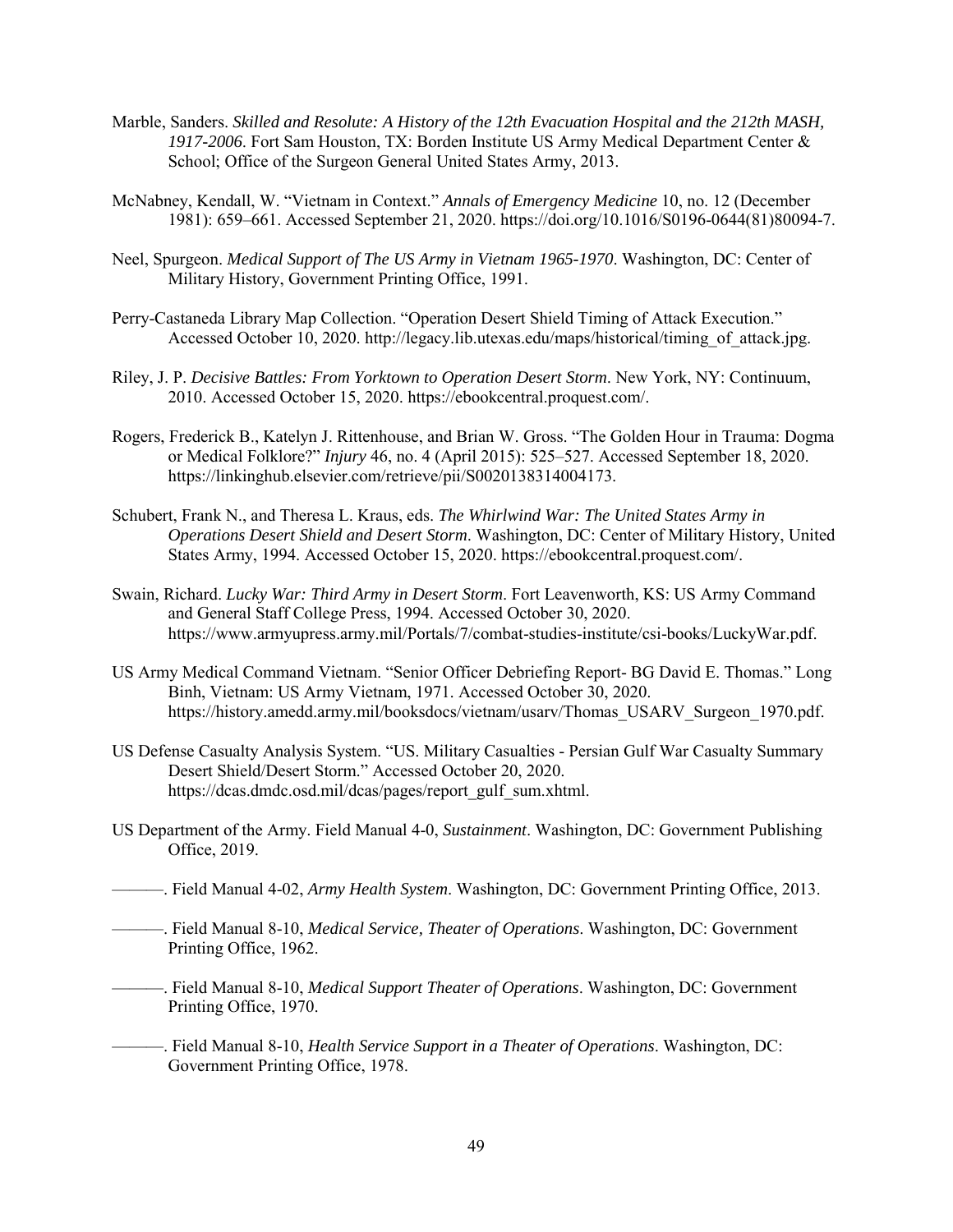Marble, Sanders. *Skilled and Resolute: A History of the 12th Evacuation Hospital and the 212th MASH, 1917-2006*. Fort Sam Houston, TX: Borden Institute US Army Medical Department Center & School; Office of the Surgeon General United States Army, 2013.

McNabney, Kendall, W. "Vietnam in Context." *Annals of Emergency Medicine* 10, no. 12 (December 1981): 659–661. Accessed September 21, 2020. https://doi.org/10.1016/S0196-0644(81)80094-7.

Neel, Spurgeon. *Medical Support of The US Army in Vietnam 1965-1970*. Washington, DC: Center of Military History, Government Printing Office, 1991.

Perry-Castaneda Library Map Collection. "Operation Desert Shield Timing of Attack Execution." Accessed October 10, 2020. http://legacy.lib.utexas.edu/maps/historical/timing_of_attack.jpg.

Riley, J. P. *Decisive Battles: From Yorktown to Operation Desert Storm*. New York, NY: Continuum, 2010. Accessed October 15, 2020. https://ebookcentral.proquest.com/.

Rogers, Frederick B., Katelyn J. Rittenhouse, and Brian W. Gross. "The Golden Hour in Trauma: Dogma or Medical Folklore?" *Injury* 46, no. 4 (April 2015): 525–527. Accessed September 18, 2020. https://linkinghub.elsevier.com/retrieve/pii/S0020138314004173.

Schubert, Frank N., and Theresa L. Kraus, eds. *The Whirlwind War: The United States Army in Operations Desert Shield and Desert Storm*. Washington, DC: Center of Military History, United States Army, 1994. Accessed October 15, 2020. https://ebookcentral.proquest.com/.

Swain, Richard. *Lucky War: Third Army in Desert Storm*. Fort Leavenworth, KS: US Army Command and General Staff College Press, 1994. Accessed October 30, 2020. https://www.armyupress.army.mil/Portals/7/combat-studies-institute/csi-books/LuckyWar.pdf.

US Army Medical Command Vietnam. "Senior Officer Debriefing Report- BG David E. Thomas." Long Binh, Vietnam: US Army Vietnam, 1971. Accessed October 30, 2020. https://history.amedd.army.mil/booksdocs/vietnam/usarv/Thomas_USARV_Surgeon_1970.pdf.

US Defense Casualty Analysis System. "US. Military Casualties - Persian Gulf War Casualty Summary Desert Shield/Desert Storm." Accessed October 20, 2020. https://dcas.dmdc.osd.mil/dcas/pages/report_gulf_sum.xhtml.

US Department of the Army. Field Manual 4-0, *Sustainment*. Washington, DC: Government Publishing Office, 2019.

———. Field Manual 4-02, *Army Health System*. Washington, DC: Government Printing Office, 2013.

———. Field Manual 8-10, *Medical Service, Theater of Operations*. Washington, DC: Government Printing Office, 1962.

———. Field Manual 8-10, *Medical Support Theater of Operations*. Washington, DC: Government Printing Office, 1970.

———. Field Manual 8-10, *Health Service Support in a Theater of Operations*. Washington, DC: Government Printing Office, 1978.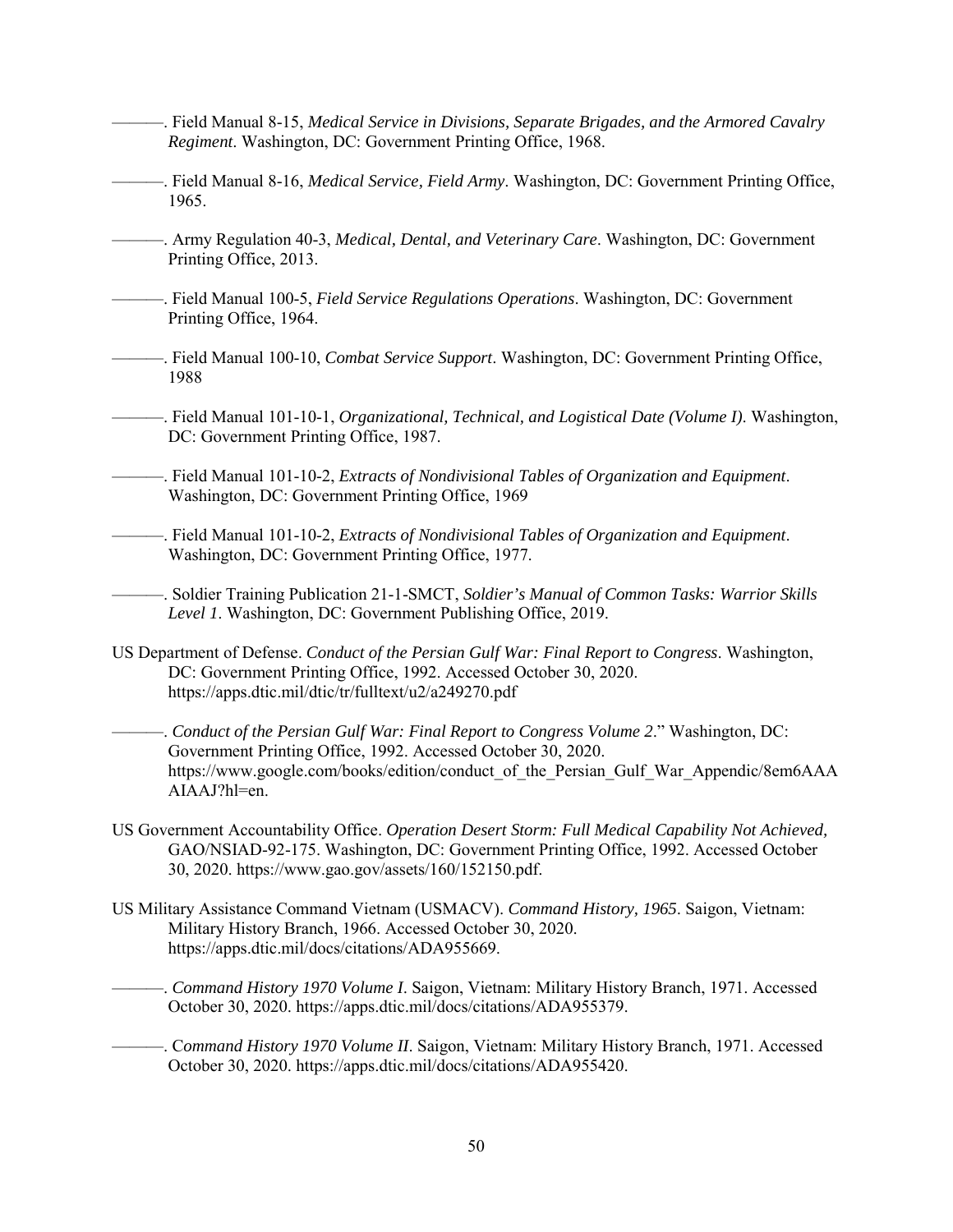———. Field Manual 8-15, *Medical Service in Divisions, Separate Brigades, and the Armored Cavalry Regiment*. Washington, DC: Government Printing Office, 1968.

———. Field Manual 8-16, *Medical Service, Field Army*. Washington, DC: Government Printing Office, 1965.

———. Army Regulation 40-3, *Medical, Dental, and Veterinary Care*. Washington, DC: Government Printing Office, 2013.

———. Field Manual 100-5, *Field Service Regulations Operations*. Washington, DC: Government Printing Office, 1964.

———. Field Manual 100-10, *Combat Service Support*. Washington, DC: Government Printing Office, 1988

———. Field Manual 101-10-1, *Organizational, Technical, and Logistical Date (Volume I)*. Washington, DC: Government Printing Office, 1987.

———. Field Manual 101-10-2, *Extracts of Nondivisional Tables of Organization and Equipment*. Washington, DC: Government Printing Office, 1969

———. Field Manual 101-10-2, *Extracts of Nondivisional Tables of Organization and Equipment*. Washington, DC: Government Printing Office, 1977.

———. Soldier Training Publication 21-1-SMCT, *Soldier's Manual of Common Tasks: Warrior Skills Level 1*. Washington, DC: Government Publishing Office, 2019.

US Department of Defense. *Conduct of the Persian Gulf War: Final Report to Congress*. Washington, DC: Government Printing Office, 1992. Accessed October 30, 2020. https://apps.dtic.mil/dtic/tr/fulltext/u2/a249270.pdf

———. *Conduct of the Persian Gulf War: Final Report to Congress Volume 2*." Washington, DC: Government Printing Office, 1992. Accessed October 30, 2020. https://www.google.com/books/edition/conduct_of_the_Persian_Gulf_War_Appendic/8em6AAAAIAAJ?hl=en.

US Government Accountability Office. *Operation Desert Storm: Full Medical Capability Not Achieved,* GAO/NSIAD-92-175. Washington, DC: Government Printing Office, 1992. Accessed October 30, 2020. https://www.gao.gov/assets/160/152150.pdf.

US Military Assistance Command Vietnam (USMACV). *Command History, 1965*. Saigon, Vietnam: Military History Branch, 1966. Accessed October 30, 2020. https://apps.dtic.mil/docs/citations/ADA955669.

———. *Command History 1970 Volume I*. Saigon, Vietnam: Military History Branch, 1971. Accessed October 30, 2020. https://apps.dtic.mil/docs/citations/ADA955379.

———. *Command History 1970 Volume II*. Saigon, Vietnam: Military History Branch, 1971. Accessed October 30, 2020. https://apps.dtic.mil/docs/citations/ADA955420.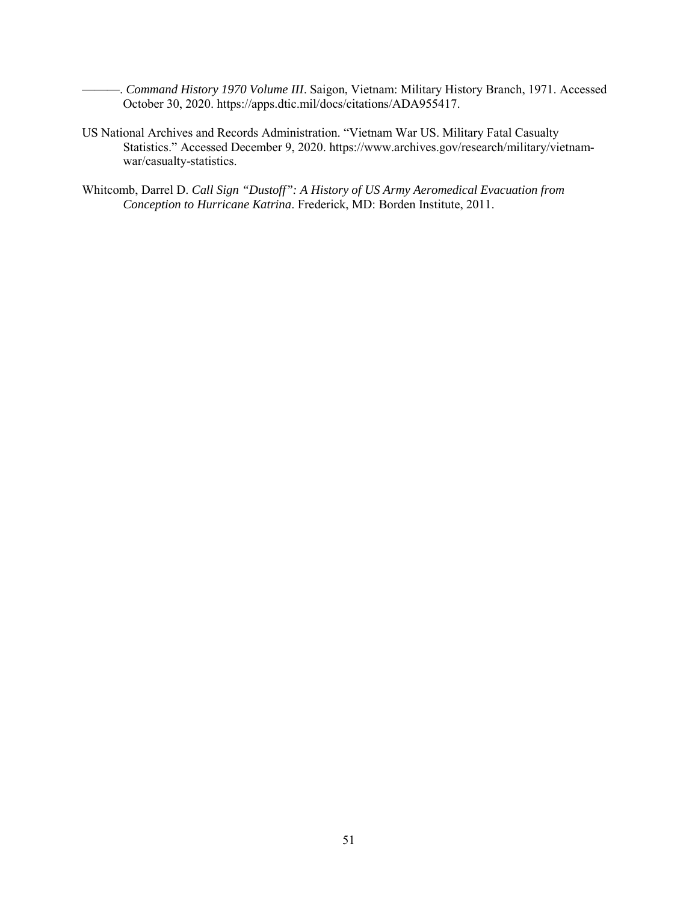———. *Command History 1970 Volume III*. Saigon, Vietnam: Military History Branch, 1971. Accessed October 30, 2020. https://apps.dtic.mil/docs/citations/ADA955417.

US National Archives and Records Administration. "Vietnam War US. Military Fatal Casualty Statistics." Accessed December 9, 2020. https://www.archives.gov/research/military/vietnam-war/casualty-statistics.

Whitcomb, Darrel D. *Call Sign "Dustoff": A History of US Army Aeromedical Evacuation from Conception to Hurricane Katrina*. Frederick, MD: Borden Institute, 2011.